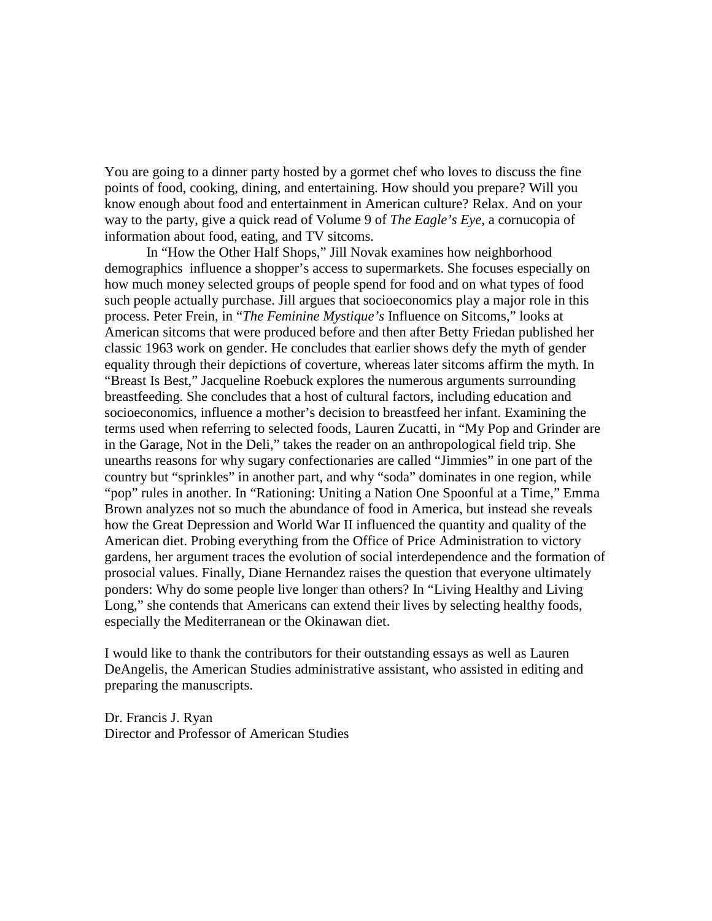You are going to a dinner party hosted by a gormet chef who loves to discuss the fine points of food, cooking, dining, and entertaining. How should you prepare? Will you know enough about food and entertainment in American culture? Relax. And on your way to the party, give a quick read of Volume 9 of *The Eagle's Eye*, a cornucopia of information about food, eating, and TV sitcoms.

In "How the Other Half Shops," Jill Novak examines how neighborhood demographics influence a shopper's access to supermarkets. She focuses especially on how much money selected groups of people spend for food and on what types of food such people actually purchase. Jill argues that socioeconomics play a major role in this process. Peter Frein, in "*The Feminine Mystique's* Influence on Sitcoms," looks at American sitcoms that were produced before and then after Betty Friedan published her classic 1963 work on gender. He concludes that earlier shows defy the myth of gender equality through their depictions of coverture, whereas later sitcoms affirm the myth. In "Breast Is Best," Jacqueline Roebuck explores the numerous arguments surrounding breastfeeding. She concludes that a host of cultural factors, including education and socioeconomics, influence a mother's decision to breastfeed her infant. Examining the terms used when referring to selected foods, Lauren Zucatti, in "My Pop and Grinder are in the Garage, Not in the Deli," takes the reader on an anthropological field trip. She unearths reasons for why sugary confectionaries are called "Jimmies" in one part of the country but "sprinkles" in another part, and why "soda" dominates in one region, while "pop" rules in another. In "Rationing: Uniting a Nation One Spoonful at a Time," Emma Brown analyzes not so much the abundance of food in America, but instead she reveals how the Great Depression and World War II influenced the quantity and quality of the American diet. Probing everything from the Office of Price Administration to victory gardens, her argument traces the evolution of social interdependence and the formation of prosocial values. Finally, Diane Hernandez raises the question that everyone ultimately ponders: Why do some people live longer than others? In "Living Healthy and Living Long," she contends that Americans can extend their lives by selecting healthy foods, especially the Mediterranean or the Okinawan diet.

I would like to thank the contributors for their outstanding essays as well as Lauren DeAngelis, the American Studies administrative assistant, who assisted in editing and preparing the manuscripts.

Dr. Francis J. Ryan
Director and Professor of American Studies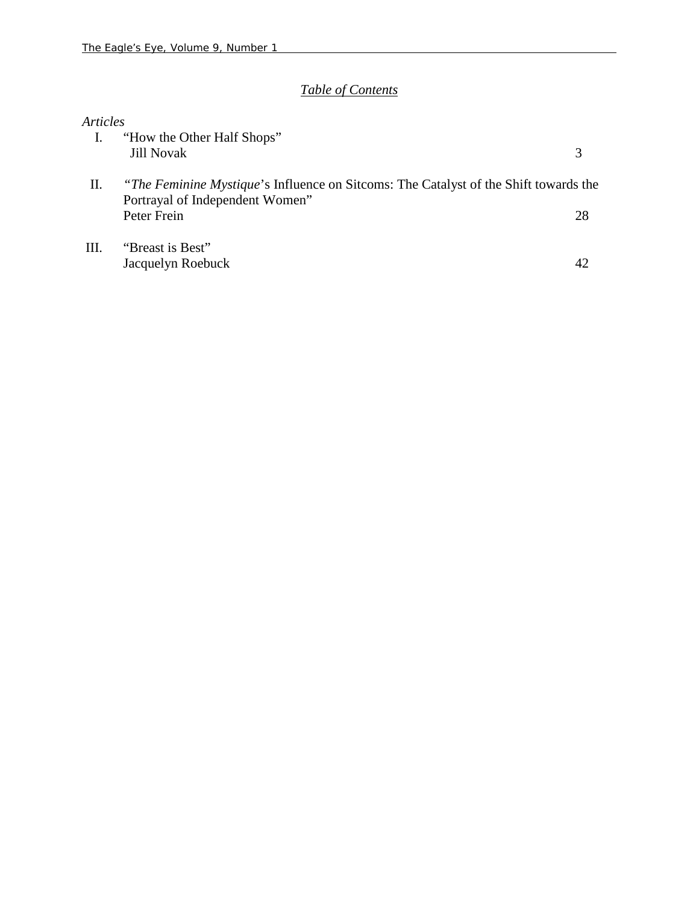## *Table of Contents*

*Articles*

I. "How the Other Half Shops"
Jill Novak — 3

II. "*The Feminine Mystique*'s Influence on Sitcoms: The Catalyst of the Shift towards the Portrayal of Independent Women"
Peter Frein — 28

III. "Breast is Best"
Jacquelyn Roebuck — 42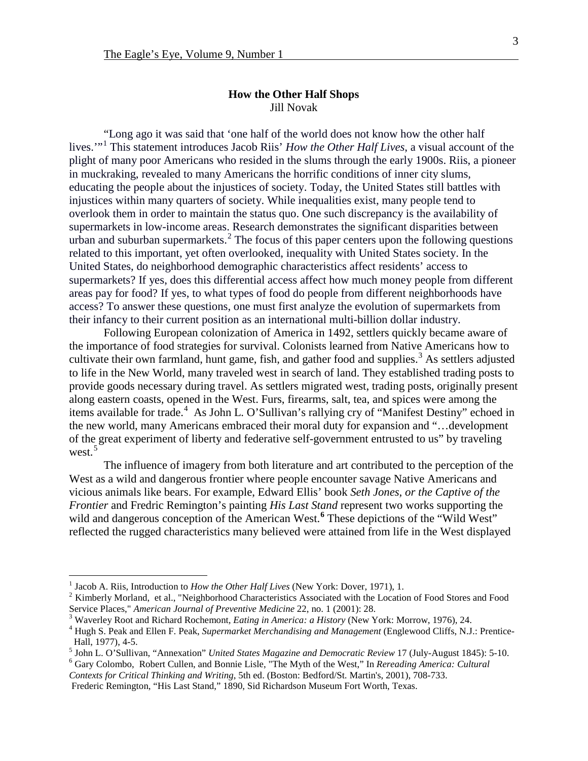## How the Other Half Shops

Jill Novak

"Long ago it was said that 'one half of the world does not know how the other half lives.'"[1] This statement introduces Jacob Riis' *How the Other Half Lives*, a visual account of the plight of many poor Americans who resided in the slums through the early 1900s. Riis, a pioneer in muckraking, revealed to many Americans the horrific conditions of inner city slums, educating the people about the injustices of society. Today, the United States still battles with injustices within many quarters of society. While inequalities exist, many people tend to overlook them in order to maintain the status quo. One such discrepancy is the availability of supermarkets in low-income areas. Research demonstrates the significant disparities between urban and suburban supermarkets.[2] The focus of this paper centers upon the following questions related to this important, yet often overlooked, inequality with United States society. In the United States, do neighborhood demographic characteristics affect residents' access to supermarkets? If yes, does this differential access affect how much money people from different areas pay for food? If yes, to what types of food do people from different neighborhoods have access? To answer these questions, one must first analyze the evolution of supermarkets from their infancy to their current position as an international multi-billion dollar industry.

Following European colonization of America in 1492, settlers quickly became aware of the importance of food strategies for survival. Colonists learned from Native Americans how to cultivate their own farmland, hunt game, fish, and gather food and supplies.[3] As settlers adjusted to life in the New World, many traveled west in search of land. They established trading posts to provide goods necessary during travel. As settlers migrated west, trading posts, originally present along eastern coasts, opened in the West. Furs, firearms, salt, tea, and spices were among the items available for trade.[4] As John L. O'Sullivan's rallying cry of "Manifest Destiny" echoed in the new world, many Americans embraced their moral duty for expansion and "…development of the great experiment of liberty and federative self-government entrusted to us" by traveling west.[5]

The influence of imagery from both literature and art contributed to the perception of the West as a wild and dangerous frontier where people encounter savage Native Americans and vicious animals like bears. For example, Edward Ellis' book *Seth Jones, or the Captive of the Frontier* and Fredric Remington's painting *His Last Stand* represent two works supporting the wild and dangerous conception of the American West.[6] These depictions of the "Wild West" reflected the rugged characteristics many believed were attained from life in the West displayed

---

[1] Jacob A. Riis, Introduction to *How the Other Half Lives* (New York: Dover, 1971), 1.

[2] Kimberly Morland, et al., "Neighborhood Characteristics Associated with the Location of Food Stores and Food Service Places," *American Journal of Preventive Medicine* 22, no. 1 (2001): 28.

[3] Waverley Root and Richard Rochemont, *Eating in America: a History* (New York: Morrow, 1976), 24.

[4] Hugh S. Peak and Ellen F. Peak, *Supermarket Merchandising and Management* (Englewood Cliffs, N.J.: Prentice-Hall, 1977), 4-5.

[5] John L. O'Sullivan, "Annexation" *United States Magazine and Democratic Review* 17 (July-August 1845): 5-10.

[6] Gary Colombo, Robert Cullen, and Bonnie Lisle, "The Myth of the West," In *Rereading America: Cultural Contexts for Critical Thinking and Writing*, 5th ed. (Boston: Bedford/St. Martin's, 2001), 708-733.
Frederic Remington, "His Last Stand," 1890, Sid Richardson Museum Fort Worth, Texas.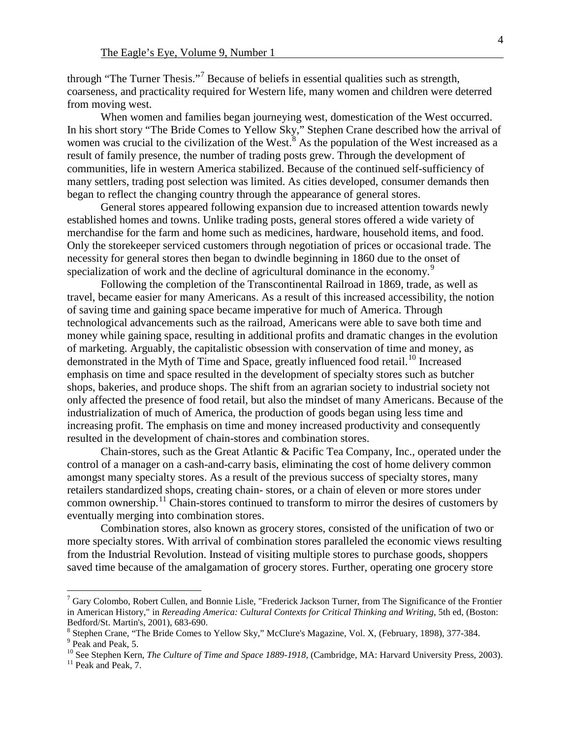through "The Turner Thesis."[7] Because of beliefs in essential qualities such as strength, coarseness, and practicality required for Western life, many women and children were deterred from moving west.

When women and families began journeying west, domestication of the West occurred. In his short story "The Bride Comes to Yellow Sky," Stephen Crane described how the arrival of women was crucial to the civilization of the West.[8] As the population of the West increased as a result of family presence, the number of trading posts grew. Through the development of communities, life in western America stabilized. Because of the continued self-sufficiency of many settlers, trading post selection was limited. As cities developed, consumer demands then began to reflect the changing country through the appearance of general stores.

General stores appeared following expansion due to increased attention towards newly established homes and towns. Unlike trading posts, general stores offered a wide variety of merchandise for the farm and home such as medicines, hardware, household items, and food. Only the storekeeper serviced customers through negotiation of prices or occasional trade. The necessity for general stores then began to dwindle beginning in 1860 due to the onset of specialization of work and the decline of agricultural dominance in the economy.[9]

Following the completion of the Transcontinental Railroad in 1869, trade, as well as travel, became easier for many Americans. As a result of this increased accessibility, the notion of saving time and gaining space became imperative for much of America. Through technological advancements such as the railroad, Americans were able to save both time and money while gaining space, resulting in additional profits and dramatic changes in the evolution of marketing. Arguably, the capitalistic obsession with conservation of time and money, as demonstrated in the Myth of Time and Space, greatly influenced food retail.[10] Increased emphasis on time and space resulted in the development of specialty stores such as butcher shops, bakeries, and produce shops. The shift from an agrarian society to industrial society not only affected the presence of food retail, but also the mindset of many Americans. Because of the industrialization of much of America, the production of goods began using less time and increasing profit. The emphasis on time and money increased productivity and consequently resulted in the development of chain-stores and combination stores.

Chain-stores, such as the Great Atlantic & Pacific Tea Company, Inc., operated under the control of a manager on a cash-and-carry basis, eliminating the cost of home delivery common amongst many specialty stores. As a result of the previous success of specialty stores, many retailers standardized shops, creating chain- stores, or a chain of eleven or more stores under common ownership.[11] Chain-stores continued to transform to mirror the desires of customers by eventually merging into combination stores.

Combination stores, also known as grocery stores, consisted of the unification of two or more specialty stores. With arrival of combination stores paralleled the economic views resulting from the Industrial Revolution. Instead of visiting multiple stores to purchase goods, shoppers saved time because of the amalgamation of grocery stores. Further, operating one grocery store

---

[7] Gary Colombo, Robert Cullen, and Bonnie Lisle, "Frederick Jackson Turner, from The Significance of the Frontier in American History," in *Rereading America: Cultural Contexts for Critical Thinking and Writing*, 5th ed, (Boston: Bedford/St. Martin's, 2001), 683-690.

[8] Stephen Crane, "The Bride Comes to Yellow Sky," McClure's Magazine, Vol. X, (February, 1898), 377-384.

[9] Peak and Peak, 5.

[10] See Stephen Kern, *The Culture of Time and Space 1889-1918*, (Cambridge, MA: Harvard University Press, 2003).

[11] Peak and Peak, 7.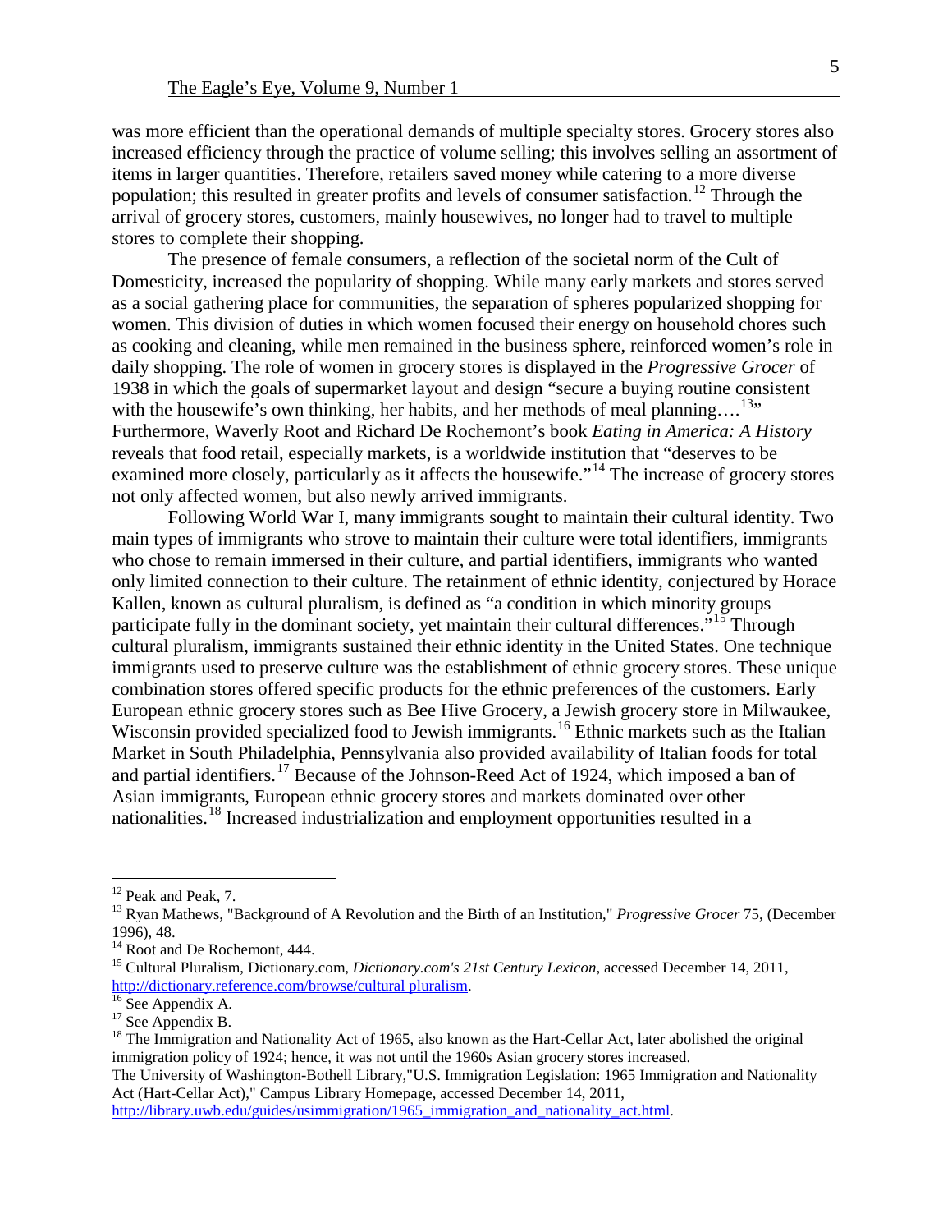was more efficient than the operational demands of multiple specialty stores. Grocery stores also increased efficiency through the practice of volume selling; this involves selling an assortment of items in larger quantities. Therefore, retailers saved money while catering to a more diverse population; this resulted in greater profits and levels of consumer satisfaction.[12] Through the arrival of grocery stores, customers, mainly housewives, no longer had to travel to multiple stores to complete their shopping.

The presence of female consumers, a reflection of the societal norm of the Cult of Domesticity, increased the popularity of shopping. While many early markets and stores served as a social gathering place for communities, the separation of spheres popularized shopping for women. This division of duties in which women focused their energy on household chores such as cooking and cleaning, while men remained in the business sphere, reinforced women's role in daily shopping. The role of women in grocery stores is displayed in the *Progressive Grocer* of 1938 in which the goals of supermarket layout and design "secure a buying routine consistent with the housewife's own thinking, her habits, and her methods of meal planning….[13]" Furthermore, Waverly Root and Richard De Rochemont's book *Eating in America: A History* reveals that food retail, especially markets, is a worldwide institution that "deserves to be examined more closely, particularly as it affects the housewife."[14] The increase of grocery stores not only affected women, but also newly arrived immigrants.

Following World War I, many immigrants sought to maintain their cultural identity. Two main types of immigrants who strove to maintain their culture were total identifiers, immigrants who chose to remain immersed in their culture, and partial identifiers, immigrants who wanted only limited connection to their culture. The retainment of ethnic identity, conjectured by Horace Kallen, known as cultural pluralism, is defined as "a condition in which minority groups participate fully in the dominant society, yet maintain their cultural differences."[15] Through cultural pluralism, immigrants sustained their ethnic identity in the United States. One technique immigrants used to preserve culture was the establishment of ethnic grocery stores. These unique combination stores offered specific products for the ethnic preferences of the customers. Early European ethnic grocery stores such as Bee Hive Grocery, a Jewish grocery store in Milwaukee, Wisconsin provided specialized food to Jewish immigrants.[16] Ethnic markets such as the Italian Market in South Philadelphia, Pennsylvania also provided availability of Italian foods for total and partial identifiers.[17] Because of the Johnson-Reed Act of 1924, which imposed a ban of Asian immigrants, European ethnic grocery stores and markets dominated over other nationalities.[18] Increased industrialization and employment opportunities resulted in a

---

[12] Peak and Peak, 7.

[13] Ryan Mathews, "Background of A Revolution and the Birth of an Institution," *Progressive Grocer* 75, (December 1996), 48.

[14] Root and De Rochemont, 444.

[15] Cultural Pluralism, Dictionary.com, *Dictionary.com's 21st Century Lexicon*, accessed December 14, 2011, http://dictionary.reference.com/browse/cultural pluralism.

[16] See Appendix A.

[17] See Appendix B.

[18] The Immigration and Nationality Act of 1965, also known as the Hart-Cellar Act, later abolished the original immigration policy of 1924; hence, it was not until the 1960s Asian grocery stores increased.
The University of Washington-Bothell Library,"U.S. Immigration Legislation: 1965 Immigration and Nationality Act (Hart-Cellar Act)," Campus Library Homepage, accessed December 14, 2011, http://library.uwb.edu/guides/usimmigration/1965_immigration_and_nationality_act.html.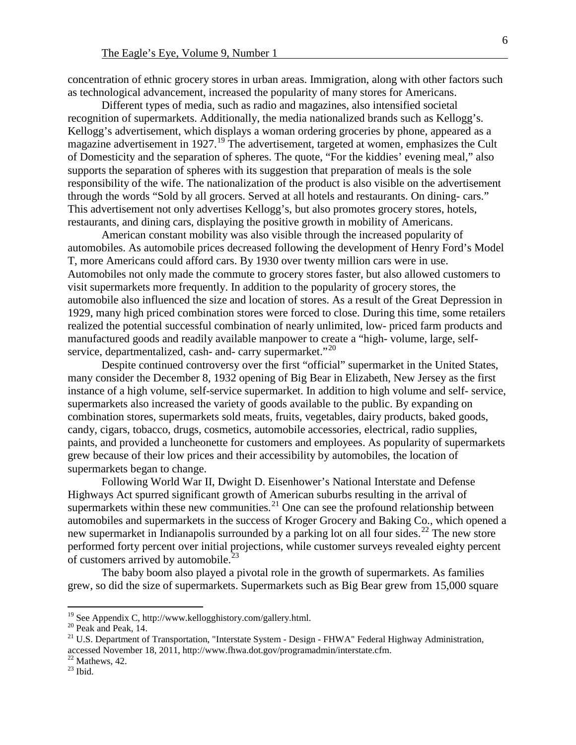concentration of ethnic grocery stores in urban areas. Immigration, along with other factors such as technological advancement, increased the popularity of many stores for Americans.

Different types of media, such as radio and magazines, also intensified societal recognition of supermarkets. Additionally, the media nationalized brands such as Kellogg's. Kellogg's advertisement, which displays a woman ordering groceries by phone, appeared as a magazine advertisement in 1927.[19] The advertisement, targeted at women, emphasizes the Cult of Domesticity and the separation of spheres. The quote, "For the kiddies' evening meal," also supports the separation of spheres with its suggestion that preparation of meals is the sole responsibility of the wife. The nationalization of the product is also visible on the advertisement through the words "Sold by all grocers. Served at all hotels and restaurants. On dining- cars." This advertisement not only advertises Kellogg's, but also promotes grocery stores, hotels, restaurants, and dining cars, displaying the positive growth in mobility of Americans.

American constant mobility was also visible through the increased popularity of automobiles. As automobile prices decreased following the development of Henry Ford's Model T, more Americans could afford cars. By 1930 over twenty million cars were in use. Automobiles not only made the commute to grocery stores faster, but also allowed customers to visit supermarkets more frequently. In addition to the popularity of grocery stores, the automobile also influenced the size and location of stores. As a result of the Great Depression in 1929, many high priced combination stores were forced to close. During this time, some retailers realized the potential successful combination of nearly unlimited, low- priced farm products and manufactured goods and readily available manpower to create a "high- volume, large, self-service, departmentalized, cash- and- carry supermarket."[20]

Despite continued controversy over the first "official" supermarket in the United States, many consider the December 8, 1932 opening of Big Bear in Elizabeth, New Jersey as the first instance of a high volume, self-service supermarket. In addition to high volume and self- service, supermarkets also increased the variety of goods available to the public. By expanding on combination stores, supermarkets sold meats, fruits, vegetables, dairy products, baked goods, candy, cigars, tobacco, drugs, cosmetics, automobile accessories, electrical, radio supplies, paints, and provided a luncheonette for customers and employees. As popularity of supermarkets grew because of their low prices and their accessibility by automobiles, the location of supermarkets began to change.

Following World War II, Dwight D. Eisenhower's National Interstate and Defense Highways Act spurred significant growth of American suburbs resulting in the arrival of supermarkets within these new communities.[21] One can see the profound relationship between automobiles and supermarkets in the success of Kroger Grocery and Baking Co., which opened a new supermarket in Indianapolis surrounded by a parking lot on all four sides.[22] The new store performed forty percent over initial projections, while customer surveys revealed eighty percent of customers arrived by automobile.[23]

The baby boom also played a pivotal role in the growth of supermarkets. As families grew, so did the size of supermarkets. Supermarkets such as Big Bear grew from 15,000 square

---

[19] See Appendix C, http://www.kellogghistory.com/gallery.html.

[20] Peak and Peak, 14.

[21] U.S. Department of Transportation, "Interstate System - Design - FHWA" Federal Highway Administration, accessed November 18, 2011, http://www.fhwa.dot.gov/programadmin/interstate.cfm.

[22] Mathews, 42.

[23] Ibid.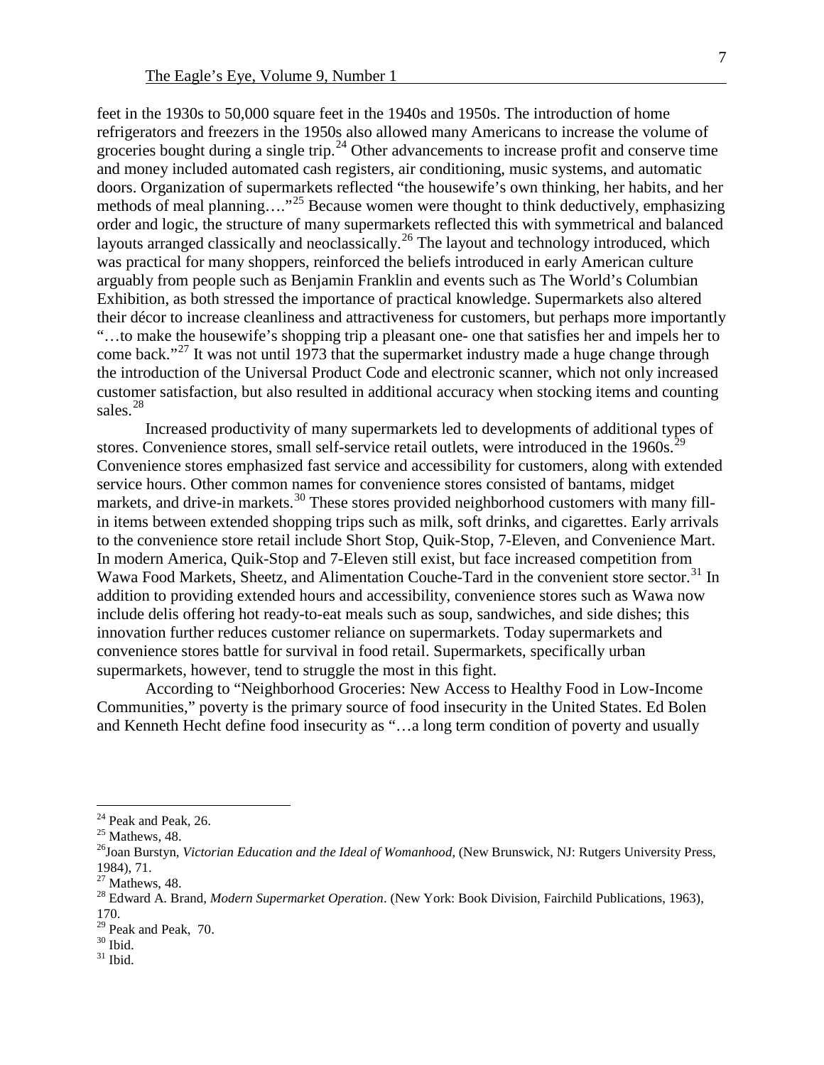feet in the 1930s to 50,000 square feet in the 1940s and 1950s. The introduction of home refrigerators and freezers in the 1950s also allowed many Americans to increase the volume of groceries bought during a single trip.[24] Other advancements to increase profit and conserve time and money included automated cash registers, air conditioning, music systems, and automatic doors. Organization of supermarkets reflected "the housewife's own thinking, her habits, and her methods of meal planning…."[25] Because women were thought to think deductively, emphasizing order and logic, the structure of many supermarkets reflected this with symmetrical and balanced layouts arranged classically and neoclassically.[26] The layout and technology introduced, which was practical for many shoppers, reinforced the beliefs introduced in early American culture arguably from people such as Benjamin Franklin and events such as The World's Columbian Exhibition, as both stressed the importance of practical knowledge. Supermarkets also altered their décor to increase cleanliness and attractiveness for customers, but perhaps more importantly "…to make the housewife's shopping trip a pleasant one- one that satisfies her and impels her to come back."[27] It was not until 1973 that the supermarket industry made a huge change through the introduction of the Universal Product Code and electronic scanner, which not only increased customer satisfaction, but also resulted in additional accuracy when stocking items and counting sales.[28]

Increased productivity of many supermarkets led to developments of additional types of stores. Convenience stores, small self-service retail outlets, were introduced in the 1960s.[29] Convenience stores emphasized fast service and accessibility for customers, along with extended service hours. Other common names for convenience stores consisted of bantams, midget markets, and drive-in markets.[30] These stores provided neighborhood customers with many fill-in items between extended shopping trips such as milk, soft drinks, and cigarettes. Early arrivals to the convenience store retail include Short Stop, Quik-Stop, 7-Eleven, and Convenience Mart. In modern America, Quik-Stop and 7-Eleven still exist, but face increased competition from Wawa Food Markets, Sheetz, and Alimentation Couche-Tard in the convenient store sector.[31] In addition to providing extended hours and accessibility, convenience stores such as Wawa now include delis offering hot ready-to-eat meals such as soup, sandwiches, and side dishes; this innovation further reduces customer reliance on supermarkets. Today supermarkets and convenience stores battle for survival in food retail. Supermarkets, specifically urban supermarkets, however, tend to struggle the most in this fight.

According to "Neighborhood Groceries: New Access to Healthy Food in Low-Income Communities," poverty is the primary source of food insecurity in the United States. Ed Bolen and Kenneth Hecht define food insecurity as "…a long term condition of poverty and usually

---

[24] Peak and Peak, 26.

[25] Mathews, 48.

[26] Joan Burstyn, *Victorian Education and the Ideal of Womanhood,* (New Brunswick, NJ: Rutgers University Press, 1984), 71.

[27] Mathews, 48.

[28] Edward A. Brand, *Modern Supermarket Operation*. (New York: Book Division, Fairchild Publications, 1963), 170.

[29] Peak and Peak, 70.

[30] Ibid.

[31] Ibid.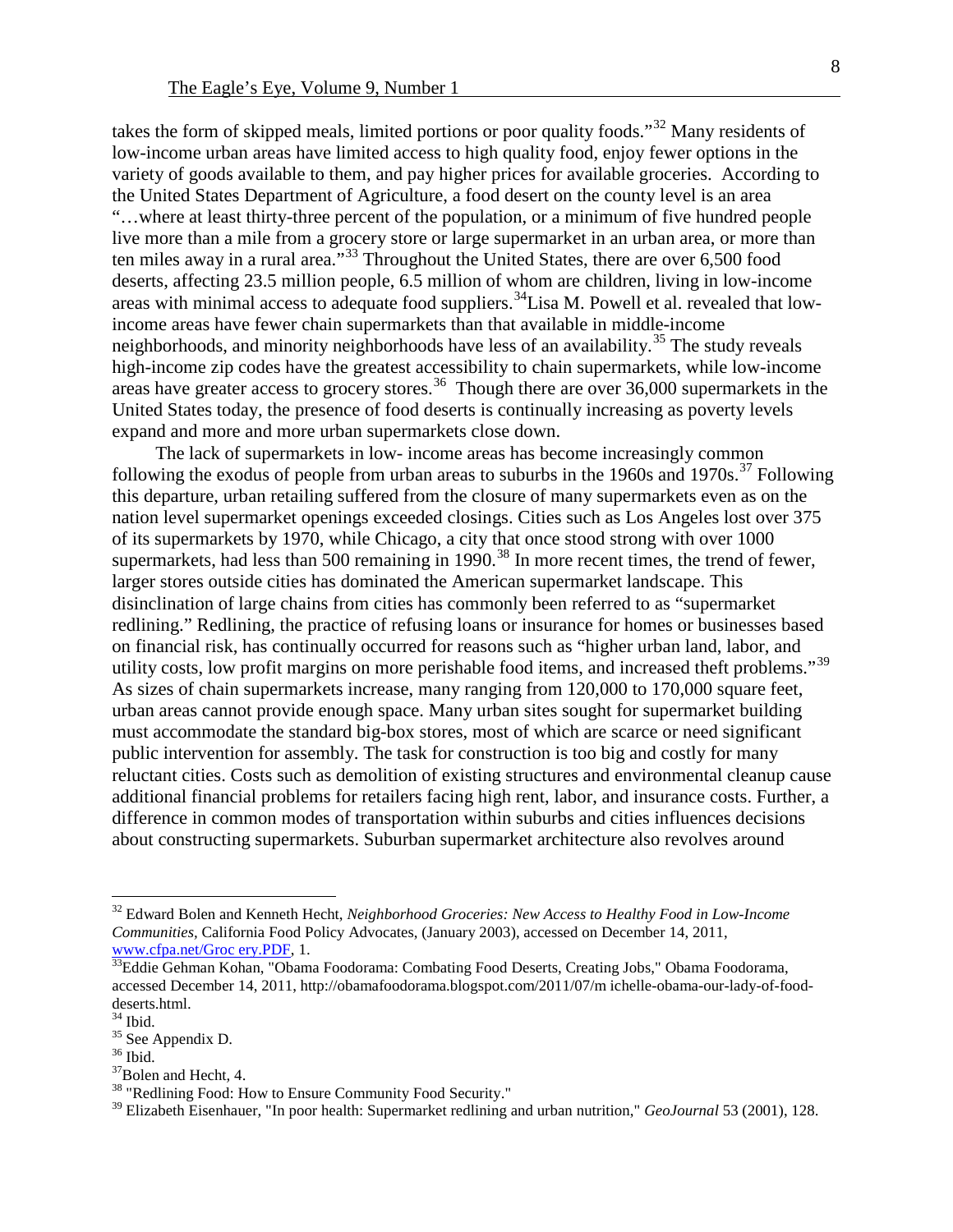takes the form of skipped meals, limited portions or poor quality foods."[32] Many residents of low-income urban areas have limited access to high quality food, enjoy fewer options in the variety of goods available to them, and pay higher prices for available groceries. According to the United States Department of Agriculture, a food desert on the county level is an area "…where at least thirty-three percent of the population, or a minimum of five hundred people live more than a mile from a grocery store or large supermarket in an urban area, or more than ten miles away in a rural area."[33] Throughout the United States, there are over 6,500 food deserts, affecting 23.5 million people, 6.5 million of whom are children, living in low-income areas with minimal access to adequate food suppliers.[34] Lisa M. Powell et al. revealed that low-income areas have fewer chain supermarkets than that available in middle-income neighborhoods, and minority neighborhoods have less of an availability.[35] The study reveals high-income zip codes have the greatest accessibility to chain supermarkets, while low-income areas have greater access to grocery stores.[36] Though there are over 36,000 supermarkets in the United States today, the presence of food deserts is continually increasing as poverty levels expand and more and more urban supermarkets close down.

The lack of supermarkets in low- income areas has become increasingly common following the exodus of people from urban areas to suburbs in the 1960s and 1970s.[37] Following this departure, urban retailing suffered from the closure of many supermarkets even as on the nation level supermarket openings exceeded closings. Cities such as Los Angeles lost over 375 of its supermarkets by 1970, while Chicago, a city that once stood strong with over 1000 supermarkets, had less than 500 remaining in 1990.[38] In more recent times, the trend of fewer, larger stores outside cities has dominated the American supermarket landscape. This disinclination of large chains from cities has commonly been referred to as "supermarket redlining." Redlining, the practice of refusing loans or insurance for homes or businesses based on financial risk, has continually occurred for reasons such as "higher urban land, labor, and utility costs, low profit margins on more perishable food items, and increased theft problems."[39] As sizes of chain supermarkets increase, many ranging from 120,000 to 170,000 square feet, urban areas cannot provide enough space. Many urban sites sought for supermarket building must accommodate the standard big-box stores, most of which are scarce or need significant public intervention for assembly. The task for construction is too big and costly for many reluctant cities. Costs such as demolition of existing structures and environmental cleanup cause additional financial problems for retailers facing high rent, labor, and insurance costs. Further, a difference in common modes of transportation within suburbs and cities influences decisions about constructing supermarkets. Suburban supermarket architecture also revolves around

---

[32] Edward Bolen and Kenneth Hecht, *Neighborhood Groceries: New Access to Healthy Food in Low-Income Communities*, California Food Policy Advocates, (January 2003), accessed on December 14, 2011, www.cfpa.net/Groc ery.PDF, 1.

[33] Eddie Gehman Kohan, "Obama Foodorama: Combating Food Deserts, Creating Jobs," Obama Foodorama, accessed December 14, 2011, http://obamafoodorama.blogspot.com/2011/07/m ichelle-obama-our-lady-of-food-deserts.html.

[34] Ibid.

[35] See Appendix D.

[36] Ibid.

[37] Bolen and Hecht, 4.

[38] "Redlining Food: How to Ensure Community Food Security."

[39] Elizabeth Eisenhauer, "In poor health: Supermarket redlining and urban nutrition," *GeoJournal* 53 (2001), 128.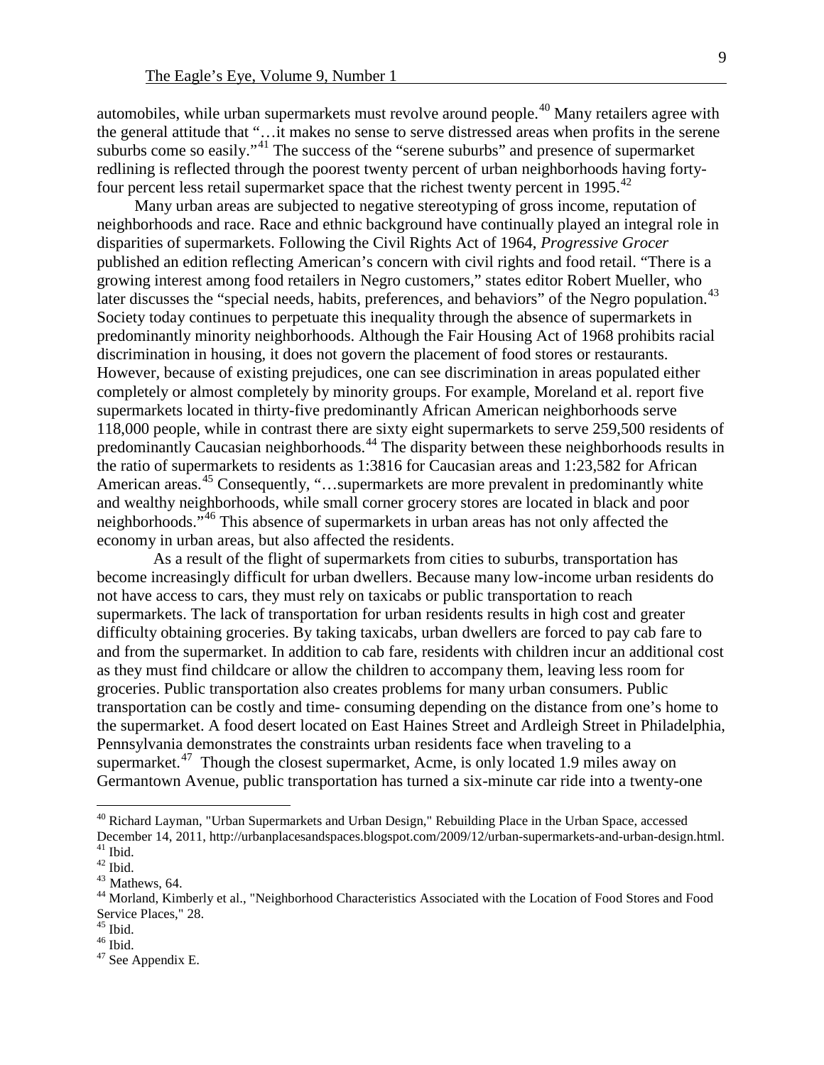automobiles, while urban supermarkets must revolve around people.[40] Many retailers agree with the general attitude that "…it makes no sense to serve distressed areas when profits in the serene suburbs come so easily."[41] The success of the "serene suburbs" and presence of supermarket redlining is reflected through the poorest twenty percent of urban neighborhoods having forty-four percent less retail supermarket space that the richest twenty percent in 1995.[42]

Many urban areas are subjected to negative stereotyping of gross income, reputation of neighborhoods and race. Race and ethnic background have continually played an integral role in disparities of supermarkets. Following the Civil Rights Act of 1964, *Progressive Grocer* published an edition reflecting American's concern with civil rights and food retail. "There is a growing interest among food retailers in Negro customers," states editor Robert Mueller, who later discusses the "special needs, habits, preferences, and behaviors" of the Negro population.[43] Society today continues to perpetuate this inequality through the absence of supermarkets in predominantly minority neighborhoods. Although the Fair Housing Act of 1968 prohibits racial discrimination in housing, it does not govern the placement of food stores or restaurants. However, because of existing prejudices, one can see discrimination in areas populated either completely or almost completely by minority groups. For example, Moreland et al. report five supermarkets located in thirty-five predominantly African American neighborhoods serve 118,000 people, while in contrast there are sixty eight supermarkets to serve 259,500 residents of predominantly Caucasian neighborhoods.[44] The disparity between these neighborhoods results in the ratio of supermarkets to residents as 1:3816 for Caucasian areas and 1:23,582 for African American areas.[45] Consequently, "…supermarkets are more prevalent in predominantly white and wealthy neighborhoods, while small corner grocery stores are located in black and poor neighborhoods."[46] This absence of supermarkets in urban areas has not only affected the economy in urban areas, but also affected the residents.

As a result of the flight of supermarkets from cities to suburbs, transportation has become increasingly difficult for urban dwellers. Because many low-income urban residents do not have access to cars, they must rely on taxicabs or public transportation to reach supermarkets. The lack of transportation for urban residents results in high cost and greater difficulty obtaining groceries. By taking taxicabs, urban dwellers are forced to pay cab fare to and from the supermarket. In addition to cab fare, residents with children incur an additional cost as they must find childcare or allow the children to accompany them, leaving less room for groceries. Public transportation also creates problems for many urban consumers. Public transportation can be costly and time- consuming depending on the distance from one's home to the supermarket. A food desert located on East Haines Street and Ardleigh Street in Philadelphia, Pennsylvania demonstrates the constraints urban residents face when traveling to a supermarket.[47] Though the closest supermarket, Acme, is only located 1.9 miles away on Germantown Avenue, public transportation has turned a six-minute car ride into a twenty-one

---

[40] Richard Layman, "Urban Supermarkets and Urban Design," Rebuilding Place in the Urban Space, accessed December 14, 2011, http://urbanplacesandspaces.blogspot.com/2009/12/urban-supermarkets-and-urban-design.html.
[41] Ibid.
[42] Ibid.
[43] Mathews, 64.
[44] Morland, Kimberly et al., "Neighborhood Characteristics Associated with the Location of Food Stores and Food Service Places," 28.
[45] Ibid.
[46] Ibid.
[47] See Appendix E.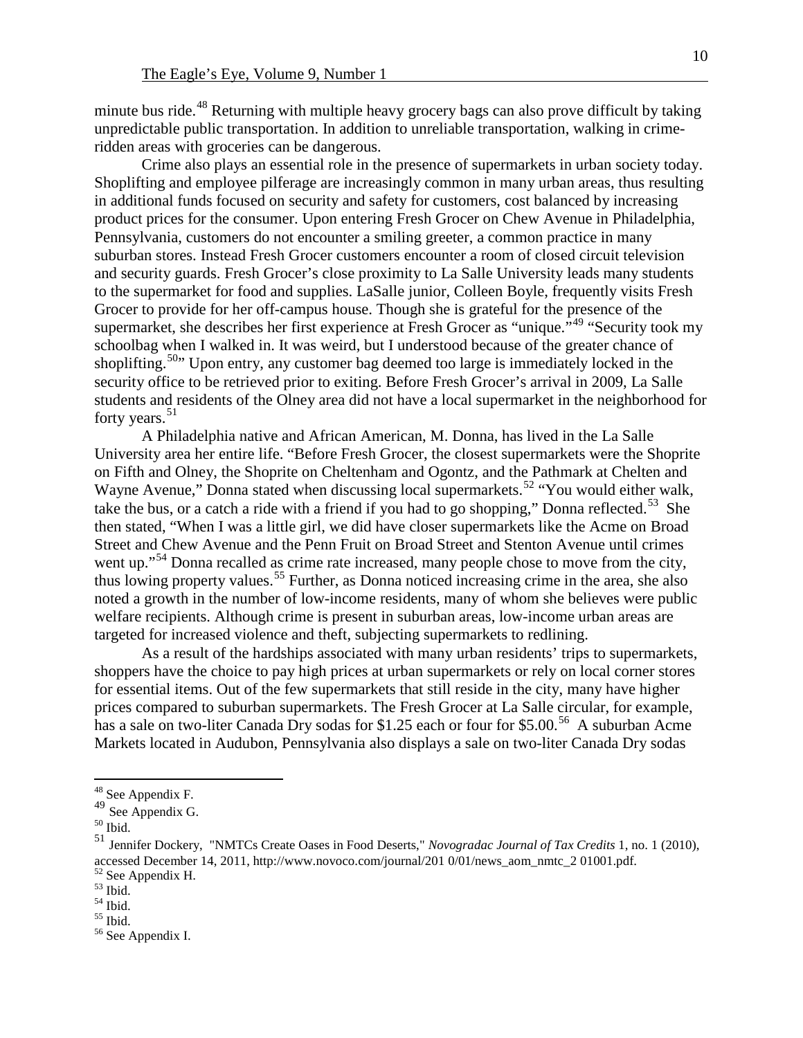minute bus ride.[48] Returning with multiple heavy grocery bags can also prove difficult by taking unpredictable public transportation. In addition to unreliable transportation, walking in crime-ridden areas with groceries can be dangerous.

Crime also plays an essential role in the presence of supermarkets in urban society today. Shoplifting and employee pilferage are increasingly common in many urban areas, thus resulting in additional funds focused on security and safety for customers, cost balanced by increasing product prices for the consumer. Upon entering Fresh Grocer on Chew Avenue in Philadelphia, Pennsylvania, customers do not encounter a smiling greeter, a common practice in many suburban stores. Instead Fresh Grocer customers encounter a room of closed circuit television and security guards. Fresh Grocer's close proximity to La Salle University leads many students to the supermarket for food and supplies. LaSalle junior, Colleen Boyle, frequently visits Fresh Grocer to provide for her off-campus house. Though she is grateful for the presence of the supermarket, she describes her first experience at Fresh Grocer as "unique."[49] "Security took my schoolbag when I walked in. It was weird, but I understood because of the greater chance of shoplifting.[50]" Upon entry, any customer bag deemed too large is immediately locked in the security office to be retrieved prior to exiting. Before Fresh Grocer's arrival in 2009, La Salle students and residents of the Olney area did not have a local supermarket in the neighborhood for forty years.[51]

A Philadelphia native and African American, M. Donna, has lived in the La Salle University area her entire life. "Before Fresh Grocer, the closest supermarkets were the Shoprite on Fifth and Olney, the Shoprite on Cheltenham and Ogontz, and the Pathmark at Chelten and Wayne Avenue," Donna stated when discussing local supermarkets.[52] "You would either walk, take the bus, or a catch a ride with a friend if you had to go shopping," Donna reflected.[53] She then stated, "When I was a little girl, we did have closer supermarkets like the Acme on Broad Street and Chew Avenue and the Penn Fruit on Broad Street and Stenton Avenue until crimes went up."[54] Donna recalled as crime rate increased, many people chose to move from the city, thus lowing property values.[55] Further, as Donna noticed increasing crime in the area, she also noted a growth in the number of low-income residents, many of whom she believes were public welfare recipients. Although crime is present in suburban areas, low-income urban areas are targeted for increased violence and theft, subjecting supermarkets to redlining.

As a result of the hardships associated with many urban residents' trips to supermarkets, shoppers have the choice to pay high prices at urban supermarkets or rely on local corner stores for essential items. Out of the few supermarkets that still reside in the city, many have higher prices compared to suburban supermarkets. The Fresh Grocer at La Salle circular, for example, has a sale on two-liter Canada Dry sodas for $1.25 each or four for $5.00.[56] A suburban Acme Markets located in Audubon, Pennsylvania also displays a sale on two-liter Canada Dry sodas

---

[48] See Appendix F.

[49] See Appendix G.

[50] Ibid.

[51] Jennifer Dockery, "NMTCs Create Oases in Food Deserts," *Novogradac Journal of Tax Credits* 1, no. 1 (2010), accessed December 14, 2011, http://www.novoco.com/journal/201 0/01/news_aom_nmtc_2 01001.pdf.

[52] See Appendix H.

[53] Ibid.

[54] Ibid.

[55] Ibid.

[56] See Appendix I.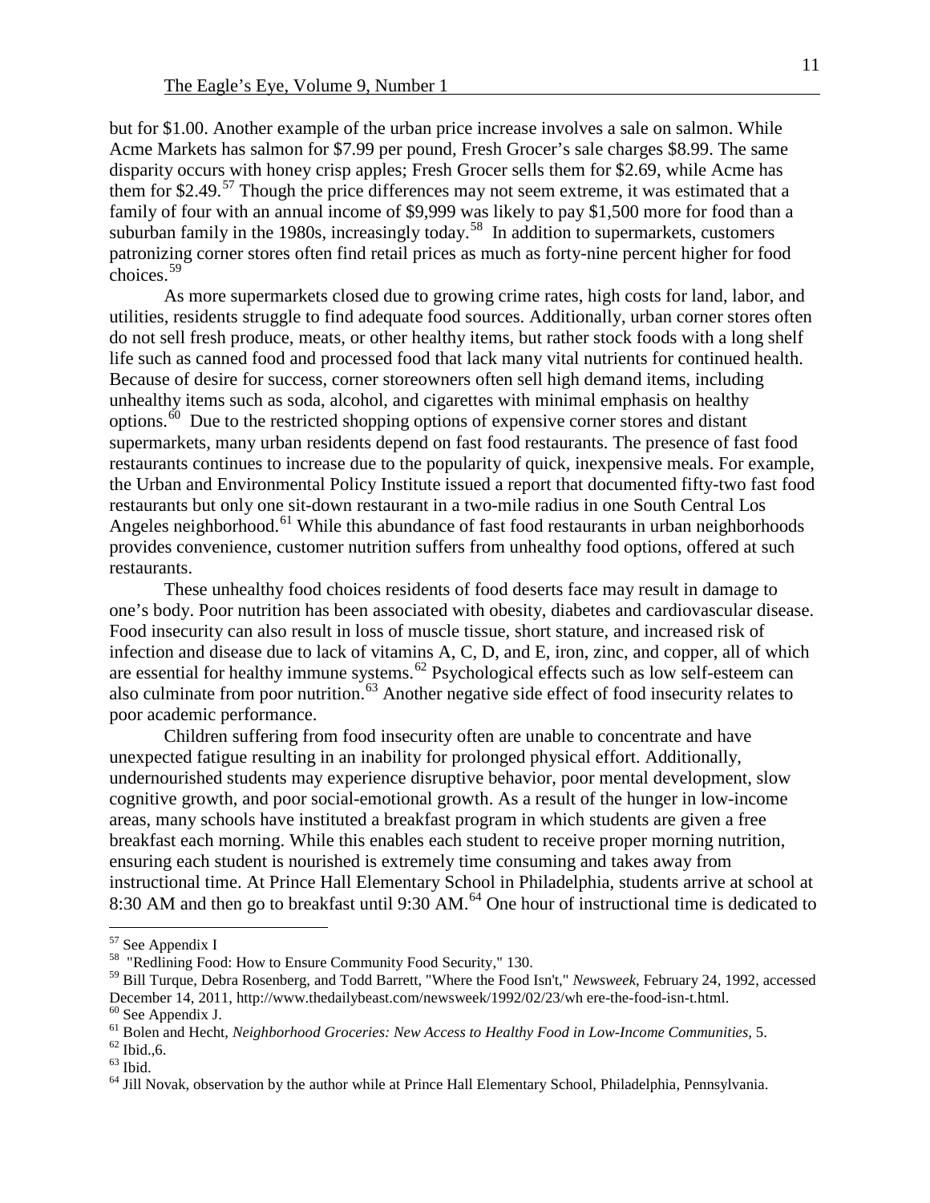but for $1.00. Another example of the urban price increase involves a sale on salmon. While Acme Markets has salmon for $7.99 per pound, Fresh Grocer's sale charges $8.99. The same disparity occurs with honey crisp apples; Fresh Grocer sells them for $2.69, while Acme has them for $2.49.[57] Though the price differences may not seem extreme, it was estimated that a family of four with an annual income of $9,999 was likely to pay $1,500 more for food than a suburban family in the 1980s, increasingly today.[58] In addition to supermarkets, customers patronizing corner stores often find retail prices as much as forty-nine percent higher for food choices.[59]

As more supermarkets closed due to growing crime rates, high costs for land, labor, and utilities, residents struggle to find adequate food sources. Additionally, urban corner stores often do not sell fresh produce, meats, or other healthy items, but rather stock foods with a long shelf life such as canned food and processed food that lack many vital nutrients for continued health. Because of desire for success, corner storeowners often sell high demand items, including unhealthy items such as soda, alcohol, and cigarettes with minimal emphasis on healthy options.[60] Due to the restricted shopping options of expensive corner stores and distant supermarkets, many urban residents depend on fast food restaurants. The presence of fast food restaurants continues to increase due to the popularity of quick, inexpensive meals. For example, the Urban and Environmental Policy Institute issued a report that documented fifty-two fast food restaurants but only one sit-down restaurant in a two-mile radius in one South Central Los Angeles neighborhood.[61] While this abundance of fast food restaurants in urban neighborhoods provides convenience, customer nutrition suffers from unhealthy food options, offered at such restaurants.

These unhealthy food choices residents of food deserts face may result in damage to one's body. Poor nutrition has been associated with obesity, diabetes and cardiovascular disease. Food insecurity can also result in loss of muscle tissue, short stature, and increased risk of infection and disease due to lack of vitamins A, C, D, and E, iron, zinc, and copper, all of which are essential for healthy immune systems.[62] Psychological effects such as low self-esteem can also culminate from poor nutrition.[63] Another negative side effect of food insecurity relates to poor academic performance.

Children suffering from food insecurity often are unable to concentrate and have unexpected fatigue resulting in an inability for prolonged physical effort. Additionally, undernourished students may experience disruptive behavior, poor mental development, slow cognitive growth, and poor social-emotional growth. As a result of the hunger in low-income areas, many schools have instituted a breakfast program in which students are given a free breakfast each morning. While this enables each student to receive proper morning nutrition, ensuring each student is nourished is extremely time consuming and takes away from instructional time. At Prince Hall Elementary School in Philadelphia, students arrive at school at 8:30 AM and then go to breakfast until 9:30 AM.[64] One hour of instructional time is dedicated to

---

[57] See Appendix I

[58] "Redlining Food: How to Ensure Community Food Security," 130.

[59] Bill Turque, Debra Rosenberg, and Todd Barrett, "Where the Food Isn't," *Newsweek*, February 24, 1992, accessed December 14, 2011, http://www.thedailybeast.com/newsweek/1992/02/23/wh ere-the-food-isn-t.html.

[60] See Appendix J.

[61] Bolen and Hecht, *Neighborhood Groceries: New Access to Healthy Food in Low-Income Communities,* 5.

[62] Ibid.,6.

[63] Ibid.

[64] Jill Novak, observation by the author while at Prince Hall Elementary School, Philadelphia, Pennsylvania.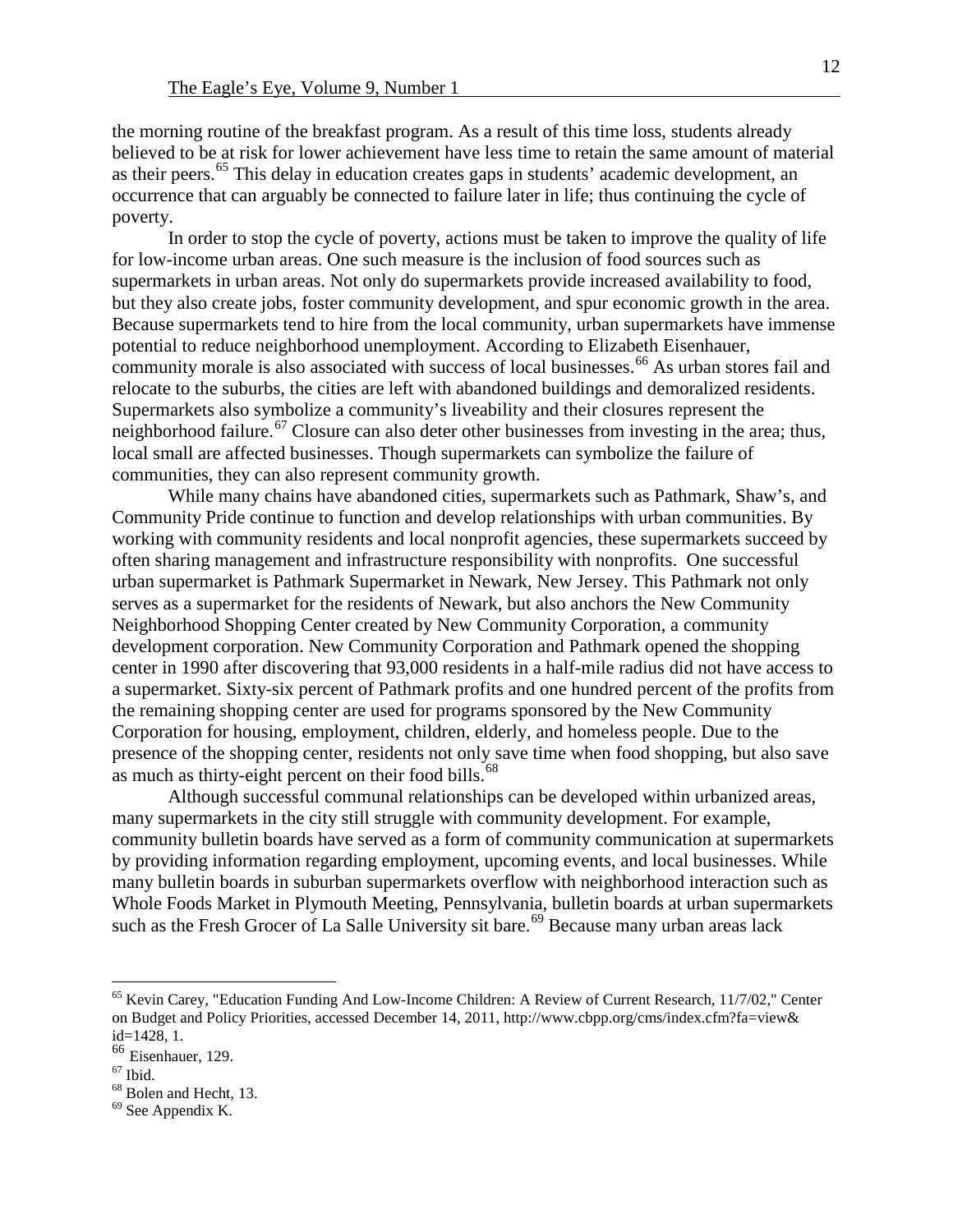the morning routine of the breakfast program. As a result of this time loss, students already believed to be at risk for lower achievement have less time to retain the same amount of material as their peers.[65] This delay in education creates gaps in students' academic development, an occurrence that can arguably be connected to failure later in life; thus continuing the cycle of poverty.

In order to stop the cycle of poverty, actions must be taken to improve the quality of life for low-income urban areas. One such measure is the inclusion of food sources such as supermarkets in urban areas. Not only do supermarkets provide increased availability to food, but they also create jobs, foster community development, and spur economic growth in the area. Because supermarkets tend to hire from the local community, urban supermarkets have immense potential to reduce neighborhood unemployment. According to Elizabeth Eisenhauer, community morale is also associated with success of local businesses.[66] As urban stores fail and relocate to the suburbs, the cities are left with abandoned buildings and demoralized residents. Supermarkets also symbolize a community's liveability and their closures represent the neighborhood failure.[67] Closure can also deter other businesses from investing in the area; thus, local small are affected businesses. Though supermarkets can symbolize the failure of communities, they can also represent community growth.

While many chains have abandoned cities, supermarkets such as Pathmark, Shaw's, and Community Pride continue to function and develop relationships with urban communities. By working with community residents and local nonprofit agencies, these supermarkets succeed by often sharing management and infrastructure responsibility with nonprofits. One successful urban supermarket is Pathmark Supermarket in Newark, New Jersey. This Pathmark not only serves as a supermarket for the residents of Newark, but also anchors the New Community Neighborhood Shopping Center created by New Community Corporation, a community development corporation. New Community Corporation and Pathmark opened the shopping center in 1990 after discovering that 93,000 residents in a half-mile radius did not have access to a supermarket. Sixty-six percent of Pathmark profits and one hundred percent of the profits from the remaining shopping center are used for programs sponsored by the New Community Corporation for housing, employment, children, elderly, and homeless people. Due to the presence of the shopping center, residents not only save time when food shopping, but also save as much as thirty-eight percent on their food bills.[68]

Although successful communal relationships can be developed within urbanized areas, many supermarkets in the city still struggle with community development. For example, community bulletin boards have served as a form of community communication at supermarkets by providing information regarding employment, upcoming events, and local businesses. While many bulletin boards in suburban supermarkets overflow with neighborhood interaction such as Whole Foods Market in Plymouth Meeting, Pennsylvania, bulletin boards at urban supermarkets such as the Fresh Grocer of La Salle University sit bare.[69] Because many urban areas lack

---

[65] Kevin Carey, "Education Funding And Low-Income Children: A Review of Current Research, 11/7/02," Center on Budget and Policy Priorities, accessed December 14, 2011, http://www.cbpp.org/cms/index.cfm?fa=view&id=1428, 1.

[66] Eisenhauer, 129.

[67] Ibid.

[68] Bolen and Hecht, 13.

[69] See Appendix K.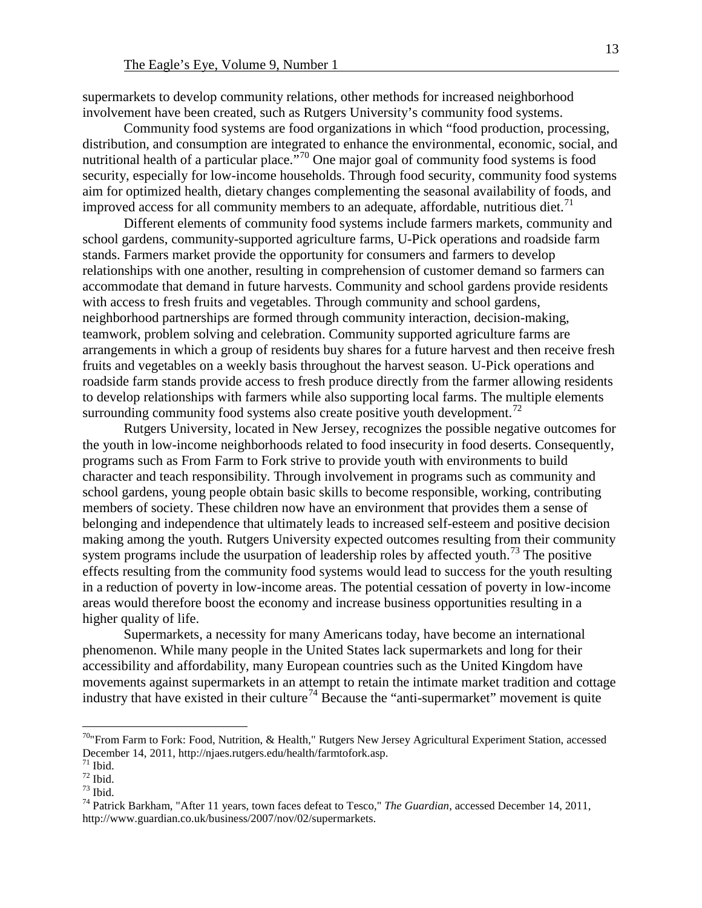supermarkets to develop community relations, other methods for increased neighborhood involvement have been created, such as Rutgers University's community food systems.

Community food systems are food organizations in which "food production, processing, distribution, and consumption are integrated to enhance the environmental, economic, social, and nutritional health of a particular place."[70] One major goal of community food systems is food security, especially for low-income households. Through food security, community food systems aim for optimized health, dietary changes complementing the seasonal availability of foods, and improved access for all community members to an adequate, affordable, nutritious diet.[71]

Different elements of community food systems include farmers markets, community and school gardens, community-supported agriculture farms, U-Pick operations and roadside farm stands. Farmers market provide the opportunity for consumers and farmers to develop relationships with one another, resulting in comprehension of customer demand so farmers can accommodate that demand in future harvests. Community and school gardens provide residents with access to fresh fruits and vegetables. Through community and school gardens, neighborhood partnerships are formed through community interaction, decision-making, teamwork, problem solving and celebration. Community supported agriculture farms are arrangements in which a group of residents buy shares for a future harvest and then receive fresh fruits and vegetables on a weekly basis throughout the harvest season. U-Pick operations and roadside farm stands provide access to fresh produce directly from the farmer allowing residents to develop relationships with farmers while also supporting local farms. The multiple elements surrounding community food systems also create positive youth development.[72]

Rutgers University, located in New Jersey, recognizes the possible negative outcomes for the youth in low-income neighborhoods related to food insecurity in food deserts. Consequently, programs such as From Farm to Fork strive to provide youth with environments to build character and teach responsibility. Through involvement in programs such as community and school gardens, young people obtain basic skills to become responsible, working, contributing members of society. These children now have an environment that provides them a sense of belonging and independence that ultimately leads to increased self-esteem and positive decision making among the youth. Rutgers University expected outcomes resulting from their community system programs include the usurpation of leadership roles by affected youth.[73] The positive effects resulting from the community food systems would lead to success for the youth resulting in a reduction of poverty in low-income areas. The potential cessation of poverty in low-income areas would therefore boost the economy and increase business opportunities resulting in a higher quality of life.

Supermarkets, a necessity for many Americans today, have become an international phenomenon. While many people in the United States lack supermarkets and long for their accessibility and affordability, many European countries such as the United Kingdom have movements against supermarkets in an attempt to retain the intimate market tradition and cottage industry that have existed in their culture[74] Because the "anti-supermarket" movement is quite

---

[70] "From Farm to Fork: Food, Nutrition, & Health," Rutgers New Jersey Agricultural Experiment Station, accessed December 14, 2011, http://njaes.rutgers.edu/health/farmtofork.asp.

[71] Ibid.

[72] Ibid.

[73] Ibid.

[74] Patrick Barkham, "After 11 years, town faces defeat to Tesco," *The Guardian*, accessed December 14, 2011, http://www.guardian.co.uk/business/2007/nov/02/supermarkets.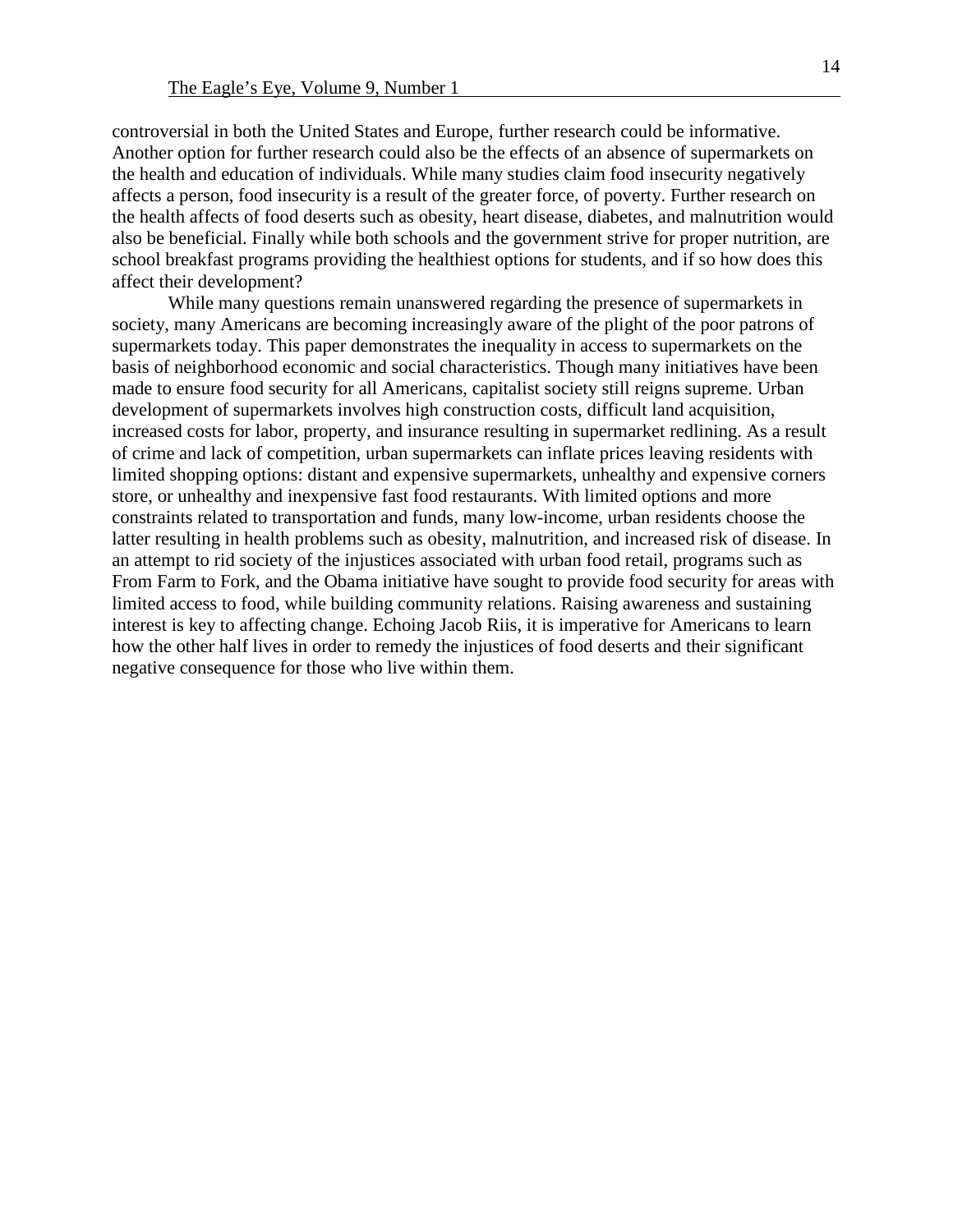controversial in both the United States and Europe, further research could be informative. Another option for further research could also be the effects of an absence of supermarkets on the health and education of individuals. While many studies claim food insecurity negatively affects a person, food insecurity is a result of the greater force, of poverty. Further research on the health affects of food deserts such as obesity, heart disease, diabetes, and malnutrition would also be beneficial. Finally while both schools and the government strive for proper nutrition, are school breakfast programs providing the healthiest options for students, and if so how does this affect their development?

While many questions remain unanswered regarding the presence of supermarkets in society, many Americans are becoming increasingly aware of the plight of the poor patrons of supermarkets today. This paper demonstrates the inequality in access to supermarkets on the basis of neighborhood economic and social characteristics. Though many initiatives have been made to ensure food security for all Americans, capitalist society still reigns supreme. Urban development of supermarkets involves high construction costs, difficult land acquisition, increased costs for labor, property, and insurance resulting in supermarket redlining. As a result of crime and lack of competition, urban supermarkets can inflate prices leaving residents with limited shopping options: distant and expensive supermarkets, unhealthy and expensive corners store, or unhealthy and inexpensive fast food restaurants. With limited options and more constraints related to transportation and funds, many low-income, urban residents choose the latter resulting in health problems such as obesity, malnutrition, and increased risk of disease. In an attempt to rid society of the injustices associated with urban food retail, programs such as From Farm to Fork, and the Obama initiative have sought to provide food security for areas with limited access to food, while building community relations. Raising awareness and sustaining interest is key to affecting change. Echoing Jacob Riis, it is imperative for Americans to learn how the other half lives in order to remedy the injustices of food deserts and their significant negative consequence for those who live within them.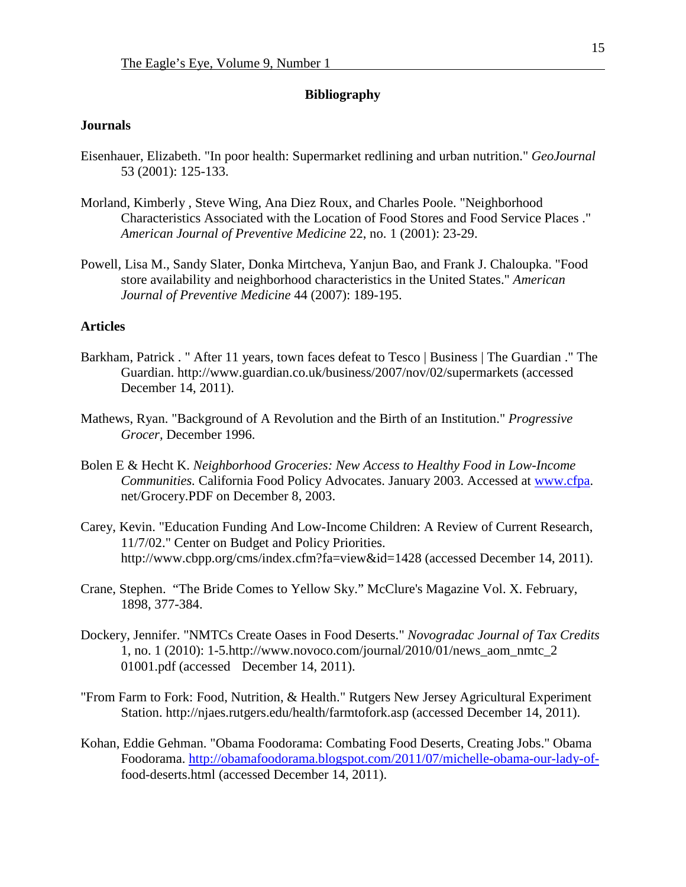## Bibliography

### Journals

Eisenhauer, Elizabeth. "In poor health: Supermarket redlining and urban nutrition." *GeoJournal* 53 (2001): 125-133.

Morland, Kimberly , Steve Wing, Ana Diez Roux, and Charles Poole. "Neighborhood Characteristics Associated with the Location of Food Stores and Food Service Places ." *American Journal of Preventive Medicine* 22, no. 1 (2001): 23-29.

Powell, Lisa M., Sandy Slater, Donka Mirtcheva, Yanjun Bao, and Frank J. Chaloupka. "Food store availability and neighborhood characteristics in the United States." *American Journal of Preventive Medicine* 44 (2007): 189-195.

### Articles

Barkham, Patrick . " After 11 years, town faces defeat to Tesco | Business | The Guardian ." The Guardian. http://www.guardian.co.uk/business/2007/nov/02/supermarkets (accessed December 14, 2011).

Mathews, Ryan. "Background of A Revolution and the Birth of an Institution." *Progressive Grocer*, December 1996.

Bolen E & Hecht K. *Neighborhood Groceries: New Access to Healthy Food in Low-Income Communities.* California Food Policy Advocates. January 2003. Accessed at www.cfpa. net/Grocery.PDF on December 8, 2003.

Carey, Kevin. "Education Funding And Low-Income Children: A Review of Current Research, 11/7/02." Center on Budget and Policy Priorities. http://www.cbpp.org/cms/index.cfm?fa=view&id=1428 (accessed December 14, 2011).

Crane, Stephen. "The Bride Comes to Yellow Sky." McClure's Magazine Vol. X. February, 1898, 377-384.

Dockery, Jennifer. "NMTCs Create Oases in Food Deserts." *Novogradac Journal of Tax Credits* 1, no. 1 (2010): 1-5.http://www.novoco.com/journal/2010/01/news_aom_nmtc_2 01001.pdf (accessed December 14, 2011).

"From Farm to Fork: Food, Nutrition, & Health." Rutgers New Jersey Agricultural Experiment Station. http://njaes.rutgers.edu/health/farmtofork.asp (accessed December 14, 2011).

Kohan, Eddie Gehman. "Obama Foodorama: Combating Food Deserts, Creating Jobs." Obama Foodorama. http://obamafoodorama.blogspot.com/2011/07/michelle-obama-our-lady-of-food-deserts.html (accessed December 14, 2011).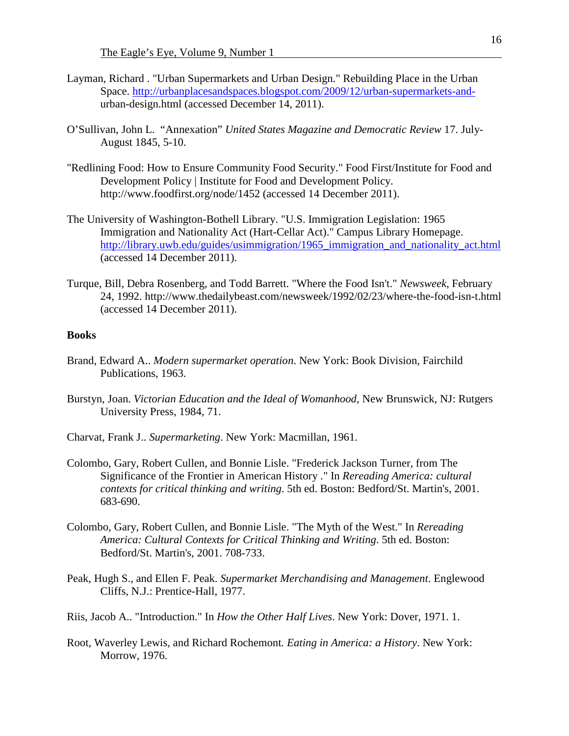Layman, Richard . "Urban Supermarkets and Urban Design." Rebuilding Place in the Urban Space. http://urbanplacesandspaces.blogspot.com/2009/12/urban-supermarkets-and-urban-design.html (accessed December 14, 2011).

O'Sullivan, John L. "Annexation" *United States Magazine and Democratic Review* 17. July-August 1845, 5-10.

"Redlining Food: How to Ensure Community Food Security." Food First/Institute for Food and Development Policy | Institute for Food and Development Policy. http://www.foodfirst.org/node/1452 (accessed 14 December 2011).

The University of Washington-Bothell Library. "U.S. Immigration Legislation: 1965 Immigration and Nationality Act (Hart-Cellar Act)." Campus Library Homepage. http://library.uwb.edu/guides/usimmigration/1965_immigration_and_nationality_act.html (accessed 14 December 2011).

Turque, Bill, Debra Rosenberg, and Todd Barrett. "Where the Food Isn't." *Newsweek*, February 24, 1992. http://www.thedailybeast.com/newsweek/1992/02/23/where-the-food-isn-t.html (accessed 14 December 2011).

**Books**

Brand, Edward A.. *Modern supermarket operation*. New York: Book Division, Fairchild Publications, 1963.

Burstyn, Joan. *Victorian Education and the Ideal of Womanhood*, New Brunswick, NJ: Rutgers University Press, 1984, 71.

Charvat, Frank J.. *Supermarketing*. New York: Macmillan, 1961.

Colombo, Gary, Robert Cullen, and Bonnie Lisle. "Frederick Jackson Turner, from The Significance of the Frontier in American History ." In *Rereading America: cultural contexts for critical thinking and writing*. 5th ed. Boston: Bedford/St. Martin's, 2001. 683-690.

Colombo, Gary, Robert Cullen, and Bonnie Lisle. "The Myth of the West." In *Rereading America: Cultural Contexts for Critical Thinking and Writing*. 5th ed. Boston: Bedford/St. Martin's, 2001. 708-733.

Peak, Hugh S., and Ellen F. Peak. *Supermarket Merchandising and Management*. Englewood Cliffs, N.J.: Prentice-Hall, 1977.

Riis, Jacob A.. "Introduction." In *How the Other Half Lives*. New York: Dover, 1971. 1.

Root, Waverley Lewis, and Richard Rochemont. *Eating in America: a History*. New York: Morrow, 1976.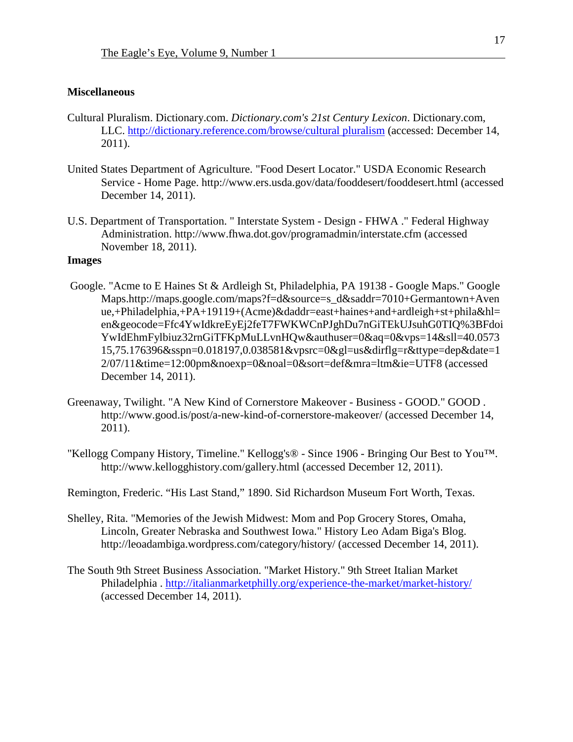**Miscellaneous**

Cultural Pluralism. Dictionary.com. *Dictionary.com's 21st Century Lexicon*. Dictionary.com, LLC. http://dictionary.reference.com/browse/cultural pluralism (accessed: December 14, 2011).

United States Department of Agriculture. "Food Desert Locator." USDA Economic Research Service - Home Page. http://www.ers.usda.gov/data/fooddesert/fooddesert.html (accessed December 14, 2011).

U.S. Department of Transportation. " Interstate System - Design - FHWA ." Federal Highway Administration. http://www.fhwa.dot.gov/programadmin/interstate.cfm (accessed November 18, 2011).

**Images**

Google. "Acme to E Haines St & Ardleigh St, Philadelphia, PA 19138 - Google Maps." Google Maps.http://maps.google.com/maps?f=d&source=s_d&saddr=7010+Germantown+Avenue,+Philadelphia,+PA+19119+(Acme)&daddr=east+haines+and+ardleigh+st+phila&hl=en&geocode=Ffc4YwIdkreEyEj2feT7FWKWCnPJghDu7nGiTEkUJsuhG0TIQ%3BFdoiYwIdEhmFylbiuz32rnGiTFKpMuLLvnHQw&authuser=0&aq=0&vps=14&sll=40.057315,75.176396&sspn=0.018197,0.038581&vpsrc=0&gl=us&dirflg=r&ttype=dep&date=12/07/11&time=12:00pm&noexp=0&noal=0&sort=def&mra=ltm&ie=UTF8 (accessed December 14, 2011).

Greenaway, Twilight. "A New Kind of Cornerstore Makeover - Business - GOOD." GOOD . http://www.good.is/post/a-new-kind-of-cornerstore-makeover/ (accessed December 14, 2011).

"Kellogg Company History, Timeline." Kellogg's® - Since 1906 - Bringing Our Best to You™. http://www.kellogghistory.com/gallery.html (accessed December 12, 2011).

Remington, Frederic. "His Last Stand," 1890. Sid Richardson Museum Fort Worth, Texas.

Shelley, Rita. "Memories of the Jewish Midwest: Mom and Pop Grocery Stores, Omaha, Lincoln, Greater Nebraska and Southwest Iowa." History Leo Adam Biga's Blog. http://leoadambiga.wordpress.com/category/history/ (accessed December 14, 2011).

The South 9th Street Business Association. "Market History." 9th Street Italian Market Philadelphia . http://italianmarketphilly.org/experience-the-market/market-history/ (accessed December 14, 2011).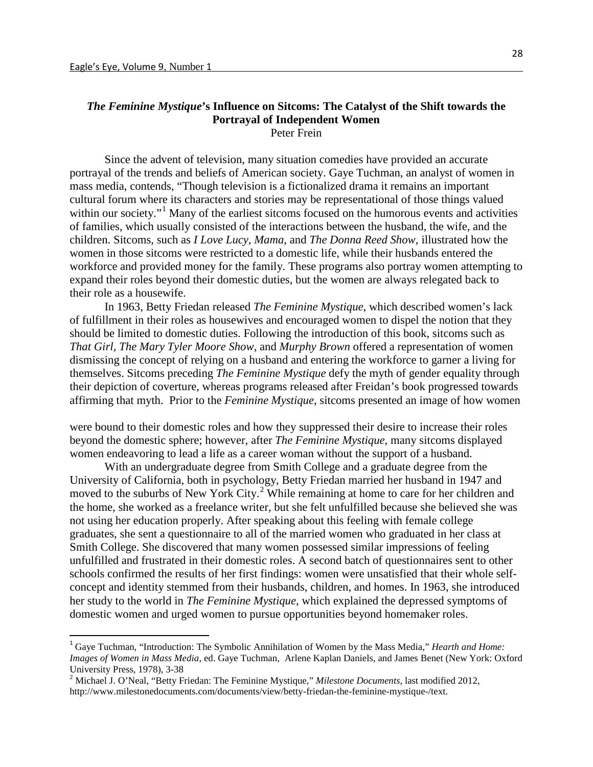## *The Feminine Mystique*'s Influence on Sitcoms: The Catalyst of the Shift towards the Portrayal of Independent Women

Peter Frein

Since the advent of television, many situation comedies have provided an accurate portrayal of the trends and beliefs of American society. Gaye Tuchman, an analyst of women in mass media, contends, "Though television is a fictionalized drama it remains an important cultural forum where its characters and stories may be representational of those things valued within our society."[1] Many of the earliest sitcoms focused on the humorous events and activities of families, which usually consisted of the interactions between the husband, the wife, and the children. Sitcoms, such as *I Love Lucy*, *Mama*, and *The Donna Reed Show*, illustrated how the women in those sitcoms were restricted to a domestic life, while their husbands entered the workforce and provided money for the family. These programs also portray women attempting to expand their roles beyond their domestic duties, but the women are always relegated back to their role as a housewife.

In 1963, Betty Friedan released *The Feminine Mystique*, which described women's lack of fulfillment in their roles as housewives and encouraged women to dispel the notion that they should be limited to domestic duties. Following the introduction of this book, sitcoms such as *That Girl*, *The Mary Tyler Moore Show*, and *Murphy Brown* offered a representation of women dismissing the concept of relying on a husband and entering the workforce to garner a living for themselves. Sitcoms preceding *The Feminine Mystique* defy the myth of gender equality through their depiction of coverture, whereas programs released after Freidan's book progressed towards affirming that myth. Prior to the *Feminine Mystique*, sitcoms presented an image of how women were bound to their domestic roles and how they suppressed their desire to increase their roles beyond the domestic sphere; however, after *The Feminine Mystique*, many sitcoms displayed women endeavoring to lead a life as a career woman without the support of a husband.

With an undergraduate degree from Smith College and a graduate degree from the University of California, both in psychology, Betty Friedan married her husband in 1947 and moved to the suburbs of New York City.[2] While remaining at home to care for her children and the home, she worked as a freelance writer, but she felt unfulfilled because she believed she was not using her education properly. After speaking about this feeling with female college graduates, she sent a questionnaire to all of the married women who graduated in her class at Smith College. She discovered that many women possessed similar impressions of feeling unfulfilled and frustrated in their domestic roles. A second batch of questionnaires sent to other schools confirmed the results of her first findings: women were unsatisfied that their whole self-concept and identity stemmed from their husbands, children, and homes. In 1963, she introduced her study to the world in *The Feminine Mystique*, which explained the depressed symptoms of domestic women and urged women to pursue opportunities beyond homemaker roles.

---

[1] Gaye Tuchman, "Introduction: The Symbolic Annihilation of Women by the Mass Media," *Hearth and Home: Images of Women in Mass Media*, ed. Gaye Tuchman, Arlene Kaplan Daniels, and James Benet (New York: Oxford University Press, 1978), 3-38

[2] Michael J. O'Neal, "Betty Friedan: The Feminine Mystique," *Milestone Documents*, last modified 2012, http://www.milestonedocuments.com/documents/view/betty-friedan-the-feminine-mystique-/text.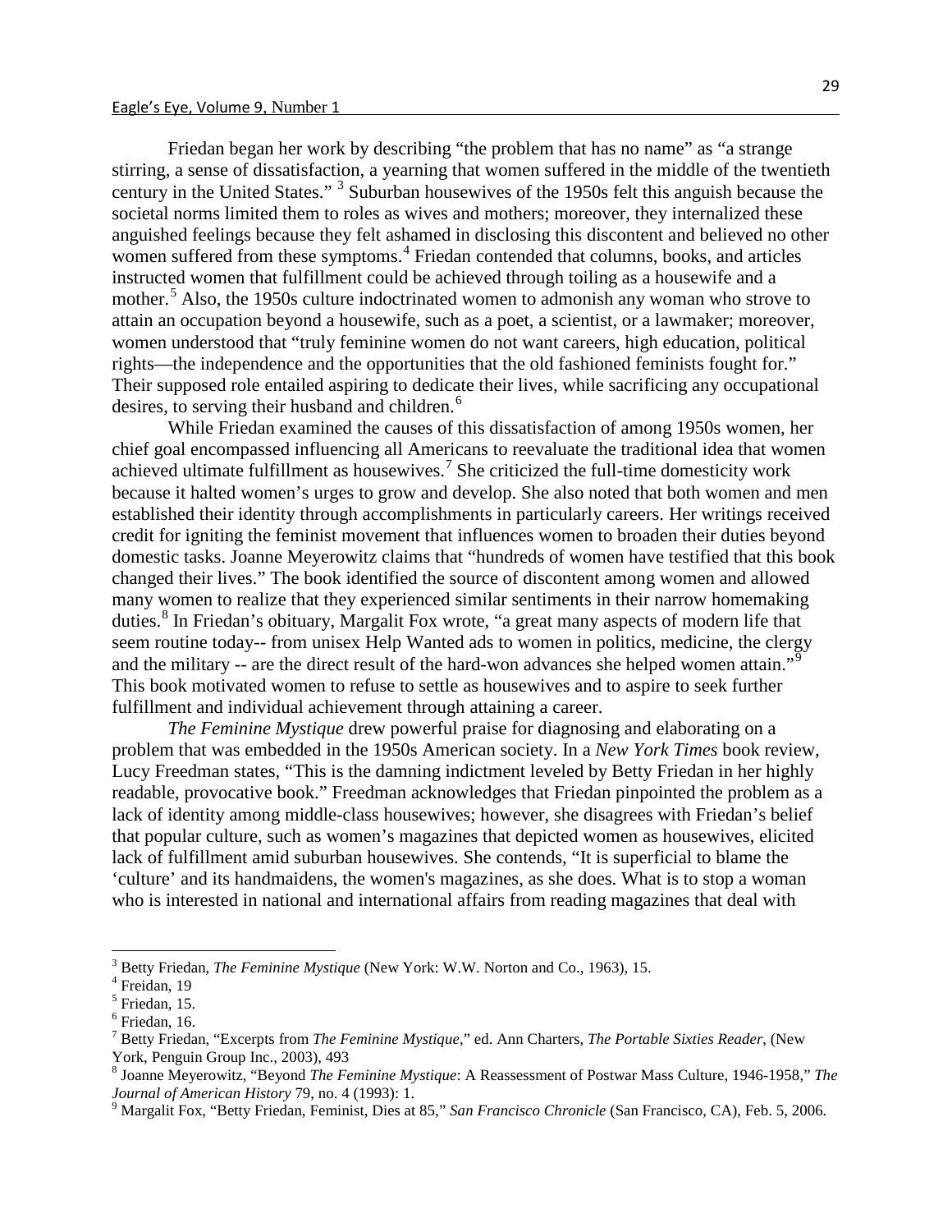Friedan began her work by describing "the problem that has no name" as "a strange stirring, a sense of dissatisfaction, a yearning that women suffered in the middle of the twentieth century in the United States." [3] Suburban housewives of the 1950s felt this anguish because the societal norms limited them to roles as wives and mothers; moreover, they internalized these anguished feelings because they felt ashamed in disclosing this discontent and believed no other women suffered from these symptoms.[4] Friedan contended that columns, books, and articles instructed women that fulfillment could be achieved through toiling as a housewife and a mother.[5] Also, the 1950s culture indoctrinated women to admonish any woman who strove to attain an occupation beyond a housewife, such as a poet, a scientist, or a lawmaker; moreover, women understood that "truly feminine women do not want careers, high education, political rights—the independence and the opportunities that the old fashioned feminists fought for." Their supposed role entailed aspiring to dedicate their lives, while sacrificing any occupational desires, to serving their husband and children.[6]

While Friedan examined the causes of this dissatisfaction of among 1950s women, her chief goal encompassed influencing all Americans to reevaluate the traditional idea that women achieved ultimate fulfillment as housewives.[7] She criticized the full-time domesticity work because it halted women's urges to grow and develop. She also noted that both women and men established their identity through accomplishments in particularly careers. Her writings received credit for igniting the feminist movement that influences women to broaden their duties beyond domestic tasks. Joanne Meyerowitz claims that "hundreds of women have testified that this book changed their lives." The book identified the source of discontent among women and allowed many women to realize that they experienced similar sentiments in their narrow homemaking duties.[8] In Friedan's obituary, Margalit Fox wrote, "a great many aspects of modern life that seem routine today-- from unisex Help Wanted ads to women in politics, medicine, the clergy and the military -- are the direct result of the hard-won advances she helped women attain."[9] This book motivated women to refuse to settle as housewives and to aspire to seek further fulfillment and individual achievement through attaining a career.

*The Feminine Mystique* drew powerful praise for diagnosing and elaborating on a problem that was embedded in the 1950s American society. In a *New York Times* book review, Lucy Freedman states, "This is the damning indictment leveled by Betty Friedan in her highly readable, provocative book." Freedman acknowledges that Friedan pinpointed the problem as a lack of identity among middle-class housewives; however, she disagrees with Friedan's belief that popular culture, such as women's magazines that depicted women as housewives, elicited lack of fulfillment amid suburban housewives. She contends, "It is superficial to blame the 'culture' and its handmaidens, the women's magazines, as she does. What is to stop a woman who is interested in national and international affairs from reading magazines that deal with

---

[3] Betty Friedan, *The Feminine Mystique* (New York: W.W. Norton and Co., 1963), 15.

[4] Freidan, 19

[5] Friedan, 15.

[6] Friedan, 16.

[7] Betty Friedan, "Excerpts from *The Feminine Mystique*," ed. Ann Charters, *The Portable Sixties Reader*, (New York, Penguin Group Inc., 2003), 493

[8] Joanne Meyerowitz, "Beyond *The Feminine Mystique*: A Reassessment of Postwar Mass Culture, 1946-1958," *The Journal of American History* 79, no. 4 (1993): 1.

[9] Margalit Fox, "Betty Friedan, Feminist, Dies at 85," *San Francisco Chronicle* (San Francisco, CA), Feb. 5, 2006.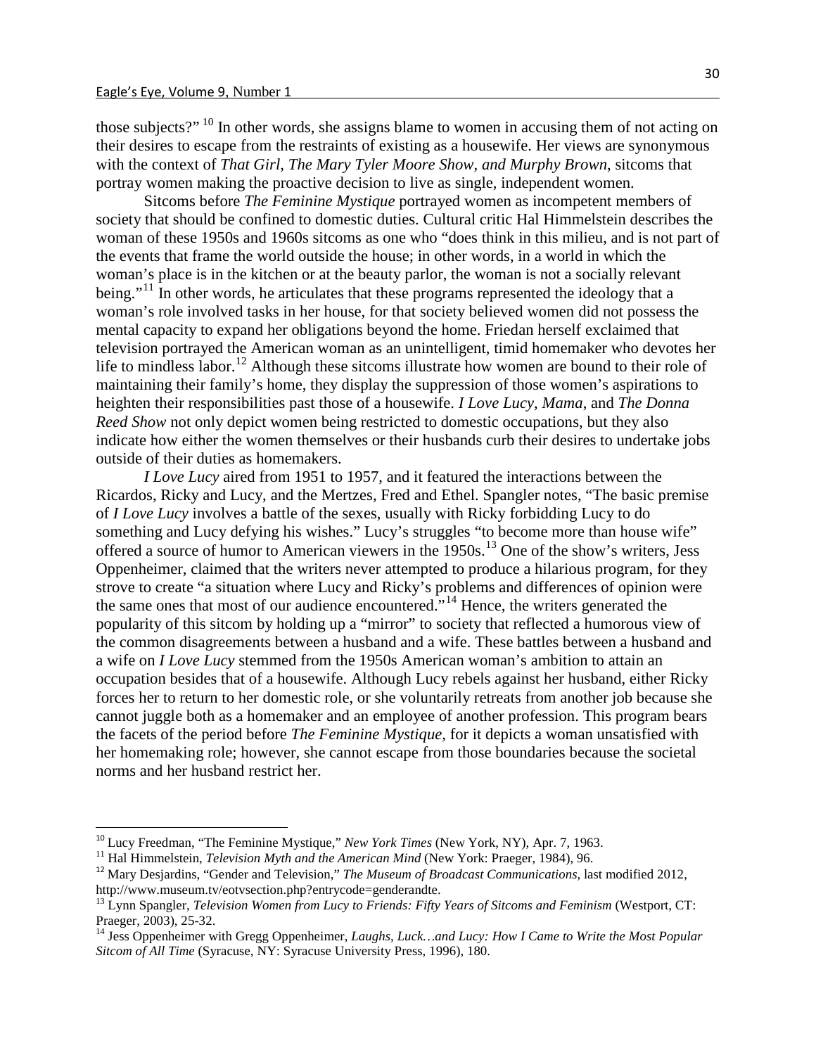those subjects?" [10] In other words, she assigns blame to women in accusing them of not acting on their desires to escape from the restraints of existing as a housewife. Her views are synonymous with the context of *That Girl, The Mary Tyler Moore Show, and Murphy Brown*, sitcoms that portray women making the proactive decision to live as single, independent women.

Sitcoms before *The Feminine Mystique* portrayed women as incompetent members of society that should be confined to domestic duties. Cultural critic Hal Himmelstein describes the woman of these 1950s and 1960s sitcoms as one who "does think in this milieu, and is not part of the events that frame the world outside the house; in other words, in a world in which the woman's place is in the kitchen or at the beauty parlor, the woman is not a socially relevant being."[11] In other words, he articulates that these programs represented the ideology that a woman's role involved tasks in her house, for that society believed women did not possess the mental capacity to expand her obligations beyond the home. Friedan herself exclaimed that television portrayed the American woman as an unintelligent, timid homemaker who devotes her life to mindless labor.[12] Although these sitcoms illustrate how women are bound to their role of maintaining their family's home, they display the suppression of those women's aspirations to heighten their responsibilities past those of a housewife. *I Love Lucy*, *Mama*, and *The Donna Reed Show* not only depict women being restricted to domestic occupations, but they also indicate how either the women themselves or their husbands curb their desires to undertake jobs outside of their duties as homemakers.

*I Love Lucy* aired from 1951 to 1957, and it featured the interactions between the Ricardos, Ricky and Lucy, and the Mertzes, Fred and Ethel. Spangler notes, "The basic premise of *I Love Lucy* involves a battle of the sexes, usually with Ricky forbidding Lucy to do something and Lucy defying his wishes." Lucy's struggles "to become more than house wife" offered a source of humor to American viewers in the 1950s.[13] One of the show's writers, Jess Oppenheimer, claimed that the writers never attempted to produce a hilarious program, for they strove to create "a situation where Lucy and Ricky's problems and differences of opinion were the same ones that most of our audience encountered."[14] Hence, the writers generated the popularity of this sitcom by holding up a "mirror" to society that reflected a humorous view of the common disagreements between a husband and a wife. These battles between a husband and a wife on *I Love Lucy* stemmed from the 1950s American woman's ambition to attain an occupation besides that of a housewife. Although Lucy rebels against her husband, either Ricky forces her to return to her domestic role, or she voluntarily retreats from another job because she cannot juggle both as a homemaker and an employee of another profession. This program bears the facets of the period before *The Feminine Mystique*, for it depicts a woman unsatisfied with her homemaking role; however, she cannot escape from those boundaries because the societal norms and her husband restrict her.

---

[10] Lucy Freedman, "The Feminine Mystique," *New York Times* (New York, NY), Apr. 7, 1963.

[11] Hal Himmelstein, *Television Myth and the American Mind* (New York: Praeger, 1984), 96.

[12] Mary Desjardins, "Gender and Television," *The Museum of Broadcast Communications*, last modified 2012, http://www.museum.tv/eotvsection.php?entrycode=genderandte.

[13] Lynn Spangler, *Television Women from Lucy to Friends: Fifty Years of Sitcoms and Feminism* (Westport, CT: Praeger, 2003), 25-32.

[14] Jess Oppenheimer with Gregg Oppenheimer, *Laughs, Luck…and Lucy: How I Came to Write the Most Popular Sitcom of All Time* (Syracuse, NY: Syracuse University Press, 1996), 180.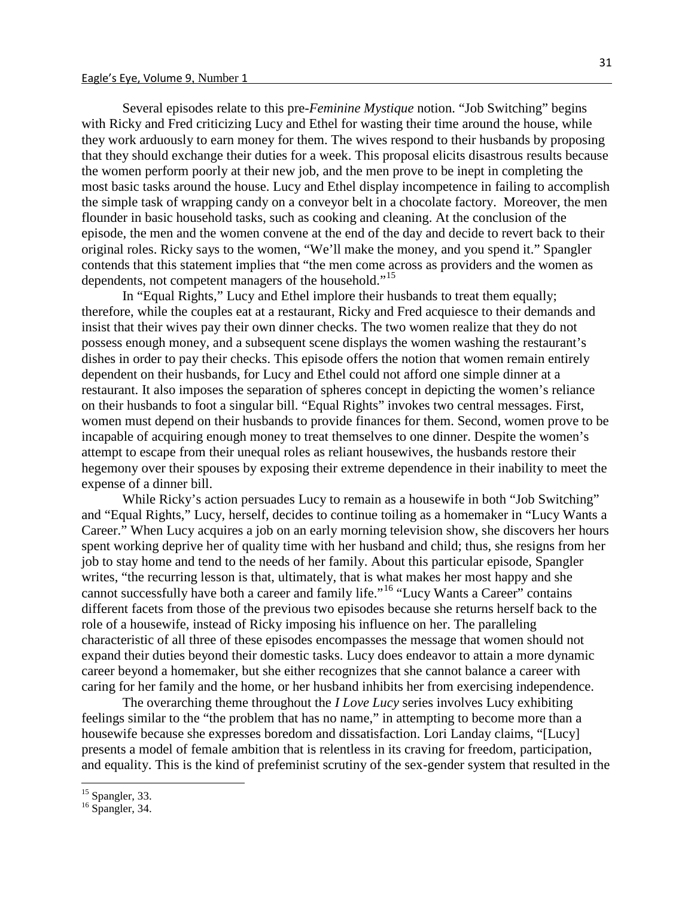Several episodes relate to this pre-*Feminine Mystique* notion. "Job Switching" begins with Ricky and Fred criticizing Lucy and Ethel for wasting their time around the house, while they work arduously to earn money for them. The wives respond to their husbands by proposing that they should exchange their duties for a week. This proposal elicits disastrous results because the women perform poorly at their new job, and the men prove to be inept in completing the most basic tasks around the house. Lucy and Ethel display incompetence in failing to accomplish the simple task of wrapping candy on a conveyor belt in a chocolate factory. Moreover, the men flounder in basic household tasks, such as cooking and cleaning. At the conclusion of the episode, the men and the women convene at the end of the day and decide to revert back to their original roles. Ricky says to the women, "We'll make the money, and you spend it." Spangler contends that this statement implies that "the men come across as providers and the women as dependents, not competent managers of the household."[15]

In "Equal Rights," Lucy and Ethel implore their husbands to treat them equally; therefore, while the couples eat at a restaurant, Ricky and Fred acquiesce to their demands and insist that their wives pay their own dinner checks. The two women realize that they do not possess enough money, and a subsequent scene displays the women washing the restaurant's dishes in order to pay their checks. This episode offers the notion that women remain entirely dependent on their husbands, for Lucy and Ethel could not afford one simple dinner at a restaurant. It also imposes the separation of spheres concept in depicting the women's reliance on their husbands to foot a singular bill. "Equal Rights" invokes two central messages. First, women must depend on their husbands to provide finances for them. Second, women prove to be incapable of acquiring enough money to treat themselves to one dinner. Despite the women's attempt to escape from their unequal roles as reliant housewives, the husbands restore their hegemony over their spouses by exposing their extreme dependence in their inability to meet the expense of a dinner bill.

While Ricky's action persuades Lucy to remain as a housewife in both "Job Switching" and "Equal Rights," Lucy, herself, decides to continue toiling as a homemaker in "Lucy Wants a Career." When Lucy acquires a job on an early morning television show, she discovers her hours spent working deprive her of quality time with her husband and child; thus, she resigns from her job to stay home and tend to the needs of her family. About this particular episode, Spangler writes, "the recurring lesson is that, ultimately, that is what makes her most happy and she cannot successfully have both a career and family life."[16] "Lucy Wants a Career" contains different facets from those of the previous two episodes because she returns herself back to the role of a housewife, instead of Ricky imposing his influence on her. The paralleling characteristic of all three of these episodes encompasses the message that women should not expand their duties beyond their domestic tasks. Lucy does endeavor to attain a more dynamic career beyond a homemaker, but she either recognizes that she cannot balance a career with caring for her family and the home, or her husband inhibits her from exercising independence.

The overarching theme throughout the *I Love Lucy* series involves Lucy exhibiting feelings similar to the "the problem that has no name," in attempting to become more than a housewife because she expresses boredom and dissatisfaction. Lori Landay claims, "[Lucy] presents a model of female ambition that is relentless in its craving for freedom, participation, and equality. This is the kind of prefeminist scrutiny of the sex-gender system that resulted in the

---

[15] Spangler, 33.

[16] Spangler, 34.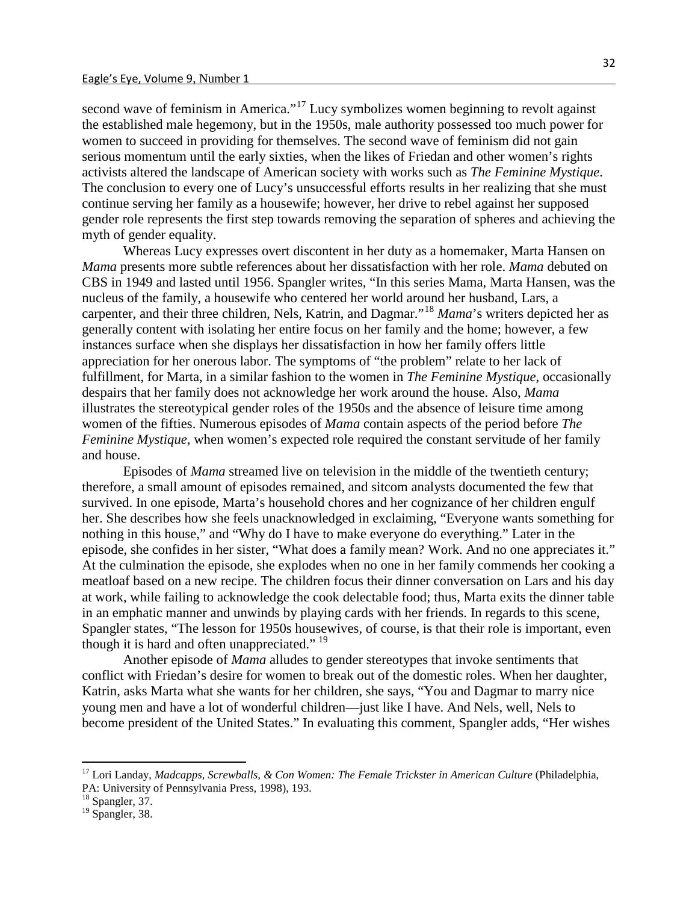second wave of feminism in America."[17] Lucy symbolizes women beginning to revolt against the established male hegemony, but in the 1950s, male authority possessed too much power for women to succeed in providing for themselves. The second wave of feminism did not gain serious momentum until the early sixties, when the likes of Friedan and other women's rights activists altered the landscape of American society with works such as *The Feminine Mystique*. The conclusion to every one of Lucy's unsuccessful efforts results in her realizing that she must continue serving her family as a housewife; however, her drive to rebel against her supposed gender role represents the first step towards removing the separation of spheres and achieving the myth of gender equality.

Whereas Lucy expresses overt discontent in her duty as a homemaker, Marta Hansen on *Mama* presents more subtle references about her dissatisfaction with her role. *Mama* debuted on CBS in 1949 and lasted until 1956. Spangler writes, "In this series Mama, Marta Hansen, was the nucleus of the family, a housewife who centered her world around her husband, Lars, a carpenter, and their three children, Nels, Katrin, and Dagmar."[18] *Mama*'s writers depicted her as generally content with isolating her entire focus on her family and the home; however, a few instances surface when she displays her dissatisfaction in how her family offers little appreciation for her onerous labor. The symptoms of "the problem" relate to her lack of fulfillment, for Marta, in a similar fashion to the women in *The Feminine Mystique*, occasionally despairs that her family does not acknowledge her work around the house. Also, *Mama* illustrates the stereotypical gender roles of the 1950s and the absence of leisure time among women of the fifties. Numerous episodes of *Mama* contain aspects of the period before *The Feminine Mystique*, when women's expected role required the constant servitude of her family and house.

Episodes of *Mama* streamed live on television in the middle of the twentieth century; therefore, a small amount of episodes remained, and sitcom analysts documented the few that survived. In one episode, Marta's household chores and her cognizance of her children engulf her. She describes how she feels unacknowledged in exclaiming, "Everyone wants something for nothing in this house," and "Why do I have to make everyone do everything." Later in the episode, she confides in her sister, "What does a family mean? Work. And no one appreciates it." At the culmination the episode, she explodes when no one in her family commends her cooking a meatloaf based on a new recipe. The children focus their dinner conversation on Lars and his day at work, while failing to acknowledge the cook delectable food; thus, Marta exits the dinner table in an emphatic manner and unwinds by playing cards with her friends. In regards to this scene, Spangler states, "The lesson for 1950s housewives, of course, is that their role is important, even though it is hard and often unappreciated." [19]

Another episode of *Mama* alludes to gender stereotypes that invoke sentiments that conflict with Friedan's desire for women to break out of the domestic roles. When her daughter, Katrin, asks Marta what she wants for her children, she says, "You and Dagmar to marry nice young men and have a lot of wonderful children—just like I have. And Nels, well, Nels to become president of the United States." In evaluating this comment, Spangler adds, "Her wishes

---

[17] Lori Landay, *Madcapps, Screwballs, & Con Women: The Female Trickster in American Culture* (Philadelphia, PA: University of Pennsylvania Press, 1998), 193.

[18] Spangler, 37.

[19] Spangler, 38.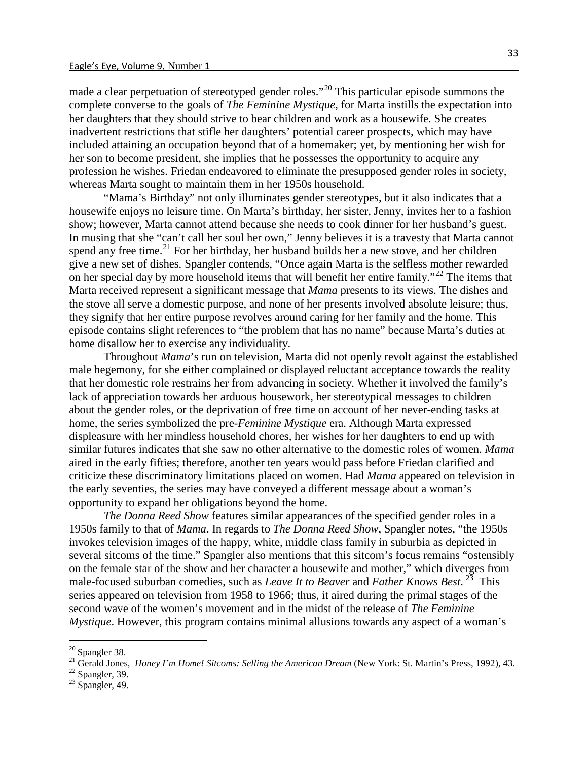made a clear perpetuation of stereotyped gender roles."[20] This particular episode summons the complete converse to the goals of *The Feminine Mystique*, for Marta instills the expectation into her daughters that they should strive to bear children and work as a housewife. She creates inadvertent restrictions that stifle her daughters' potential career prospects, which may have included attaining an occupation beyond that of a homemaker; yet, by mentioning her wish for her son to become president, she implies that he possesses the opportunity to acquire any profession he wishes. Friedan endeavored to eliminate the presupposed gender roles in society, whereas Marta sought to maintain them in her 1950s household.

"Mama's Birthday" not only illuminates gender stereotypes, but it also indicates that a housewife enjoys no leisure time. On Marta's birthday, her sister, Jenny, invites her to a fashion show; however, Marta cannot attend because she needs to cook dinner for her husband's guest. In musing that she "can't call her soul her own," Jenny believes it is a travesty that Marta cannot spend any free time.[21] For her birthday, her husband builds her a new stove, and her children give a new set of dishes. Spangler contends, "Once again Marta is the selfless mother rewarded on her special day by more household items that will benefit her entire family."[22] The items that Marta received represent a significant message that *Mama* presents to its views. The dishes and the stove all serve a domestic purpose, and none of her presents involved absolute leisure; thus, they signify that her entire purpose revolves around caring for her family and the home. This episode contains slight references to "the problem that has no name" because Marta's duties at home disallow her to exercise any individuality.

Throughout *Mama*'s run on television, Marta did not openly revolt against the established male hegemony, for she either complained or displayed reluctant acceptance towards the reality that her domestic role restrains her from advancing in society. Whether it involved the family's lack of appreciation towards her arduous housework, her stereotypical messages to children about the gender roles, or the deprivation of free time on account of her never-ending tasks at home, the series symbolized the pre-*Feminine Mystique* era. Although Marta expressed displeasure with her mindless household chores, her wishes for her daughters to end up with similar futures indicates that she saw no other alternative to the domestic roles of women. *Mama* aired in the early fifties; therefore, another ten years would pass before Friedan clarified and criticize these discriminatory limitations placed on women. Had *Mama* appeared on television in the early seventies, the series may have conveyed a different message about a woman's opportunity to expand her obligations beyond the home.

*The Donna Reed Show* features similar appearances of the specified gender roles in a 1950s family to that of *Mama*. In regards to *The Donna Reed Show*, Spangler notes, "the 1950s invokes television images of the happy, white, middle class family in suburbia as depicted in several sitcoms of the time." Spangler also mentions that this sitcom's focus remains "ostensibly on the female star of the show and her character a housewife and mother," which diverges from male-focused suburban comedies, such as *Leave It to Beaver* and *Father Knows Best*.[23] This series appeared on television from 1958 to 1966; thus, it aired during the primal stages of the second wave of the women's movement and in the midst of the release of *The Feminine Mystique*. However, this program contains minimal allusions towards any aspect of a woman's

---

[20] Spangler 38.

[21] Gerald Jones, *Honey I'm Home! Sitcoms: Selling the American Dream* (New York: St. Martin's Press, 1992), 43.

[22] Spangler, 39.

[23] Spangler, 49.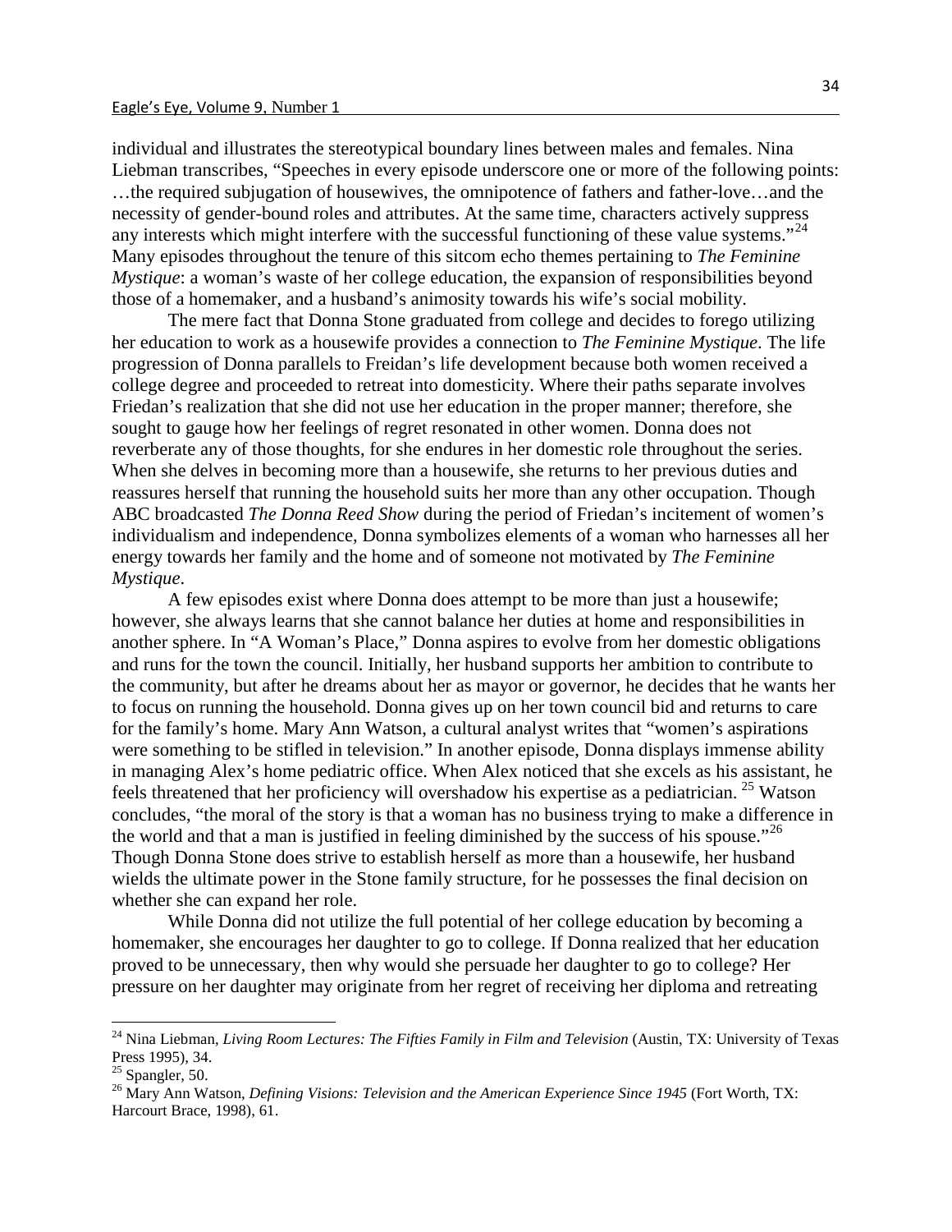individual and illustrates the stereotypical boundary lines between males and females. Nina Liebman transcribes, "Speeches in every episode underscore one or more of the following points: …the required subjugation of housewives, the omnipotence of fathers and father-love…and the necessity of gender-bound roles and attributes. At the same time, characters actively suppress any interests which might interfere with the successful functioning of these value systems."[24] Many episodes throughout the tenure of this sitcom echo themes pertaining to *The Feminine Mystique*: a woman's waste of her college education, the expansion of responsibilities beyond those of a homemaker, and a husband's animosity towards his wife's social mobility.

The mere fact that Donna Stone graduated from college and decides to forego utilizing her education to work as a housewife provides a connection to *The Feminine Mystique*. The life progression of Donna parallels to Freidan's life development because both women received a college degree and proceeded to retreat into domesticity. Where their paths separate involves Friedan's realization that she did not use her education in the proper manner; therefore, she sought to gauge how her feelings of regret resonated in other women. Donna does not reverberate any of those thoughts, for she endures in her domestic role throughout the series. When she delves in becoming more than a housewife, she returns to her previous duties and reassures herself that running the household suits her more than any other occupation. Though ABC broadcasted *The Donna Reed Show* during the period of Friedan's incitement of women's individualism and independence, Donna symbolizes elements of a woman who harnesses all her energy towards her family and the home and of someone not motivated by *The Feminine Mystique*.

A few episodes exist where Donna does attempt to be more than just a housewife; however, she always learns that she cannot balance her duties at home and responsibilities in another sphere. In "A Woman's Place," Donna aspires to evolve from her domestic obligations and runs for the town the council. Initially, her husband supports her ambition to contribute to the community, but after he dreams about her as mayor or governor, he decides that he wants her to focus on running the household. Donna gives up on her town council bid and returns to care for the family's home. Mary Ann Watson, a cultural analyst writes that "women's aspirations were something to be stifled in television." In another episode, Donna displays immense ability in managing Alex's home pediatric office. When Alex noticed that she excels as his assistant, he feels threatened that her proficiency will overshadow his expertise as a pediatrician. [25] Watson concludes, "the moral of the story is that a woman has no business trying to make a difference in the world and that a man is justified in feeling diminished by the success of his spouse."[26] Though Donna Stone does strive to establish herself as more than a housewife, her husband wields the ultimate power in the Stone family structure, for he possesses the final decision on whether she can expand her role.

While Donna did not utilize the full potential of her college education by becoming a homemaker, she encourages her daughter to go to college. If Donna realized that her education proved to be unnecessary, then why would she persuade her daughter to go to college? Her pressure on her daughter may originate from her regret of receiving her diploma and retreating

---

[24] Nina Liebman, *Living Room Lectures: The Fifties Family in Film and Television* (Austin, TX: University of Texas Press 1995), 34.

[25] Spangler, 50.

[26] Mary Ann Watson, *Defining Visions: Television and the American Experience Since 1945* (Fort Worth, TX: Harcourt Brace, 1998), 61.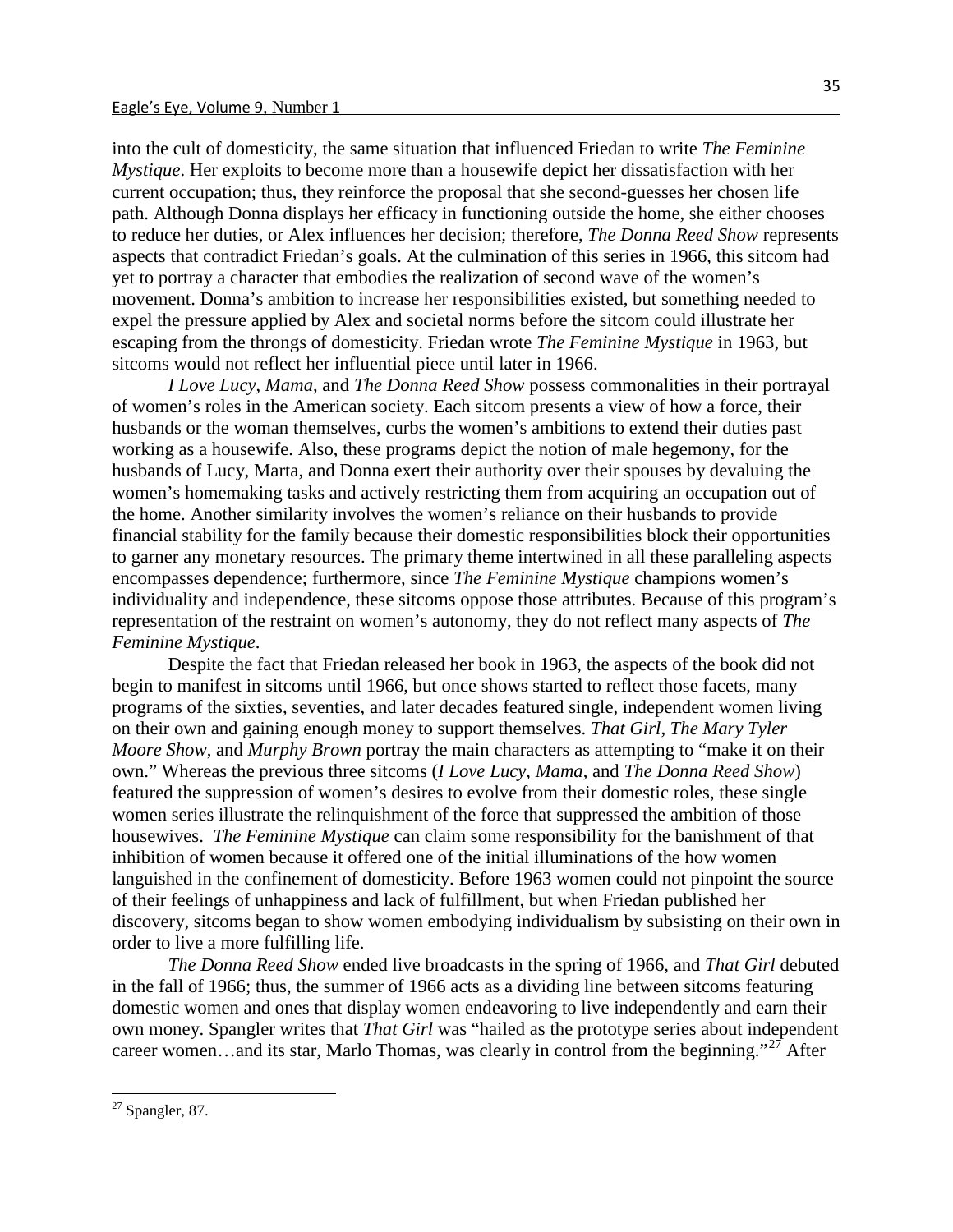into the cult of domesticity, the same situation that influenced Friedan to write *The Feminine Mystique*. Her exploits to become more than a housewife depict her dissatisfaction with her current occupation; thus, they reinforce the proposal that she second-guesses her chosen life path. Although Donna displays her efficacy in functioning outside the home, she either chooses to reduce her duties, or Alex influences her decision; therefore, *The Donna Reed Show* represents aspects that contradict Friedan's goals. At the culmination of this series in 1966, this sitcom had yet to portray a character that embodies the realization of second wave of the women's movement. Donna's ambition to increase her responsibilities existed, but something needed to expel the pressure applied by Alex and societal norms before the sitcom could illustrate her escaping from the throngs of domesticity. Friedan wrote *The Feminine Mystique* in 1963, but sitcoms would not reflect her influential piece until later in 1966.

*I Love Lucy*, *Mama*, and *The Donna Reed Show* possess commonalities in their portrayal of women's roles in the American society. Each sitcom presents a view of how a force, their husbands or the woman themselves, curbs the women's ambitions to extend their duties past working as a housewife. Also, these programs depict the notion of male hegemony, for the husbands of Lucy, Marta, and Donna exert their authority over their spouses by devaluing the women's homemaking tasks and actively restricting them from acquiring an occupation out of the home. Another similarity involves the women's reliance on their husbands to provide financial stability for the family because their domestic responsibilities block their opportunities to garner any monetary resources. The primary theme intertwined in all these paralleling aspects encompasses dependence; furthermore, since *The Feminine Mystique* champions women's individuality and independence, these sitcoms oppose those attributes. Because of this program's representation of the restraint on women's autonomy, they do not reflect many aspects of *The Feminine Mystique*.

Despite the fact that Friedan released her book in 1963, the aspects of the book did not begin to manifest in sitcoms until 1966, but once shows started to reflect those facets, many programs of the sixties, seventies, and later decades featured single, independent women living on their own and gaining enough money to support themselves. *That Girl*, *The Mary Tyler Moore Show*, and *Murphy Brown* portray the main characters as attempting to "make it on their own." Whereas the previous three sitcoms (*I Love Lucy*, *Mama*, and *The Donna Reed Show*) featured the suppression of women's desires to evolve from their domestic roles, these single women series illustrate the relinquishment of the force that suppressed the ambition of those housewives. *The Feminine Mystique* can claim some responsibility for the banishment of that inhibition of women because it offered one of the initial illuminations of the how women languished in the confinement of domesticity. Before 1963 women could not pinpoint the source of their feelings of unhappiness and lack of fulfillment, but when Friedan published her discovery, sitcoms began to show women embodying individualism by subsisting on their own in order to live a more fulfilling life.

*The Donna Reed Show* ended live broadcasts in the spring of 1966, and *That Girl* debuted in the fall of 1966; thus, the summer of 1966 acts as a dividing line between sitcoms featuring domestic women and ones that display women endeavoring to live independently and earn their own money. Spangler writes that *That Girl* was "hailed as the prototype series about independent career women…and its star, Marlo Thomas, was clearly in control from the beginning."[27] After

---

[27] Spangler, 87.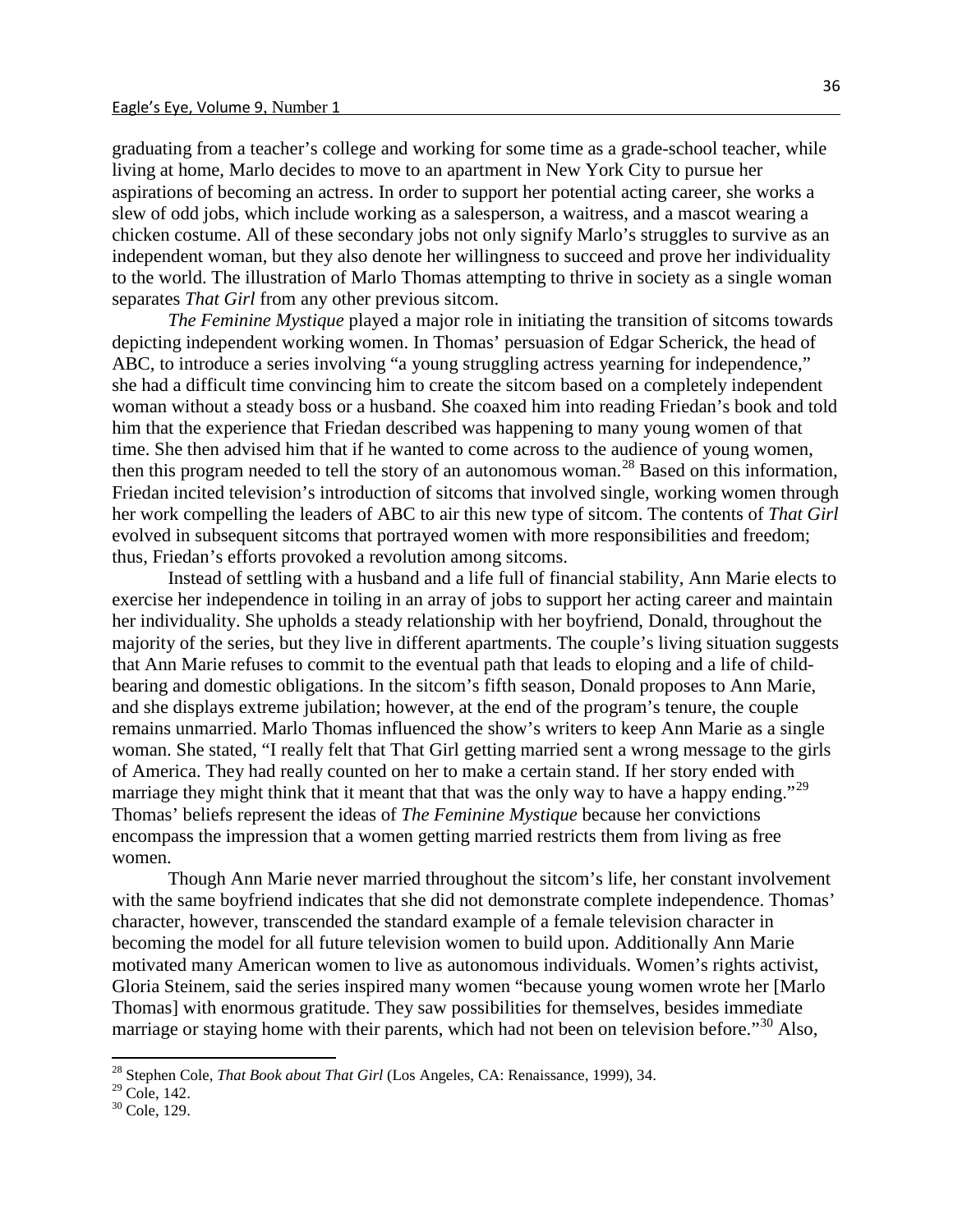graduating from a teacher's college and working for some time as a grade-school teacher, while living at home, Marlo decides to move to an apartment in New York City to pursue her aspirations of becoming an actress. In order to support her potential acting career, she works a slew of odd jobs, which include working as a salesperson, a waitress, and a mascot wearing a chicken costume. All of these secondary jobs not only signify Marlo's struggles to survive as an independent woman, but they also denote her willingness to succeed and prove her individuality to the world. The illustration of Marlo Thomas attempting to thrive in society as a single woman separates *That Girl* from any other previous sitcom.

*The Feminine Mystique* played a major role in initiating the transition of sitcoms towards depicting independent working women. In Thomas' persuasion of Edgar Scherick, the head of ABC, to introduce a series involving "a young struggling actress yearning for independence," she had a difficult time convincing him to create the sitcom based on a completely independent woman without a steady boss or a husband. She coaxed him into reading Friedan's book and told him that the experience that Friedan described was happening to many young women of that time. She then advised him that if he wanted to come across to the audience of young women, then this program needed to tell the story of an autonomous woman.[28] Based on this information, Friedan incited television's introduction of sitcoms that involved single, working women through her work compelling the leaders of ABC to air this new type of sitcom. The contents of *That Girl* evolved in subsequent sitcoms that portrayed women with more responsibilities and freedom; thus, Friedan's efforts provoked a revolution among sitcoms.

Instead of settling with a husband and a life full of financial stability, Ann Marie elects to exercise her independence in toiling in an array of jobs to support her acting career and maintain her individuality. She upholds a steady relationship with her boyfriend, Donald, throughout the majority of the series, but they live in different apartments. The couple's living situation suggests that Ann Marie refuses to commit to the eventual path that leads to eloping and a life of child-bearing and domestic obligations. In the sitcom's fifth season, Donald proposes to Ann Marie, and she displays extreme jubilation; however, at the end of the program's tenure, the couple remains unmarried. Marlo Thomas influenced the show's writers to keep Ann Marie as a single woman. She stated, "I really felt that That Girl getting married sent a wrong message to the girls of America. They had really counted on her to make a certain stand. If her story ended with marriage they might think that it meant that that was the only way to have a happy ending."[29] Thomas' beliefs represent the ideas of *The Feminine Mystique* because her convictions encompass the impression that a women getting married restricts them from living as free women.

Though Ann Marie never married throughout the sitcom's life, her constant involvement with the same boyfriend indicates that she did not demonstrate complete independence. Thomas' character, however, transcended the standard example of a female television character in becoming the model for all future television women to build upon. Additionally Ann Marie motivated many American women to live as autonomous individuals. Women's rights activist, Gloria Steinem, said the series inspired many women "because young women wrote her [Marlo Thomas] with enormous gratitude. They saw possibilities for themselves, besides immediate marriage or staying home with their parents, which had not been on television before."[30] Also,

---

[28] Stephen Cole, *That Book about That Girl* (Los Angeles, CA: Renaissance, 1999), 34.

[29] Cole, 142.

[30] Cole, 129.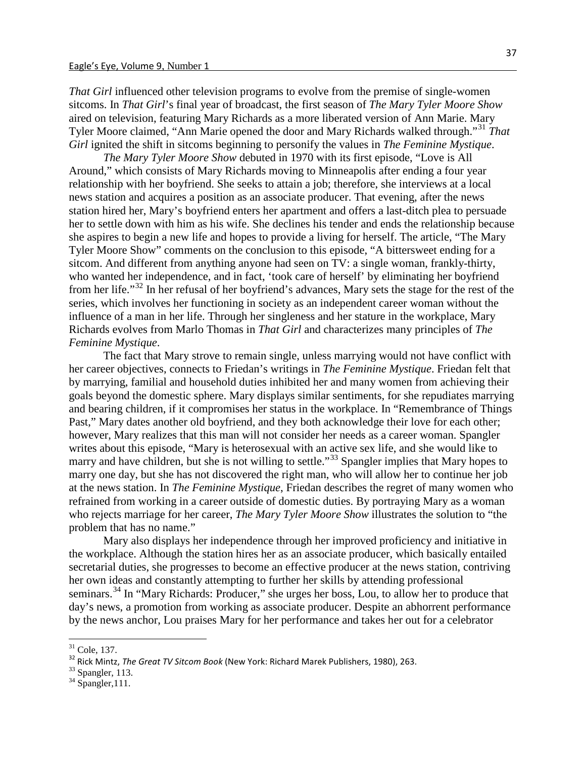*That Girl* influenced other television programs to evolve from the premise of single-women sitcoms. In *That Girl*'s final year of broadcast, the first season of *The Mary Tyler Moore Show* aired on television, featuring Mary Richards as a more liberated version of Ann Marie. Mary Tyler Moore claimed, "Ann Marie opened the door and Mary Richards walked through."[31] *That Girl* ignited the shift in sitcoms beginning to personify the values in *The Feminine Mystique*.

*The Mary Tyler Moore Show* debuted in 1970 with its first episode, "Love is All Around," which consists of Mary Richards moving to Minneapolis after ending a four year relationship with her boyfriend. She seeks to attain a job; therefore, she interviews at a local news station and acquires a position as an associate producer. That evening, after the news station hired her, Mary's boyfriend enters her apartment and offers a last-ditch plea to persuade her to settle down with him as his wife. She declines his tender and ends the relationship because she aspires to begin a new life and hopes to provide a living for herself. The article, "The Mary Tyler Moore Show" comments on the conclusion to this episode, "A bittersweet ending for a sitcom. And different from anything anyone had seen on TV: a single woman, frankly-thirty, who wanted her independence, and in fact, 'took care of herself' by eliminating her boyfriend from her life."[32] In her refusal of her boyfriend's advances, Mary sets the stage for the rest of the series, which involves her functioning in society as an independent career woman without the influence of a man in her life. Through her singleness and her stature in the workplace, Mary Richards evolves from Marlo Thomas in *That Girl* and characterizes many principles of *The Feminine Mystique*.

The fact that Mary strove to remain single, unless marrying would not have conflict with her career objectives, connects to Friedan's writings in *The Feminine Mystique*. Friedan felt that by marrying, familial and household duties inhibited her and many women from achieving their goals beyond the domestic sphere. Mary displays similar sentiments, for she repudiates marrying and bearing children, if it compromises her status in the workplace. In "Remembrance of Things Past," Mary dates another old boyfriend, and they both acknowledge their love for each other; however, Mary realizes that this man will not consider her needs as a career woman. Spangler writes about this episode, "Mary is heterosexual with an active sex life, and she would like to marry and have children, but she is not willing to settle."[33] Spangler implies that Mary hopes to marry one day, but she has not discovered the right man, who will allow her to continue her job at the news station. In *The Feminine Mystique*, Friedan describes the regret of many women who refrained from working in a career outside of domestic duties. By portraying Mary as a woman who rejects marriage for her career, *The Mary Tyler Moore Show* illustrates the solution to "the problem that has no name."

Mary also displays her independence through her improved proficiency and initiative in the workplace. Although the station hires her as an associate producer, which basically entailed secretarial duties, she progresses to become an effective producer at the news station, contriving her own ideas and constantly attempting to further her skills by attending professional seminars.[34] In "Mary Richards: Producer," she urges her boss, Lou, to allow her to produce that day's news, a promotion from working as associate producer. Despite an abhorrent performance by the news anchor, Lou praises Mary for her performance and takes her out for a celebrator

---

[31] Cole, 137.

[32] Rick Mintz, *The Great TV Sitcom Book* (New York: Richard Marek Publishers, 1980), 263.

[33] Spangler, 113.

[34] Spangler,111.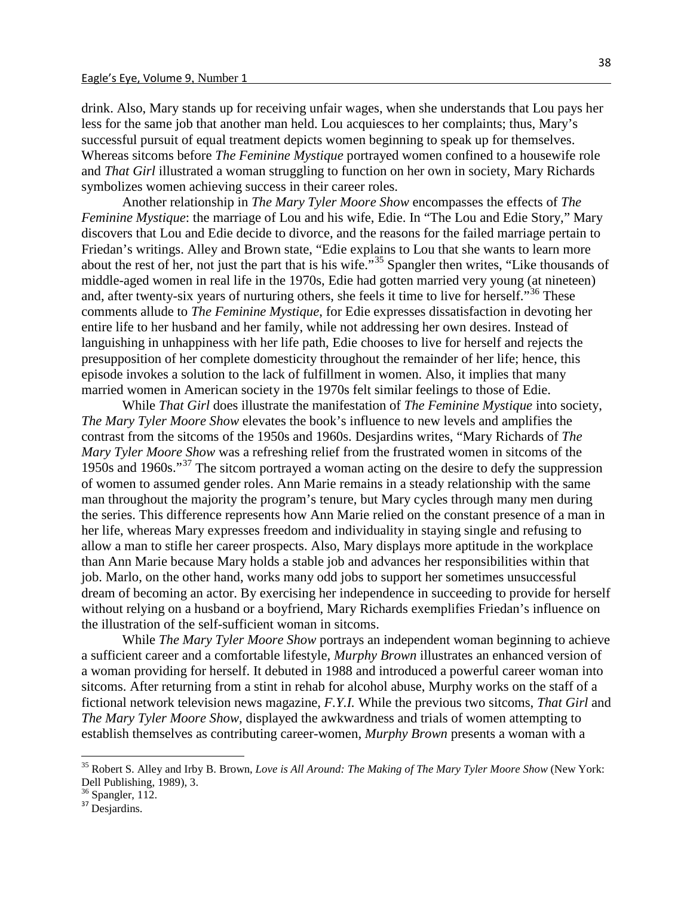drink. Also, Mary stands up for receiving unfair wages, when she understands that Lou pays her less for the same job that another man held. Lou acquiesces to her complaints; thus, Mary's successful pursuit of equal treatment depicts women beginning to speak up for themselves. Whereas sitcoms before *The Feminine Mystique* portrayed women confined to a housewife role and *That Girl* illustrated a woman struggling to function on her own in society, Mary Richards symbolizes women achieving success in their career roles.

Another relationship in *The Mary Tyler Moore Show* encompasses the effects of *The Feminine Mystique*: the marriage of Lou and his wife, Edie. In "The Lou and Edie Story," Mary discovers that Lou and Edie decide to divorce, and the reasons for the failed marriage pertain to Friedan's writings. Alley and Brown state, "Edie explains to Lou that she wants to learn more about the rest of her, not just the part that is his wife."[35] Spangler then writes, "Like thousands of middle-aged women in real life in the 1970s, Edie had gotten married very young (at nineteen) and, after twenty-six years of nurturing others, she feels it time to live for herself."[36] These comments allude to *The Feminine Mystique*, for Edie expresses dissatisfaction in devoting her entire life to her husband and her family, while not addressing her own desires. Instead of languishing in unhappiness with her life path, Edie chooses to live for herself and rejects the presupposition of her complete domesticity throughout the remainder of her life; hence, this episode invokes a solution to the lack of fulfillment in women. Also, it implies that many married women in American society in the 1970s felt similar feelings to those of Edie.

While *That Girl* does illustrate the manifestation of *The Feminine Mystique* into society, *The Mary Tyler Moore Show* elevates the book's influence to new levels and amplifies the contrast from the sitcoms of the 1950s and 1960s. Desjardins writes, "Mary Richards of *The Mary Tyler Moore Show* was a refreshing relief from the frustrated women in sitcoms of the 1950s and 1960s."[37] The sitcom portrayed a woman acting on the desire to defy the suppression of women to assumed gender roles. Ann Marie remains in a steady relationship with the same man throughout the majority the program's tenure, but Mary cycles through many men during the series. This difference represents how Ann Marie relied on the constant presence of a man in her life, whereas Mary expresses freedom and individuality in staying single and refusing to allow a man to stifle her career prospects. Also, Mary displays more aptitude in the workplace than Ann Marie because Mary holds a stable job and advances her responsibilities within that job. Marlo, on the other hand, works many odd jobs to support her sometimes unsuccessful dream of becoming an actor. By exercising her independence in succeeding to provide for herself without relying on a husband or a boyfriend, Mary Richards exemplifies Friedan's influence on the illustration of the self-sufficient woman in sitcoms.

While *The Mary Tyler Moore Show* portrays an independent woman beginning to achieve a sufficient career and a comfortable lifestyle, *Murphy Brown* illustrates an enhanced version of a woman providing for herself. It debuted in 1988 and introduced a powerful career woman into sitcoms. After returning from a stint in rehab for alcohol abuse, Murphy works on the staff of a fictional network television news magazine, *F.Y.I.* While the previous two sitcoms, *That Girl* and *The Mary Tyler Moore Show,* displayed the awkwardness and trials of women attempting to establish themselves as contributing career-women, *Murphy Brown* presents a woman with a

---

[35] Robert S. Alley and Irby B. Brown, *Love is All Around: The Making of The Mary Tyler Moore Show* (New York: Dell Publishing, 1989), 3.

[36] Spangler, 112.

[37] Desjardins.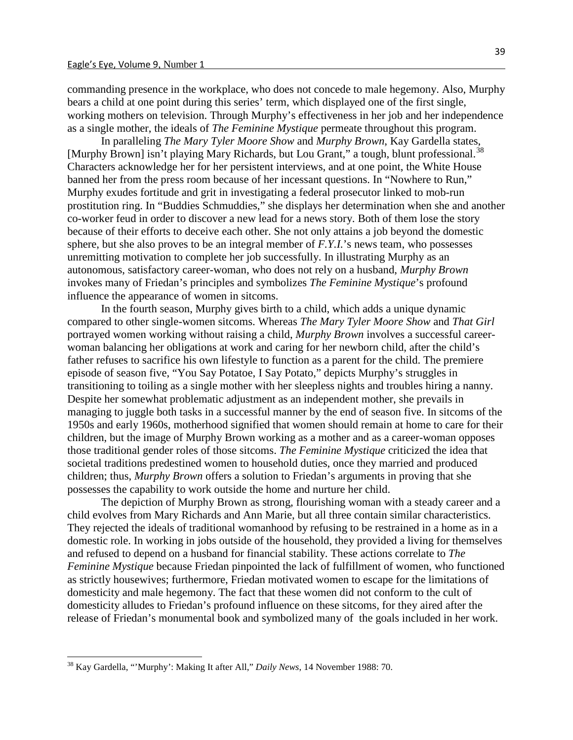commanding presence in the workplace, who does not concede to male hegemony. Also, Murphy bears a child at one point during this series' term, which displayed one of the first single, working mothers on television. Through Murphy's effectiveness in her job and her independence as a single mother, the ideals of *The Feminine Mystique* permeate throughout this program.

In paralleling *The Mary Tyler Moore Show* and *Murphy Brown*, Kay Gardella states, [Murphy Brown] isn't playing Mary Richards, but Lou Grant," a tough, blunt professional.[38] Characters acknowledge her for her persistent interviews, and at one point, the White House banned her from the press room because of her incessant questions. In "Nowhere to Run," Murphy exudes fortitude and grit in investigating a federal prosecutor linked to mob-run prostitution ring. In "Buddies Schmuddies," she displays her determination when she and another co-worker feud in order to discover a new lead for a news story. Both of them lose the story because of their efforts to deceive each other. She not only attains a job beyond the domestic sphere, but she also proves to be an integral member of *F.Y.I.*'s news team, who possesses unremitting motivation to complete her job successfully. In illustrating Murphy as an autonomous, satisfactory career-woman, who does not rely on a husband, *Murphy Brown* invokes many of Friedan's principles and symbolizes *The Feminine Mystique*'s profound influence the appearance of women in sitcoms.

In the fourth season, Murphy gives birth to a child, which adds a unique dynamic compared to other single-women sitcoms. Whereas *The Mary Tyler Moore Show* and *That Girl* portrayed women working without raising a child, *Murphy Brown* involves a successful career-woman balancing her obligations at work and caring for her newborn child, after the child's father refuses to sacrifice his own lifestyle to function as a parent for the child. The premiere episode of season five, "You Say Potatoe, I Say Potato," depicts Murphy's struggles in transitioning to toiling as a single mother with her sleepless nights and troubles hiring a nanny. Despite her somewhat problematic adjustment as an independent mother, she prevails in managing to juggle both tasks in a successful manner by the end of season five. In sitcoms of the 1950s and early 1960s, motherhood signified that women should remain at home to care for their children, but the image of Murphy Brown working as a mother and as a career-woman opposes those traditional gender roles of those sitcoms. *The Feminine Mystique* criticized the idea that societal traditions predestined women to household duties, once they married and produced children; thus, *Murphy Brown* offers a solution to Friedan's arguments in proving that she possesses the capability to work outside the home and nurture her child.

The depiction of Murphy Brown as strong, flourishing woman with a steady career and a child evolves from Mary Richards and Ann Marie, but all three contain similar characteristics. They rejected the ideals of traditional womanhood by refusing to be restrained in a home as in a domestic role. In working in jobs outside of the household, they provided a living for themselves and refused to depend on a husband for financial stability. These actions correlate to *The Feminine Mystique* because Friedan pinpointed the lack of fulfillment of women, who functioned as strictly housewives; furthermore, Friedan motivated women to escape for the limitations of domesticity and male hegemony. The fact that these women did not conform to the cult of domesticity alludes to Friedan's profound influence on these sitcoms, for they aired after the release of Friedan's monumental book and symbolized many of the goals included in her work.

---

[38] Kay Gardella, "'Murphy': Making It after All," *Daily News*, 14 November 1988: 70.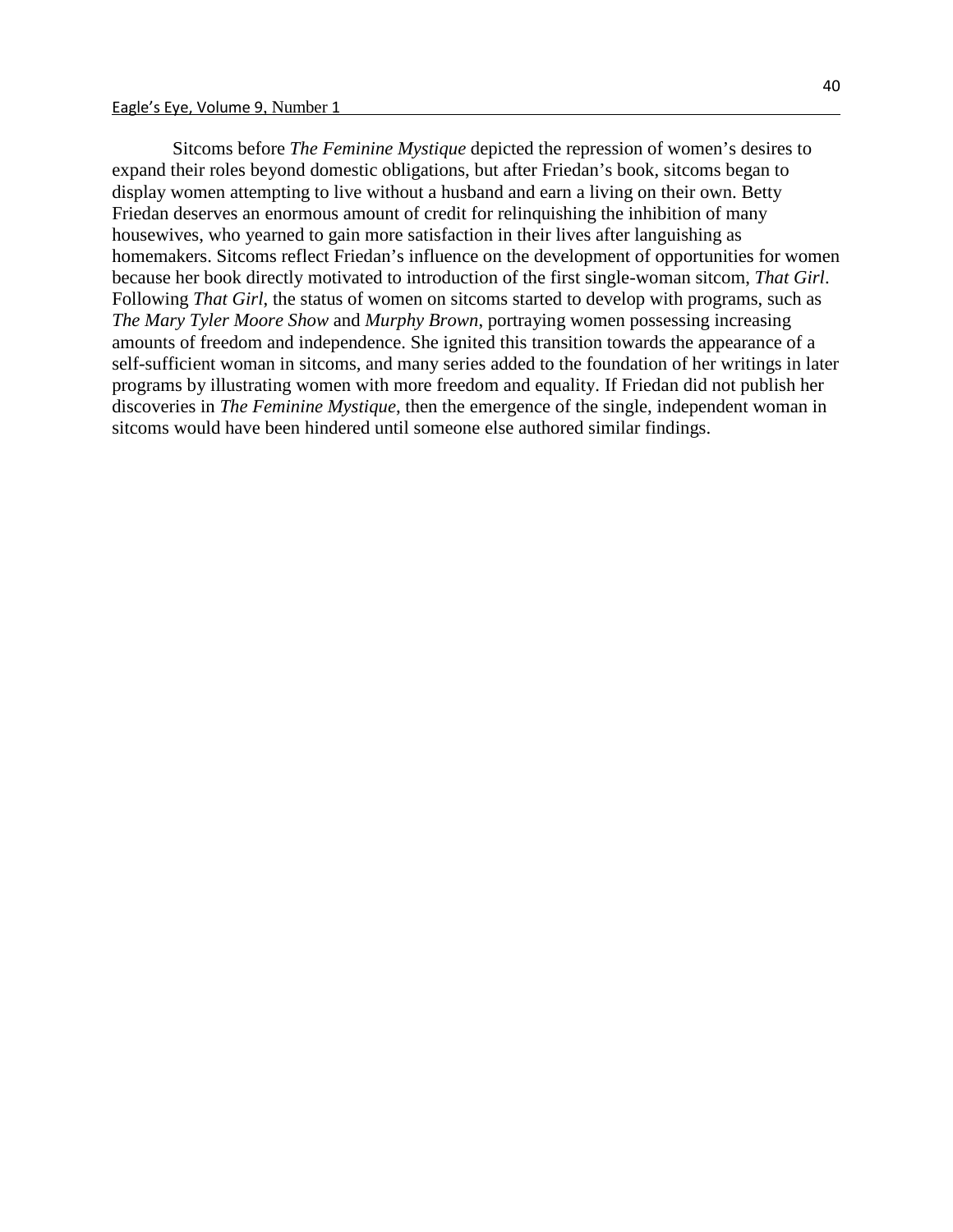Sitcoms before *The Feminine Mystique* depicted the repression of women's desires to expand their roles beyond domestic obligations, but after Friedan's book, sitcoms began to display women attempting to live without a husband and earn a living on their own. Betty Friedan deserves an enormous amount of credit for relinquishing the inhibition of many housewives, who yearned to gain more satisfaction in their lives after languishing as homemakers. Sitcoms reflect Friedan's influence on the development of opportunities for women because her book directly motivated to introduction of the first single-woman sitcom, *That Girl*. Following *That Girl*, the status of women on sitcoms started to develop with programs, such as *The Mary Tyler Moore Show* and *Murphy Brown*, portraying women possessing increasing amounts of freedom and independence. She ignited this transition towards the appearance of a self-sufficient woman in sitcoms, and many series added to the foundation of her writings in later programs by illustrating women with more freedom and equality. If Friedan did not publish her discoveries in *The Feminine Mystique*, then the emergence of the single, independent woman in sitcoms would have been hindered until someone else authored similar findings.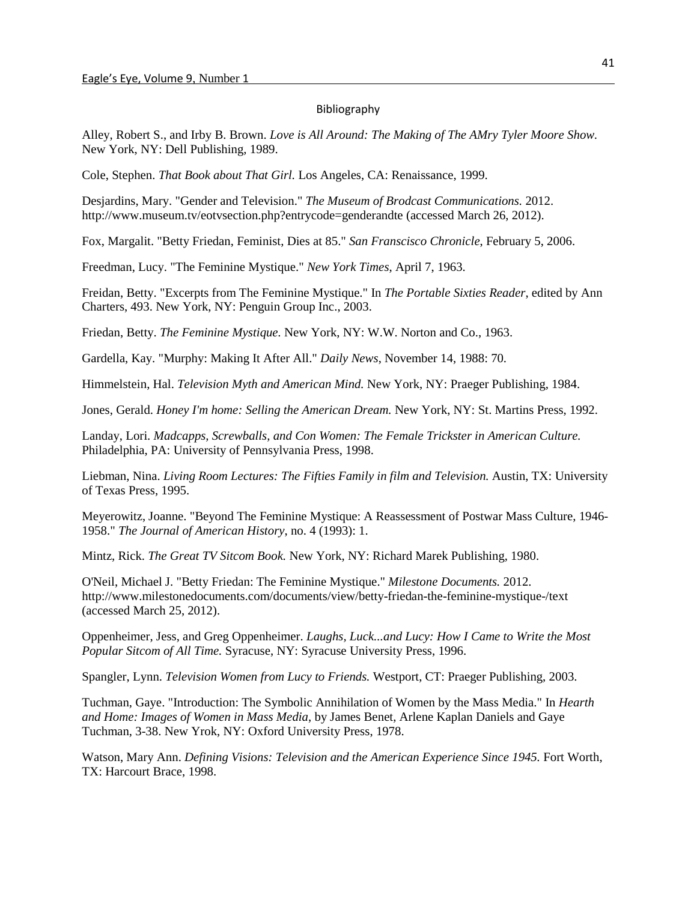## Bibliography

Alley, Robert S., and Irby B. Brown. *Love is All Around: The Making of The AMry Tyler Moore Show.* New York, NY: Dell Publishing, 1989.

Cole, Stephen. *That Book about That Girl.* Los Angeles, CA: Renaissance, 1999.

Desjardins, Mary. "Gender and Television." *The Museum of Brodcast Communications.* 2012. http://www.museum.tv/eotvsection.php?entrycode=genderandte (accessed March 26, 2012).

Fox, Margalit. "Betty Friedan, Feminist, Dies at 85." *San Franscisco Chronicle*, February 5, 2006.

Freedman, Lucy. "The Feminine Mystique." *New York Times*, April 7, 1963.

Freidan, Betty. "Excerpts from The Feminine Mystique." In *The Portable Sixties Reader*, edited by Ann Charters, 493. New York, NY: Penguin Group Inc., 2003.

Friedan, Betty. *The Feminine Mystique.* New York, NY: W.W. Norton and Co., 1963.

Gardella, Kay. "Murphy: Making It After All." *Daily News*, November 14, 1988: 70.

Himmelstein, Hal. *Television Myth and American Mind.* New York, NY: Praeger Publishing, 1984.

Jones, Gerald. *Honey I'm home: Selling the American Dream.* New York, NY: St. Martins Press, 1992.

Landay, Lori. *Madcapps, Screwballs, and Con Women: The Female Trickster in American Culture.* Philadelphia, PA: University of Pennsylvania Press, 1998.

Liebman, Nina. *Living Room Lectures: The Fifties Family in film and Television.* Austin, TX: University of Texas Press, 1995.

Meyerowitz, Joanne. "Beyond The Feminine Mystique: A Reassessment of Postwar Mass Culture, 1946-1958." *The Journal of American History*, no. 4 (1993): 1.

Mintz, Rick. *The Great TV Sitcom Book.* New York, NY: Richard Marek Publishing, 1980.

O'Neil, Michael J. "Betty Friedan: The Feminine Mystique." *Milestone Documents.* 2012. http://www.milestonedocuments.com/documents/view/betty-friedan-the-feminine-mystique-/text (accessed March 25, 2012).

Oppenheimer, Jess, and Greg Oppenheimer. *Laughs, Luck...and Lucy: How I Came to Write the Most Popular Sitcom of All Time.* Syracuse, NY: Syracuse University Press, 1996.

Spangler, Lynn. *Television Women from Lucy to Friends.* Westport, CT: Praeger Publishing, 2003.

Tuchman, Gaye. "Introduction: The Symbolic Annihilation of Women by the Mass Media." In *Hearth and Home: Images of Women in Mass Media*, by James Benet, Arlene Kaplan Daniels and Gaye Tuchman, 3-38. New Yrok, NY: Oxford University Press, 1978.

Watson, Mary Ann. *Defining Visions: Television and the American Experience Since 1945.* Fort Worth, TX: Harcourt Brace, 1998.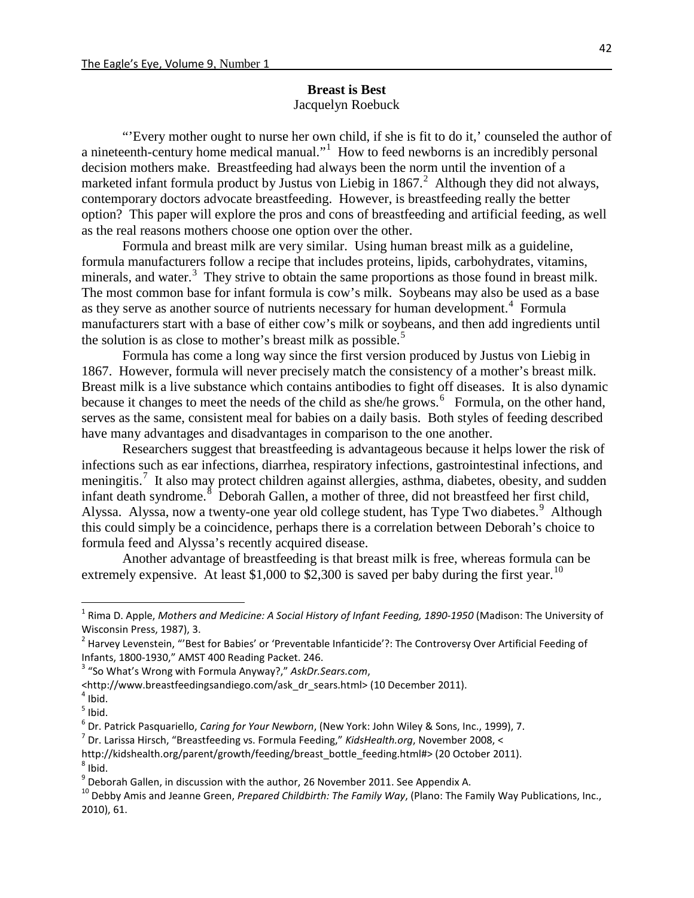## Breast is Best

Jacquelyn Roebuck

"'Every mother ought to nurse her own child, if she is fit to do it,' counseled the author of a nineteenth-century home medical manual."[1] How to feed newborns is an incredibly personal decision mothers make. Breastfeeding had always been the norm until the invention of a marketed infant formula product by Justus von Liebig in 1867.[2] Although they did not always, contemporary doctors advocate breastfeeding. However, is breastfeeding really the better option? This paper will explore the pros and cons of breastfeeding and artificial feeding, as well as the real reasons mothers choose one option over the other.

Formula and breast milk are very similar. Using human breast milk as a guideline, formula manufacturers follow a recipe that includes proteins, lipids, carbohydrates, vitamins, minerals, and water.[3] They strive to obtain the same proportions as those found in breast milk. The most common base for infant formula is cow's milk. Soybeans may also be used as a base as they serve as another source of nutrients necessary for human development.[4] Formula manufacturers start with a base of either cow's milk or soybeans, and then add ingredients until the solution is as close to mother's breast milk as possible.[5]

Formula has come a long way since the first version produced by Justus von Liebig in 1867. However, formula will never precisely match the consistency of a mother's breast milk. Breast milk is a live substance which contains antibodies to fight off diseases. It is also dynamic because it changes to meet the needs of the child as she/he grows.[6] Formula, on the other hand, serves as the same, consistent meal for babies on a daily basis. Both styles of feeding described have many advantages and disadvantages in comparison to the one another.

Researchers suggest that breastfeeding is advantageous because it helps lower the risk of infections such as ear infections, diarrhea, respiratory infections, gastrointestinal infections, and meningitis.[7] It also may protect children against allergies, asthma, diabetes, obesity, and sudden infant death syndrome.[8] Deborah Gallen, a mother of three, did not breastfeed her first child, Alyssa. Alyssa, now a twenty-one year old college student, has Type Two diabetes.[9] Although this could simply be a coincidence, perhaps there is a correlation between Deborah's choice to formula feed and Alyssa's recently acquired disease.

Another advantage of breastfeeding is that breast milk is free, whereas formula can be extremely expensive. At least $1,000 to $2,300 is saved per baby during the first year.[10]

---

[1] Rima D. Apple, *Mothers and Medicine: A Social History of Infant Feeding, 1890-1950* (Madison: The University of Wisconsin Press, 1987), 3.

[2] Harvey Levenstein, "'Best for Babies' or 'Preventable Infanticide'?: The Controversy Over Artificial Feeding of Infants, 1800-1930," AMST 400 Reading Packet. 246.

[3] "So What's Wrong with Formula Anyway?," *AskDr.Sears.com*, <http://www.breastfeedingsandiego.com/ask_dr_sears.html> (10 December 2011).

[4] Ibid.

[5] Ibid.

[6] Dr. Patrick Pasquariello, *Caring for Your Newborn*, (New York: John Wiley & Sons, Inc., 1999), 7.

[7] Dr. Larissa Hirsch, "Breastfeeding vs. Formula Feeding," *KidsHealth.org*, November 2008, < http://kidshealth.org/parent/growth/feeding/breast_bottle_feeding.html#> (20 October 2011).

[8] Ibid.

[9] Deborah Gallen, in discussion with the author, 26 November 2011. See Appendix A.

[10] Debby Amis and Jeanne Green, *Prepared Childbirth: The Family Way*, (Plano: The Family Way Publications, Inc., 2010), 61.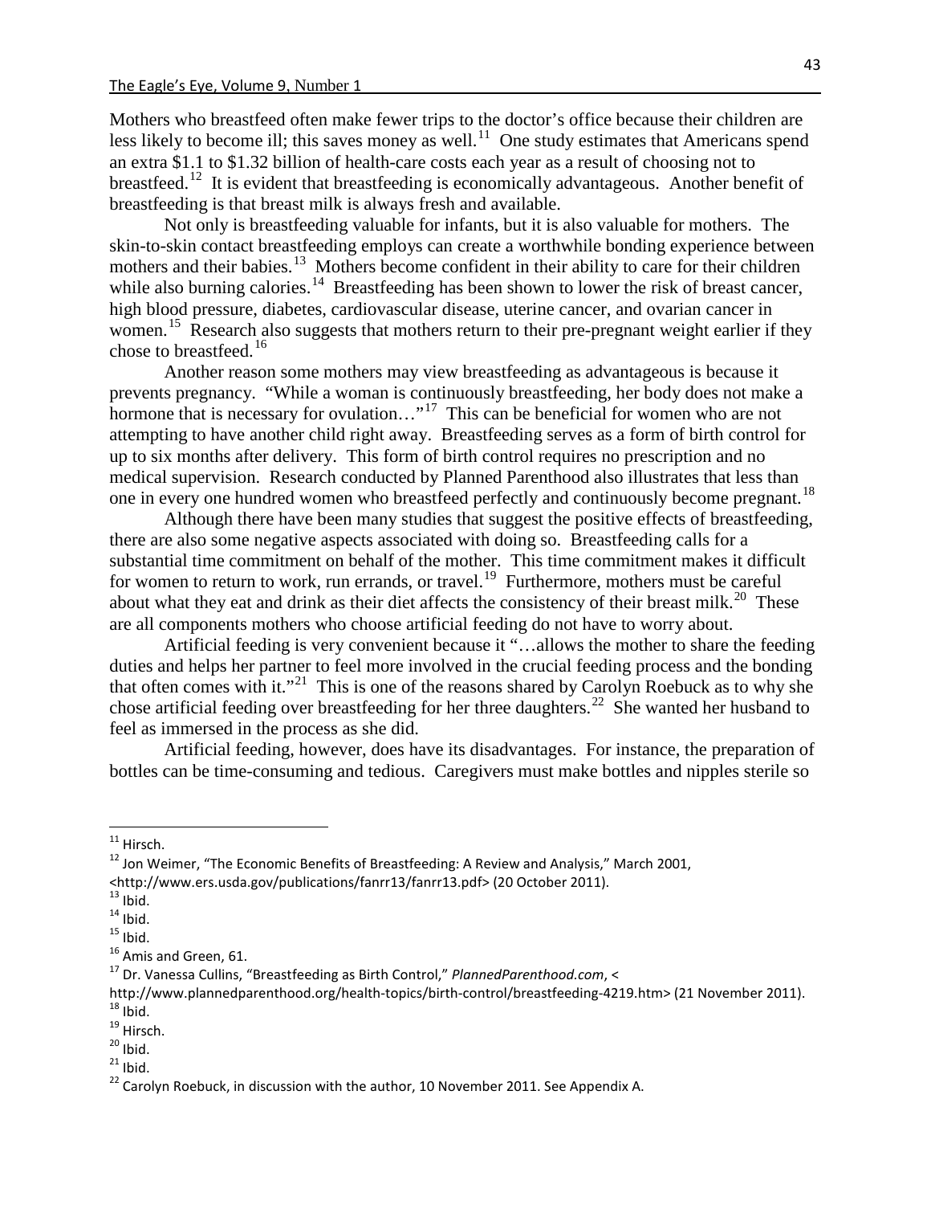Mothers who breastfeed often make fewer trips to the doctor's office because their children are less likely to become ill; this saves money as well.[11] One study estimates that Americans spend an extra $1.1 to $1.32 billion of health-care costs each year as a result of choosing not to breastfeed.[12] It is evident that breastfeeding is economically advantageous. Another benefit of breastfeeding is that breast milk is always fresh and available.

Not only is breastfeeding valuable for infants, but it is also valuable for mothers. The skin-to-skin contact breastfeeding employs can create a worthwhile bonding experience between mothers and their babies.[13] Mothers become confident in their ability to care for their children while also burning calories.[14] Breastfeeding has been shown to lower the risk of breast cancer, high blood pressure, diabetes, cardiovascular disease, uterine cancer, and ovarian cancer in women.[15] Research also suggests that mothers return to their pre-pregnant weight earlier if they chose to breastfeed.[16]

Another reason some mothers may view breastfeeding as advantageous is because it prevents pregnancy. "While a woman is continuously breastfeeding, her body does not make a hormone that is necessary for ovulation…"[17] This can be beneficial for women who are not attempting to have another child right away. Breastfeeding serves as a form of birth control for up to six months after delivery. This form of birth control requires no prescription and no medical supervision. Research conducted by Planned Parenthood also illustrates that less than one in every one hundred women who breastfeed perfectly and continuously become pregnant.[18]

Although there have been many studies that suggest the positive effects of breastfeeding, there are also some negative aspects associated with doing so. Breastfeeding calls for a substantial time commitment on behalf of the mother. This time commitment makes it difficult for women to return to work, run errands, or travel.[19] Furthermore, mothers must be careful about what they eat and drink as their diet affects the consistency of their breast milk.[20] These are all components mothers who choose artificial feeding do not have to worry about.

Artificial feeding is very convenient because it "…allows the mother to share the feeding duties and helps her partner to feel more involved in the crucial feeding process and the bonding that often comes with it."[21] This is one of the reasons shared by Carolyn Roebuck as to why she chose artificial feeding over breastfeeding for her three daughters.[22] She wanted her husband to feel as immersed in the process as she did.

Artificial feeding, however, does have its disadvantages. For instance, the preparation of bottles can be time-consuming and tedious. Caregivers must make bottles and nipples sterile so

---

[11] Hirsch.

[12] Jon Weimer, "The Economic Benefits of Breastfeeding: A Review and Analysis," March 2001, <http://www.ers.usda.gov/publications/fanrr13/fanrr13.pdf> (20 October 2011).

[13] Ibid.

[14] Ibid.

[15] Ibid.

[16] Amis and Green, 61.

[17] Dr. Vanessa Cullins, "Breastfeeding as Birth Control," *PlannedParenthood.com*, < http://www.plannedparenthood.org/health-topics/birth-control/breastfeeding-4219.htm> (21 November 2011).

[18] Ibid.

[19] Hirsch.

[20] Ibid.

[21] Ibid.

[22] Carolyn Roebuck, in discussion with the author, 10 November 2011. See Appendix A.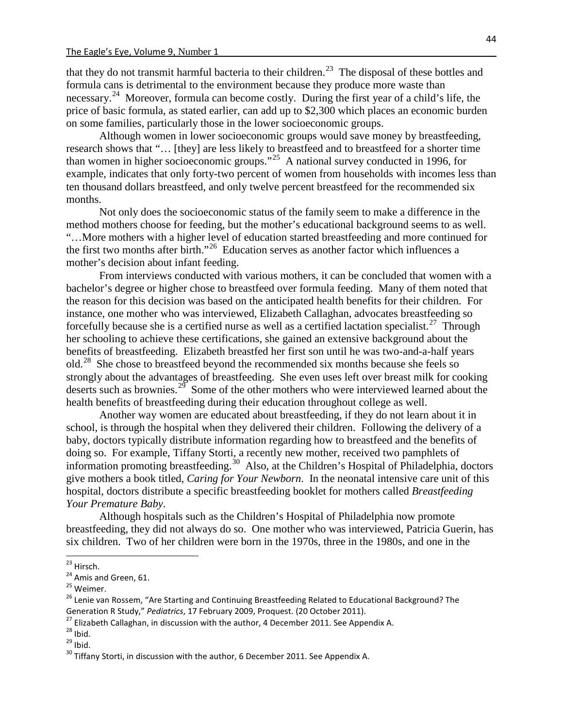that they do not transmit harmful bacteria to their children.[23] The disposal of these bottles and formula cans is detrimental to the environment because they produce more waste than necessary.[24] Moreover, formula can become costly. During the first year of a child's life, the price of basic formula, as stated earlier, can add up to $2,300 which places an economic burden on some families, particularly those in the lower socioeconomic groups.

Although women in lower socioeconomic groups would save money by breastfeeding, research shows that "… [they] are less likely to breastfeed and to breastfeed for a shorter time than women in higher socioeconomic groups."[25] A national survey conducted in 1996, for example, indicates that only forty-two percent of women from households with incomes less than ten thousand dollars breastfeed, and only twelve percent breastfeed for the recommended six months.

Not only does the socioeconomic status of the family seem to make a difference in the method mothers choose for feeding, but the mother's educational background seems to as well. "…More mothers with a higher level of education started breastfeeding and more continued for the first two months after birth."[26] Education serves as another factor which influences a mother's decision about infant feeding.

From interviews conducted with various mothers, it can be concluded that women with a bachelor's degree or higher chose to breastfeed over formula feeding. Many of them noted that the reason for this decision was based on the anticipated health benefits for their children. For instance, one mother who was interviewed, Elizabeth Callaghan, advocates breastfeeding so forcefully because she is a certified nurse as well as a certified lactation specialist.[27] Through her schooling to achieve these certifications, she gained an extensive background about the benefits of breastfeeding. Elizabeth breastfed her first son until he was two-and-a-half years old.[28] She chose to breastfeed beyond the recommended six months because she feels so strongly about the advantages of breastfeeding. She even uses left over breast milk for cooking deserts such as brownies.[29] Some of the other mothers who were interviewed learned about the health benefits of breastfeeding during their education throughout college as well.

Another way women are educated about breastfeeding, if they do not learn about it in school, is through the hospital when they delivered their children. Following the delivery of a baby, doctors typically distribute information regarding how to breastfeed and the benefits of doing so. For example, Tiffany Storti, a recently new mother, received two pamphlets of information promoting breastfeeding.[30] Also, at the Children's Hospital of Philadelphia, doctors give mothers a book titled, *Caring for Your Newborn*. In the neonatal intensive care unit of this hospital, doctors distribute a specific breastfeeding booklet for mothers called *Breastfeeding Your Premature Baby*.

Although hospitals such as the Children's Hospital of Philadelphia now promote breastfeeding, they did not always do so. One mother who was interviewed, Patricia Guerin, has six children. Two of her children were born in the 1970s, three in the 1980s, and one in the

---

[23] Hirsch.

[24] Amis and Green, 61.

[25] Weimer.

[26] Lenie van Rossem, "Are Starting and Continuing Breastfeeding Related to Educational Background? The Generation R Study," *Pediatrics*, 17 February 2009, Proquest. (20 October 2011).

[27] Elizabeth Callaghan, in discussion with the author, 4 December 2011. See Appendix A.

[28] Ibid.

[29] Ibid.

[30] Tiffany Storti, in discussion with the author, 6 December 2011. See Appendix A.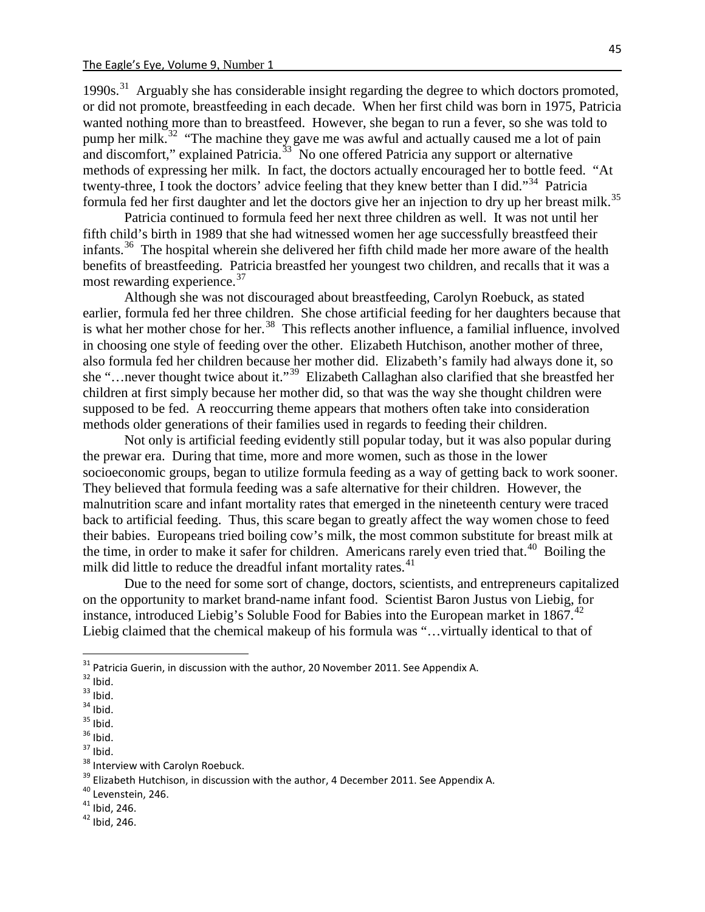1990s.[31] Arguably she has considerable insight regarding the degree to which doctors promoted, or did not promote, breastfeeding in each decade. When her first child was born in 1975, Patricia wanted nothing more than to breastfeed. However, she began to run a fever, so she was told to pump her milk.[32] "The machine they gave me was awful and actually caused me a lot of pain and discomfort," explained Patricia.[33] No one offered Patricia any support or alternative methods of expressing her milk. In fact, the doctors actually encouraged her to bottle feed. "At twenty-three, I took the doctors' advice feeling that they knew better than I did."[34] Patricia formula fed her first daughter and let the doctors give her an injection to dry up her breast milk.[35]

Patricia continued to formula feed her next three children as well. It was not until her fifth child's birth in 1989 that she had witnessed women her age successfully breastfeed their infants.[36] The hospital wherein she delivered her fifth child made her more aware of the health benefits of breastfeeding. Patricia breastfed her youngest two children, and recalls that it was a most rewarding experience.[37]

Although she was not discouraged about breastfeeding, Carolyn Roebuck, as stated earlier, formula fed her three children. She chose artificial feeding for her daughters because that is what her mother chose for her.[38] This reflects another influence, a familial influence, involved in choosing one style of feeding over the other. Elizabeth Hutchison, another mother of three, also formula fed her children because her mother did. Elizabeth's family had always done it, so she "…never thought twice about it."[39] Elizabeth Callaghan also clarified that she breastfed her children at first simply because her mother did, so that was the way she thought children were supposed to be fed. A reoccurring theme appears that mothers often take into consideration methods older generations of their families used in regards to feeding their children.

Not only is artificial feeding evidently still popular today, but it was also popular during the prewar era. During that time, more and more women, such as those in the lower socioeconomic groups, began to utilize formula feeding as a way of getting back to work sooner. They believed that formula feeding was a safe alternative for their children. However, the malnutrition scare and infant mortality rates that emerged in the nineteenth century were traced back to artificial feeding. Thus, this scare began to greatly affect the way women chose to feed their babies. Europeans tried boiling cow's milk, the most common substitute for breast milk at the time, in order to make it safer for children. Americans rarely even tried that.[40] Boiling the milk did little to reduce the dreadful infant mortality rates.[41]

Due to the need for some sort of change, doctors, scientists, and entrepreneurs capitalized on the opportunity to market brand-name infant food. Scientist Baron Justus von Liebig, for instance, introduced Liebig's Soluble Food for Babies into the European market in 1867.[42] Liebig claimed that the chemical makeup of his formula was "…virtually identical to that of

---

[31] Patricia Guerin, in discussion with the author, 20 November 2011. See Appendix A.
[32] Ibid.
[33] Ibid.
[34] Ibid.
[35] Ibid.
[36] Ibid.
[37] Ibid.
[38] Interview with Carolyn Roebuck.
[39] Elizabeth Hutchison, in discussion with the author, 4 December 2011. See Appendix A.
[40] Levenstein, 246.
[41] Ibid, 246.
[42] Ibid, 246.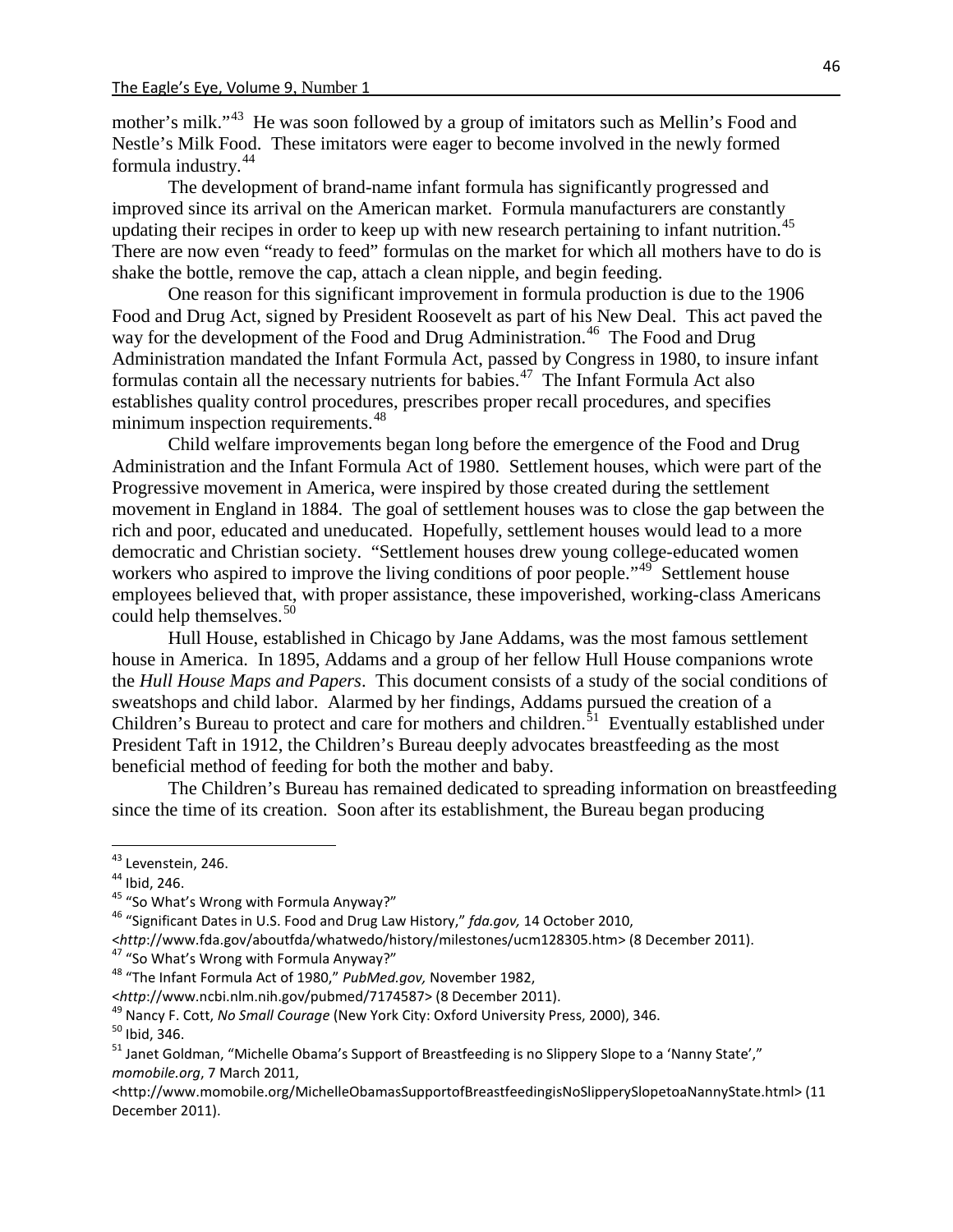mother's milk."[43] He was soon followed by a group of imitators such as Mellin's Food and Nestle's Milk Food. These imitators were eager to become involved in the newly formed formula industry.[44]

The development of brand-name infant formula has significantly progressed and improved since its arrival on the American market. Formula manufacturers are constantly updating their recipes in order to keep up with new research pertaining to infant nutrition.[45] There are now even "ready to feed" formulas on the market for which all mothers have to do is shake the bottle, remove the cap, attach a clean nipple, and begin feeding.

One reason for this significant improvement in formula production is due to the 1906 Food and Drug Act, signed by President Roosevelt as part of his New Deal. This act paved the way for the development of the Food and Drug Administration.[46] The Food and Drug Administration mandated the Infant Formula Act, passed by Congress in 1980, to insure infant formulas contain all the necessary nutrients for babies.[47] The Infant Formula Act also establishes quality control procedures, prescribes proper recall procedures, and specifies minimum inspection requirements.[48]

Child welfare improvements began long before the emergence of the Food and Drug Administration and the Infant Formula Act of 1980. Settlement houses, which were part of the Progressive movement in America, were inspired by those created during the settlement movement in England in 1884. The goal of settlement houses was to close the gap between the rich and poor, educated and uneducated. Hopefully, settlement houses would lead to a more democratic and Christian society. "Settlement houses drew young college-educated women workers who aspired to improve the living conditions of poor people."[49] Settlement house employees believed that, with proper assistance, these impoverished, working-class Americans could help themselves.[50]

Hull House, established in Chicago by Jane Addams, was the most famous settlement house in America. In 1895, Addams and a group of her fellow Hull House companions wrote the *Hull House Maps and Papers*. This document consists of a study of the social conditions of sweatshops and child labor. Alarmed by her findings, Addams pursued the creation of a Children's Bureau to protect and care for mothers and children.[51] Eventually established under President Taft in 1912, the Children's Bureau deeply advocates breastfeeding as the most beneficial method of feeding for both the mother and baby.

The Children's Bureau has remained dedicated to spreading information on breastfeeding since the time of its creation. Soon after its establishment, the Bureau began producing

---

[43] Levenstein, 246.

[44] Ibid, 246.

[45] "So What's Wrong with Formula Anyway?"

[46] "Significant Dates in U.S. Food and Drug Law History," *fda.gov,* 14 October 2010, <*http*://www.fda.gov/aboutfda/whatwedo/history/milestones/ucm128305.htm> (8 December 2011).

[47] "So What's Wrong with Formula Anyway?"

[48] "The Infant Formula Act of 1980," *PubMed.gov,* November 1982, <*http*://www.ncbi.nlm.nih.gov/pubmed/7174587> (8 December 2011).

[49] Nancy F. Cott, *No Small Courage* (New York City: Oxford University Press, 2000), 346.

[50] Ibid, 346.

[51] Janet Goldman, "Michelle Obama's Support of Breastfeeding is no Slippery Slope to a 'Nanny State'," *momobile.org*, 7 March 2011, <http://www.momobile.org/MichelleObamasSupportofBreastfeedingisNoSlipperySlopetoaNannyState.html> (11 December 2011).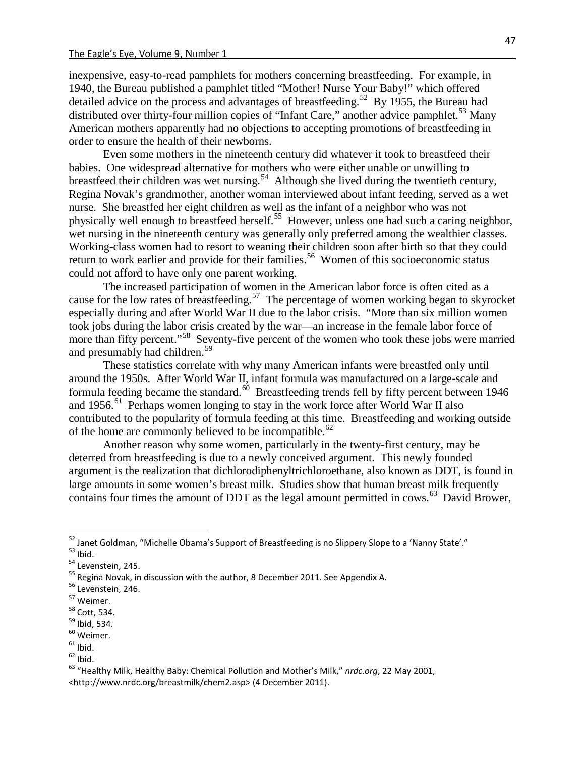inexpensive, easy-to-read pamphlets for mothers concerning breastfeeding. For example, in 1940, the Bureau published a pamphlet titled "Mother! Nurse Your Baby!" which offered detailed advice on the process and advantages of breastfeeding.[52] By 1955, the Bureau had distributed over thirty-four million copies of "Infant Care," another advice pamphlet.[53] Many American mothers apparently had no objections to accepting promotions of breastfeeding in order to ensure the health of their newborns.

Even some mothers in the nineteenth century did whatever it took to breastfeed their babies. One widespread alternative for mothers who were either unable or unwilling to breastfeed their children was wet nursing.[54] Although she lived during the twentieth century, Regina Novak's grandmother, another woman interviewed about infant feeding, served as a wet nurse. She breastfed her eight children as well as the infant of a neighbor who was not physically well enough to breastfeed herself.[55] However, unless one had such a caring neighbor, wet nursing in the nineteenth century was generally only preferred among the wealthier classes. Working-class women had to resort to weaning their children soon after birth so that they could return to work earlier and provide for their families.[56] Women of this socioeconomic status could not afford to have only one parent working.

The increased participation of women in the American labor force is often cited as a cause for the low rates of breastfeeding.[57] The percentage of women working began to skyrocket especially during and after World War II due to the labor crisis. "More than six million women took jobs during the labor crisis created by the war—an increase in the female labor force of more than fifty percent."[58] Seventy-five percent of the women who took these jobs were married and presumably had children.[59]

These statistics correlate with why many American infants were breastfed only until around the 1950s. After World War II, infant formula was manufactured on a large-scale and formula feeding became the standard.[60] Breastfeeding trends fell by fifty percent between 1946 and 1956.[61] Perhaps women longing to stay in the work force after World War II also contributed to the popularity of formula feeding at this time. Breastfeeding and working outside of the home are commonly believed to be incompatible.[62]

Another reason why some women, particularly in the twenty-first century, may be deterred from breastfeeding is due to a newly conceived argument. This newly founded argument is the realization that dichlorodiphenyltrichloroethane, also known as DDT, is found in large amounts in some women's breast milk. Studies show that human breast milk frequently contains four times the amount of DDT as the legal amount permitted in cows.[63] David Brower,

---

[52] Janet Goldman, "Michelle Obama's Support of Breastfeeding is no Slippery Slope to a 'Nanny State'."
[53] Ibid.
[54] Levenstein, 245.
[55] Regina Novak, in discussion with the author, 8 December 2011. See Appendix A.
[56] Levenstein, 246.
[57] Weimer.
[58] Cott, 534.
[59] Ibid, 534.
[60] Weimer.
[61] Ibid.
[62] Ibid.
[63] "Healthy Milk, Healthy Baby: Chemical Pollution and Mother's Milk," *nrdc.org*, 22 May 2001, <http://www.nrdc.org/breastmilk/chem2.asp> (4 December 2011).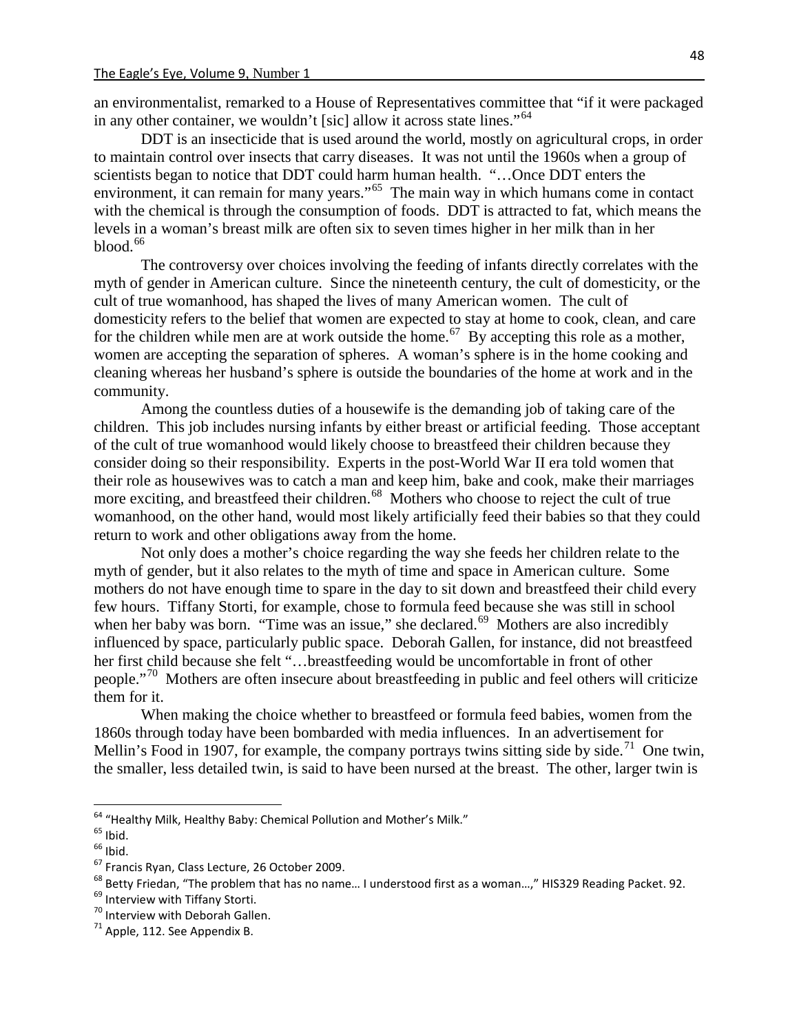an environmentalist, remarked to a House of Representatives committee that "if it were packaged in any other container, we wouldn't [sic] allow it across state lines."[64]

DDT is an insecticide that is used around the world, mostly on agricultural crops, in order to maintain control over insects that carry diseases. It was not until the 1960s when a group of scientists began to notice that DDT could harm human health. "…Once DDT enters the environment, it can remain for many years."[65] The main way in which humans come in contact with the chemical is through the consumption of foods. DDT is attracted to fat, which means the levels in a woman's breast milk are often six to seven times higher in her milk than in her blood.[66]

The controversy over choices involving the feeding of infants directly correlates with the myth of gender in American culture. Since the nineteenth century, the cult of domesticity, or the cult of true womanhood, has shaped the lives of many American women. The cult of domesticity refers to the belief that women are expected to stay at home to cook, clean, and care for the children while men are at work outside the home.[67] By accepting this role as a mother, women are accepting the separation of spheres. A woman's sphere is in the home cooking and cleaning whereas her husband's sphere is outside the boundaries of the home at work and in the community.

Among the countless duties of a housewife is the demanding job of taking care of the children. This job includes nursing infants by either breast or artificial feeding. Those acceptant of the cult of true womanhood would likely choose to breastfeed their children because they consider doing so their responsibility. Experts in the post-World War II era told women that their role as housewives was to catch a man and keep him, bake and cook, make their marriages more exciting, and breastfeed their children.[68] Mothers who choose to reject the cult of true womanhood, on the other hand, would most likely artificially feed their babies so that they could return to work and other obligations away from the home.

Not only does a mother's choice regarding the way she feeds her children relate to the myth of gender, but it also relates to the myth of time and space in American culture. Some mothers do not have enough time to spare in the day to sit down and breastfeed their child every few hours. Tiffany Storti, for example, chose to formula feed because she was still in school when her baby was born. "Time was an issue," she declared.[69] Mothers are also incredibly influenced by space, particularly public space. Deborah Gallen, for instance, did not breastfeed her first child because she felt "…breastfeeding would be uncomfortable in front of other people."[70] Mothers are often insecure about breastfeeding in public and feel others will criticize them for it.

When making the choice whether to breastfeed or formula feed babies, women from the 1860s through today have been bombarded with media influences. In an advertisement for Mellin's Food in 1907, for example, the company portrays twins sitting side by side.[71] One twin, the smaller, less detailed twin, is said to have been nursed at the breast. The other, larger twin is

---

[64] "Healthy Milk, Healthy Baby: Chemical Pollution and Mother's Milk."
[65] Ibid.
[66] Ibid.
[67] Francis Ryan, Class Lecture, 26 October 2009.
[68] Betty Friedan, "The problem that has no name… I understood first as a woman…," HIS329 Reading Packet. 92.
[69] Interview with Tiffany Storti.
[70] Interview with Deborah Gallen.
[71] Apple, 112. See Appendix B.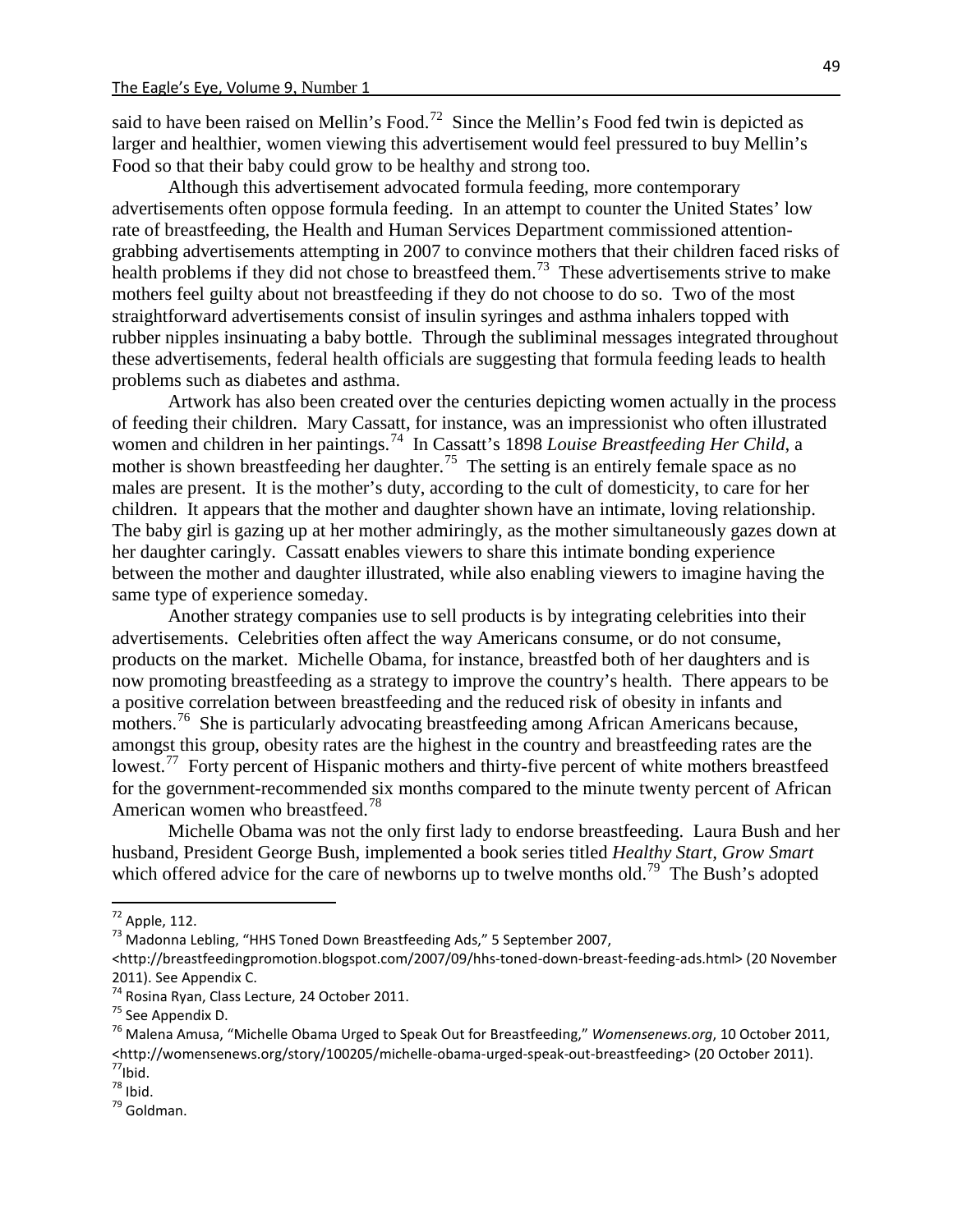said to have been raised on Mellin's Food.[72] Since the Mellin's Food fed twin is depicted as larger and healthier, women viewing this advertisement would feel pressured to buy Mellin's Food so that their baby could grow to be healthy and strong too.

Although this advertisement advocated formula feeding, more contemporary advertisements often oppose formula feeding. In an attempt to counter the United States' low rate of breastfeeding, the Health and Human Services Department commissioned attention-grabbing advertisements attempting in 2007 to convince mothers that their children faced risks of health problems if they did not chose to breastfeed them.[73] These advertisements strive to make mothers feel guilty about not breastfeeding if they do not choose to do so. Two of the most straightforward advertisements consist of insulin syringes and asthma inhalers topped with rubber nipples insinuating a baby bottle. Through the subliminal messages integrated throughout these advertisements, federal health officials are suggesting that formula feeding leads to health problems such as diabetes and asthma.

Artwork has also been created over the centuries depicting women actually in the process of feeding their children. Mary Cassatt, for instance, was an impressionist who often illustrated women and children in her paintings.[74] In Cassatt's 1898 *Louise Breastfeeding Her Child*, a mother is shown breastfeeding her daughter.[75] The setting is an entirely female space as no males are present. It is the mother's duty, according to the cult of domesticity, to care for her children. It appears that the mother and daughter shown have an intimate, loving relationship. The baby girl is gazing up at her mother admiringly, as the mother simultaneously gazes down at her daughter caringly. Cassatt enables viewers to share this intimate bonding experience between the mother and daughter illustrated, while also enabling viewers to imagine having the same type of experience someday.

Another strategy companies use to sell products is by integrating celebrities into their advertisements. Celebrities often affect the way Americans consume, or do not consume, products on the market. Michelle Obama, for instance, breastfed both of her daughters and is now promoting breastfeeding as a strategy to improve the country's health. There appears to be a positive correlation between breastfeeding and the reduced risk of obesity in infants and mothers.[76] She is particularly advocating breastfeeding among African Americans because, amongst this group, obesity rates are the highest in the country and breastfeeding rates are the lowest.[77] Forty percent of Hispanic mothers and thirty-five percent of white mothers breastfeed for the government-recommended six months compared to the minute twenty percent of African American women who breastfeed.[78]

Michelle Obama was not the only first lady to endorse breastfeeding. Laura Bush and her husband, President George Bush, implemented a book series titled *Healthy Start, Grow Smart* which offered advice for the care of newborns up to twelve months old.[79] The Bush's adopted

---

[72] Apple, 112.

[73] Madonna Lebling, "HHS Toned Down Breastfeeding Ads," 5 September 2007, <http://breastfeedingpromotion.blogspot.com/2007/09/hhs-toned-down-breast-feeding-ads.html> (20 November 2011). See Appendix C.

[74] Rosina Ryan, Class Lecture, 24 October 2011.

[75] See Appendix D.

[76] Malena Amusa, "Michelle Obama Urged to Speak Out for Breastfeeding," *Womensenews.org*, 10 October 2011, <http://womensenews.org/story/100205/michelle-obama-urged-speak-out-breastfeeding> (20 October 2011).

[77] Ibid.

[78] Ibid.

[79] Goldman.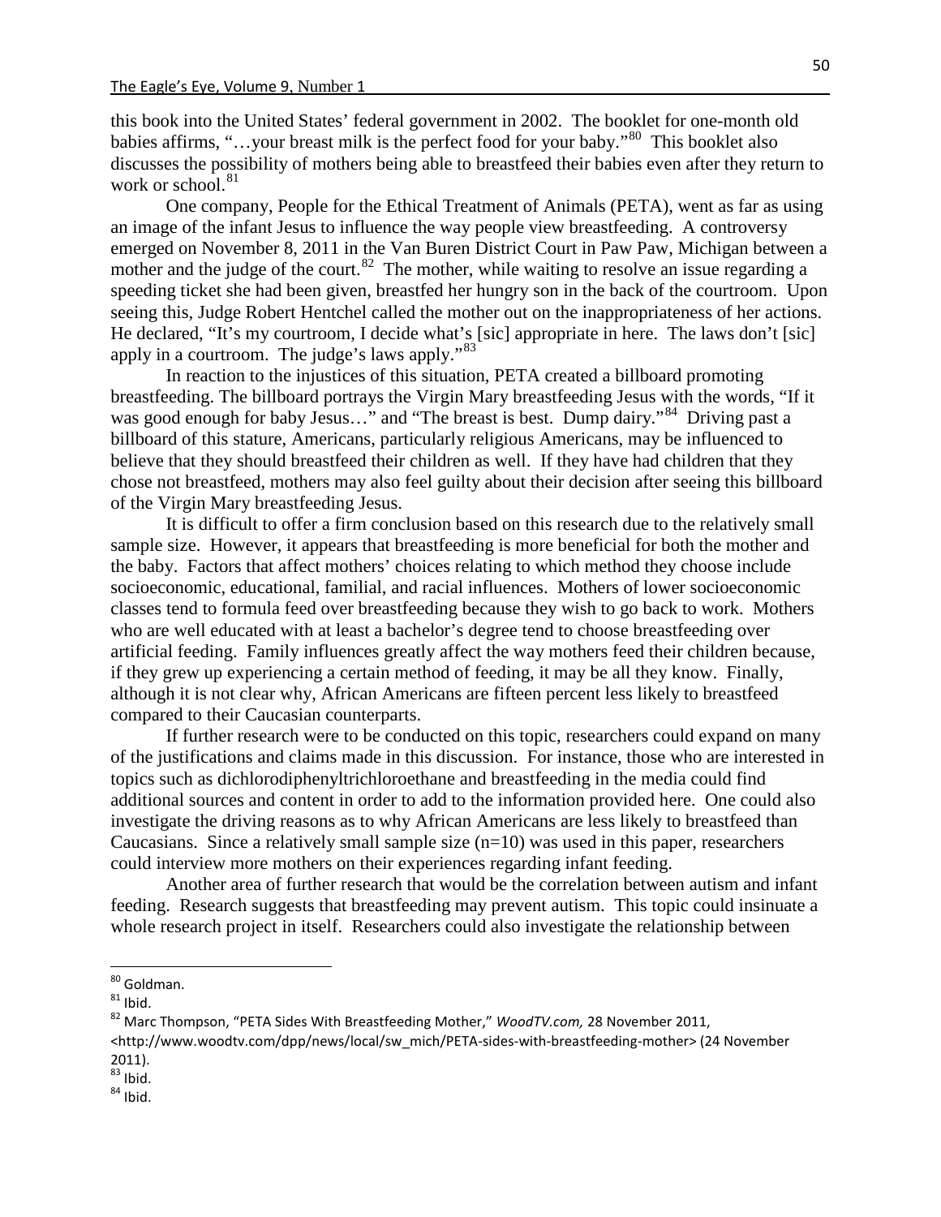this book into the United States' federal government in 2002. The booklet for one-month old babies affirms, "…your breast milk is the perfect food for your baby."[80] This booklet also discusses the possibility of mothers being able to breastfeed their babies even after they return to work or school.[81]

One company, People for the Ethical Treatment of Animals (PETA), went as far as using an image of the infant Jesus to influence the way people view breastfeeding. A controversy emerged on November 8, 2011 in the Van Buren District Court in Paw Paw, Michigan between a mother and the judge of the court.[82] The mother, while waiting to resolve an issue regarding a speeding ticket she had been given, breastfed her hungry son in the back of the courtroom. Upon seeing this, Judge Robert Hentchel called the mother out on the inappropriateness of her actions. He declared, "It's my courtroom, I decide what's [sic] appropriate in here. The laws don't [sic] apply in a courtroom. The judge's laws apply."[83]

In reaction to the injustices of this situation, PETA created a billboard promoting breastfeeding. The billboard portrays the Virgin Mary breastfeeding Jesus with the words, "If it was good enough for baby Jesus…" and "The breast is best. Dump dairy."[84] Driving past a billboard of this stature, Americans, particularly religious Americans, may be influenced to believe that they should breastfeed their children as well. If they have had children that they chose not breastfeed, mothers may also feel guilty about their decision after seeing this billboard of the Virgin Mary breastfeeding Jesus.

It is difficult to offer a firm conclusion based on this research due to the relatively small sample size. However, it appears that breastfeeding is more beneficial for both the mother and the baby. Factors that affect mothers' choices relating to which method they choose include socioeconomic, educational, familial, and racial influences. Mothers of lower socioeconomic classes tend to formula feed over breastfeeding because they wish to go back to work. Mothers who are well educated with at least a bachelor's degree tend to choose breastfeeding over artificial feeding. Family influences greatly affect the way mothers feed their children because, if they grew up experiencing a certain method of feeding, it may be all they know. Finally, although it is not clear why, African Americans are fifteen percent less likely to breastfeed compared to their Caucasian counterparts.

If further research were to be conducted on this topic, researchers could expand on many of the justifications and claims made in this discussion. For instance, those who are interested in topics such as dichlorodiphenyltrichloroethane and breastfeeding in the media could find additional sources and content in order to add to the information provided here. One could also investigate the driving reasons as to why African Americans are less likely to breastfeed than Caucasians. Since a relatively small sample size (n=10) was used in this paper, researchers could interview more mothers on their experiences regarding infant feeding.

Another area of further research that would be the correlation between autism and infant feeding. Research suggests that breastfeeding may prevent autism. This topic could insinuate a whole research project in itself. Researchers could also investigate the relationship between

---

[80] Goldman.

[81] Ibid.

[82] Marc Thompson, "PETA Sides With Breastfeeding Mother," *WoodTV.com,* 28 November 2011, <http://www.woodtv.com/dpp/news/local/sw_mich/PETA-sides-with-breastfeeding-mother> (24 November 2011).

[83] Ibid.

[84] Ibid.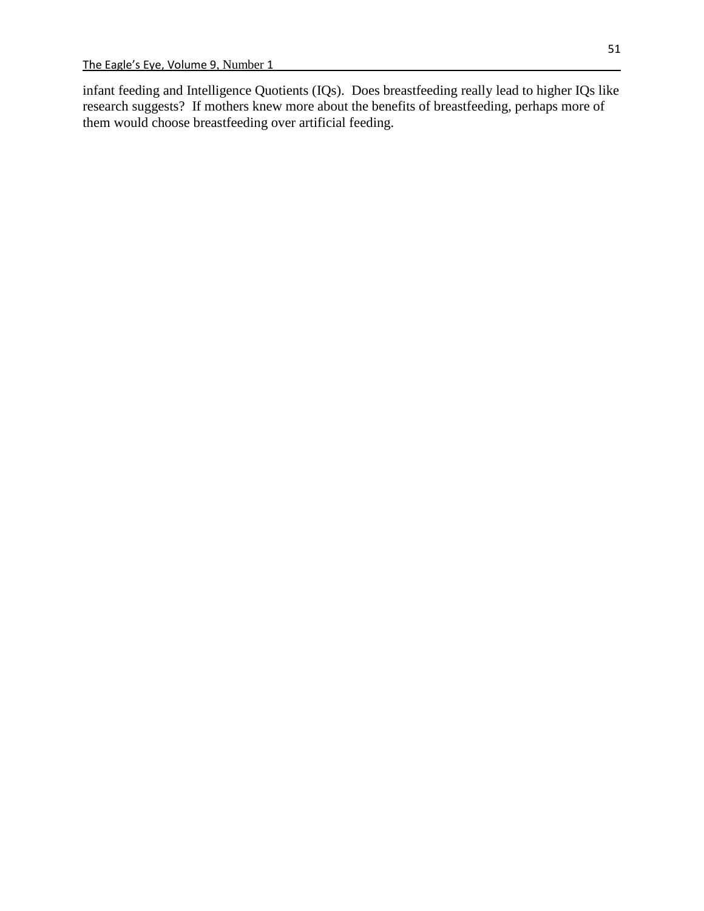infant feeding and Intelligence Quotients (IQs). Does breastfeeding really lead to higher IQs like research suggests? If mothers knew more about the benefits of breastfeeding, perhaps more of them would choose breastfeeding over artificial feeding.